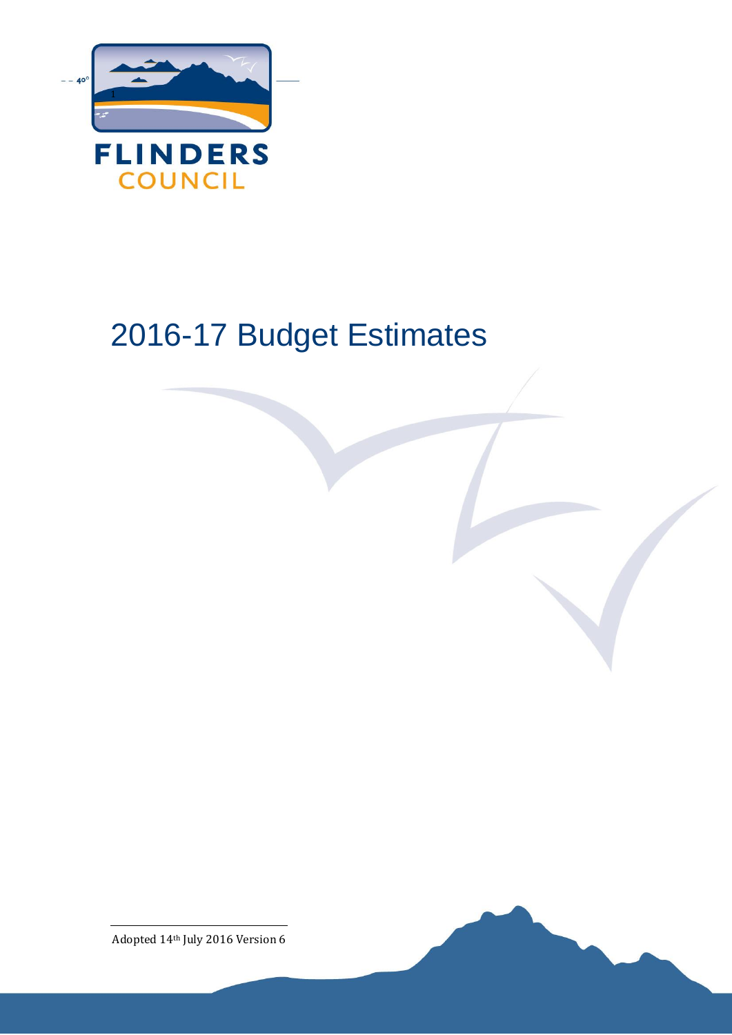FLINDERS
COUNCIL

# 2016-17 Budget Estimates

Adopted 14th July 2016 Version 6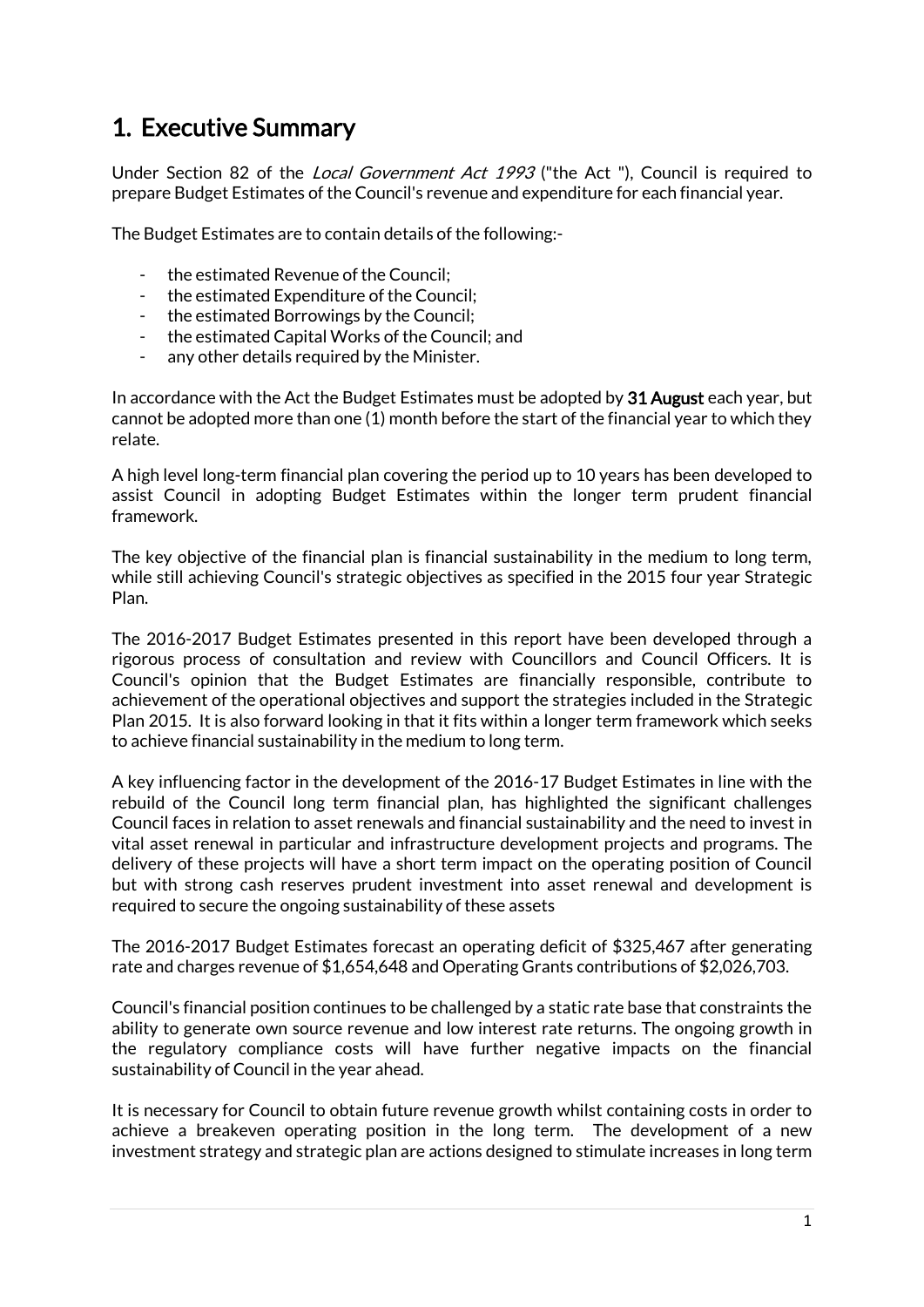# 1. Executive Summary

Under Section 82 of the *Local Government Act 1993* ("the Act "), Council is required to prepare Budget Estimates of the Council's revenue and expenditure for each financial year.

The Budget Estimates are to contain details of the following:-

- the estimated Revenue of the Council;
- the estimated Expenditure of the Council;
- the estimated Borrowings by the Council;
- the estimated Capital Works of the Council; and
- any other details required by the Minister.

In accordance with the Act the Budget Estimates must be adopted by **31 August** each year, but cannot be adopted more than one (1) month before the start of the financial year to which they relate.

A high level long-term financial plan covering the period up to 10 years has been developed to assist Council in adopting Budget Estimates within the longer term prudent financial framework.

The key objective of the financial plan is financial sustainability in the medium to long term, while still achieving Council's strategic objectives as specified in the 2015 four year Strategic Plan.

The 2016-2017 Budget Estimates presented in this report have been developed through a rigorous process of consultation and review with Councillors and Council Officers. It is Council's opinion that the Budget Estimates are financially responsible, contribute to achievement of the operational objectives and support the strategies included in the Strategic Plan 2015. It is also forward looking in that it fits within a longer term framework which seeks to achieve financial sustainability in the medium to long term.

A key influencing factor in the development of the 2016-17 Budget Estimates in line with the rebuild of the Council long term financial plan, has highlighted the significant challenges Council faces in relation to asset renewals and financial sustainability and the need to invest in vital asset renewal in particular and infrastructure development projects and programs. The delivery of these projects will have a short term impact on the operating position of Council but with strong cash reserves prudent investment into asset renewal and development is required to secure the ongoing sustainability of these assets

The 2016-2017 Budget Estimates forecast an operating deficit of $325,467 after generating rate and charges revenue of $1,654,648 and Operating Grants contributions of $2,026,703.

Council's financial position continues to be challenged by a static rate base that constraints the ability to generate own source revenue and low interest rate returns. The ongoing growth in the regulatory compliance costs will have further negative impacts on the financial sustainability of Council in the year ahead.

It is necessary for Council to obtain future revenue growth whilst containing costs in order to achieve a breakeven operating position in the long term. The development of a new investment strategy and strategic plan are actions designed to stimulate increases in long term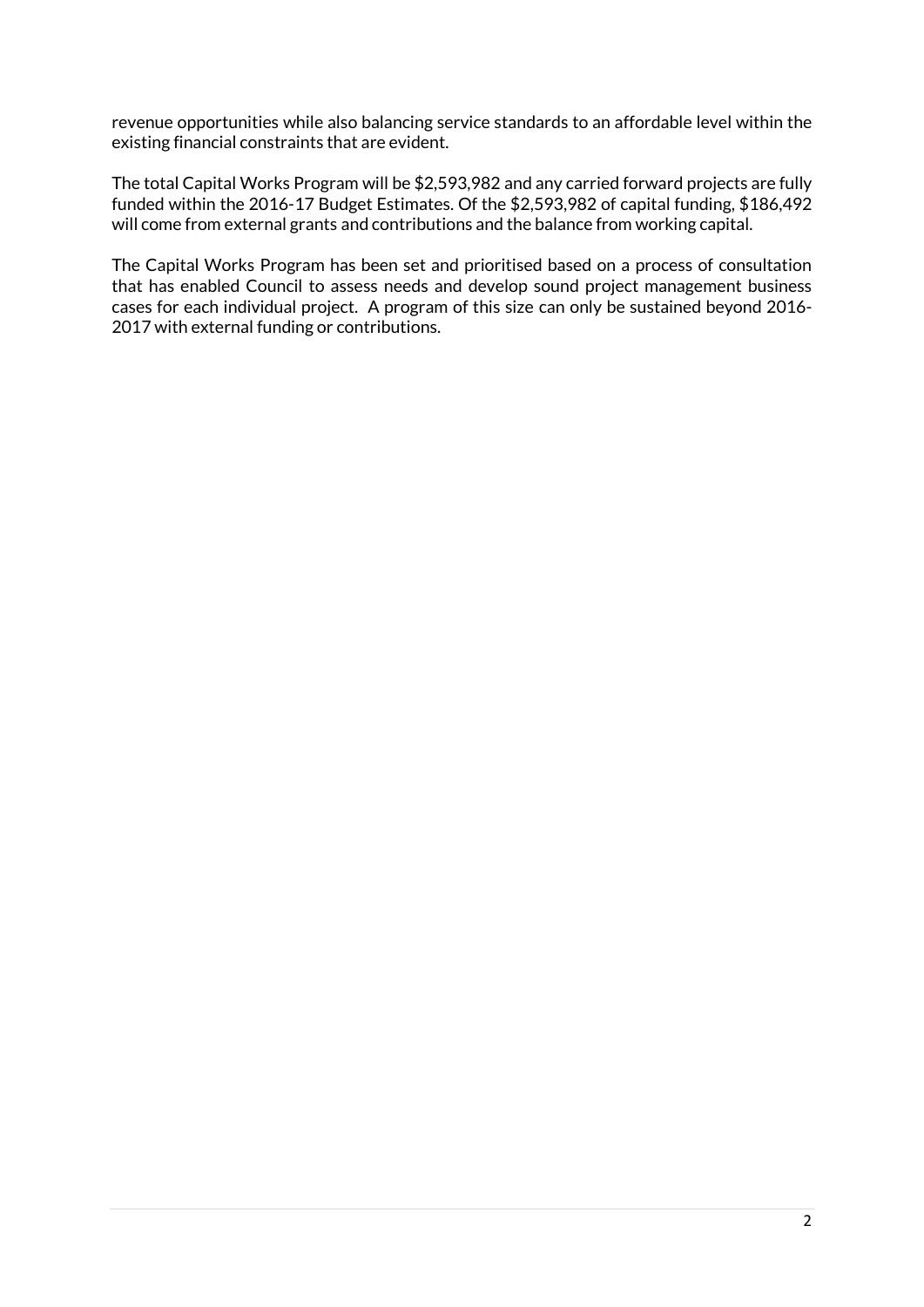revenue opportunities while also balancing service standards to an affordable level within the existing financial constraints that are evident.

The total Capital Works Program will be $2,593,982 and any carried forward projects are fully funded within the 2016-17 Budget Estimates. Of the $2,593,982 of capital funding, $186,492 will come from external grants and contributions and the balance from working capital.

The Capital Works Program has been set and prioritised based on a process of consultation that has enabled Council to assess needs and develop sound project management business cases for each individual project. A program of this size can only be sustained beyond 2016-2017 with external funding or contributions.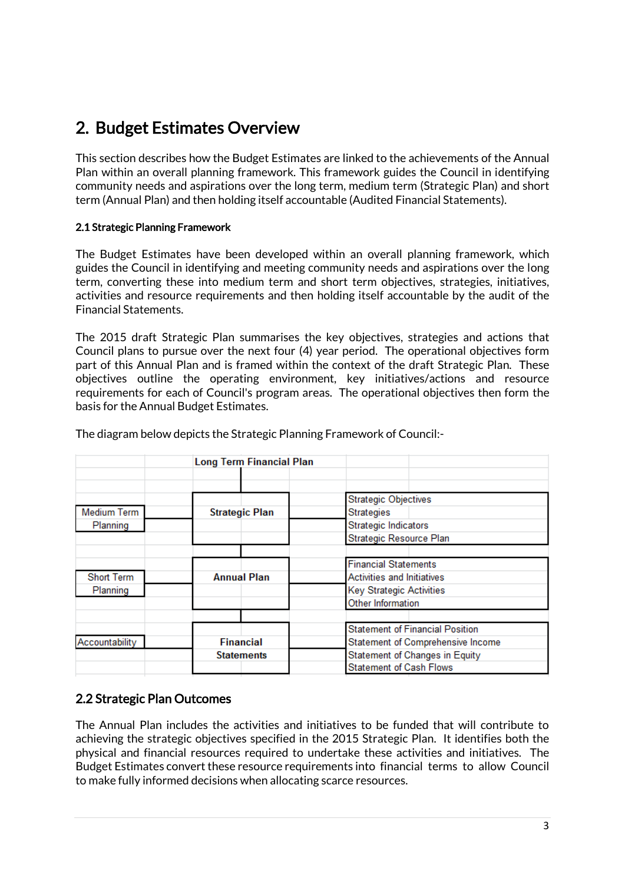# 2. Budget Estimates Overview

This section describes how the Budget Estimates are linked to the achievements of the Annual Plan within an overall planning framework. This framework guides the Council in identifying community needs and aspirations over the long term, medium term (Strategic Plan) and short term (Annual Plan) and then holding itself accountable (Audited Financial Statements).

#### 2.1 Strategic Planning Framework

The Budget Estimates have been developed within an overall planning framework, which guides the Council in identifying and meeting community needs and aspirations over the long term, converting these into medium term and short term objectives, strategies, initiatives, activities and resource requirements and then holding itself accountable by the audit of the Financial Statements.

The 2015 draft Strategic Plan summarises the key objectives, strategies and actions that Council plans to pursue over the next four (4) year period. The operational objectives form part of this Annual Plan and is framed within the context of the draft Strategic Plan. These objectives outline the operating environment, key initiatives/actions and resource requirements for each of Council's program areas. The operational objectives then form the basis for the Annual Budget Estimates.

The diagram below depicts the Strategic Planning Framework of Council:-

Long Term Financial Plan

Medium Term Planning

Strategic Plan

Strategic Objectives
Strategies
Strategic Indicators
Strategic Resource Plan

Short Term Planning

Annual Plan

Financial Statements
Activities and Initiatives
Key Strategic Activities
Other Information

Accountability

Financial Statements

Statement of Financial Position
Statement of Comprehensive Income
Statement of Changes in Equity
Statement of Cash Flows

## 2.2 Strategic Plan Outcomes

The Annual Plan includes the activities and initiatives to be funded that will contribute to achieving the strategic objectives specified in the 2015 Strategic Plan. It identifies both the physical and financial resources required to undertake these activities and initiatives. The Budget Estimates convert these resource requirements into financial terms to allow Council to make fully informed decisions when allocating scarce resources.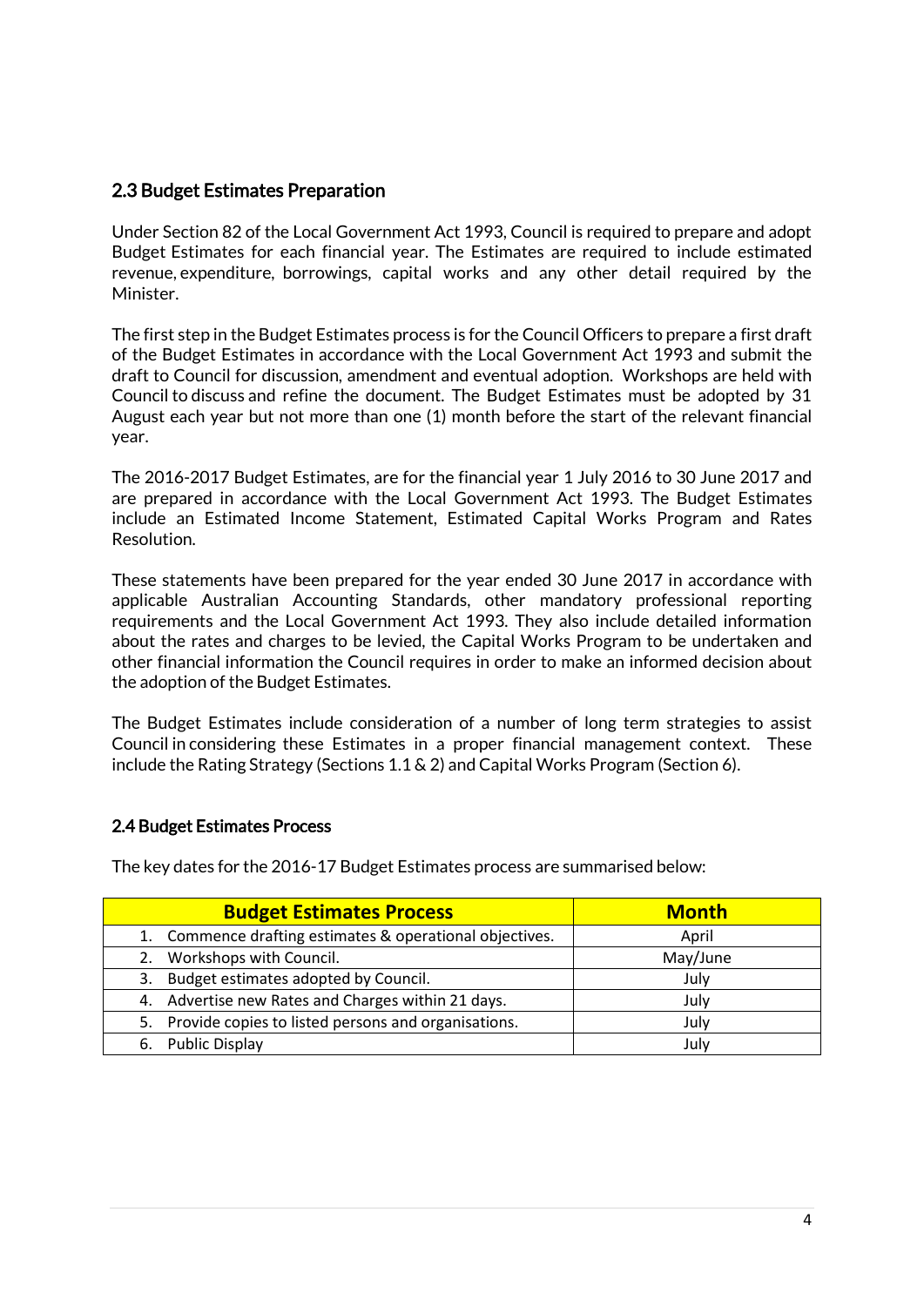## 2.3 Budget Estimates Preparation

Under Section 82 of the Local Government Act 1993, Council is required to prepare and adopt Budget Estimates for each financial year. The Estimates are required to include estimated revenue, expenditure, borrowings, capital works and any other detail required by the Minister.

The first step in the Budget Estimates process is for the Council Officers to prepare a first draft of the Budget Estimates in accordance with the Local Government Act 1993 and submit the draft to Council for discussion, amendment and eventual adoption. Workshops are held with Council to discuss and refine the document. The Budget Estimates must be adopted by 31 August each year but not more than one (1) month before the start of the relevant financial year.

The 2016-2017 Budget Estimates, are for the financial year 1 July 2016 to 30 June 2017 and are prepared in accordance with the Local Government Act 1993. The Budget Estimates include an Estimated Income Statement, Estimated Capital Works Program and Rates Resolution.

These statements have been prepared for the year ended 30 June 2017 in accordance with applicable Australian Accounting Standards, other mandatory professional reporting requirements and the Local Government Act 1993. They also include detailed information about the rates and charges to be levied, the Capital Works Program to be undertaken and other financial information the Council requires in order to make an informed decision about the adoption of the Budget Estimates.

The Budget Estimates include consideration of a number of long term strategies to assist Council in considering these Estimates in a proper financial management context. These include the Rating Strategy (Sections 1.1 & 2) and Capital Works Program (Section 6).

## 2.4 Budget Estimates Process

The key dates for the 2016-17 Budget Estimates process are summarised below:

| Budget Estimates Process | Month |
|---|---|
| 1. Commence drafting estimates & operational objectives. | April |
| 2. Workshops with Council. | May/June |
| 3. Budget estimates adopted by Council. | July |
| 4. Advertise new Rates and Charges within 21 days. | July |
| 5. Provide copies to listed persons and organisations. | July |
| 6. Public Display | July |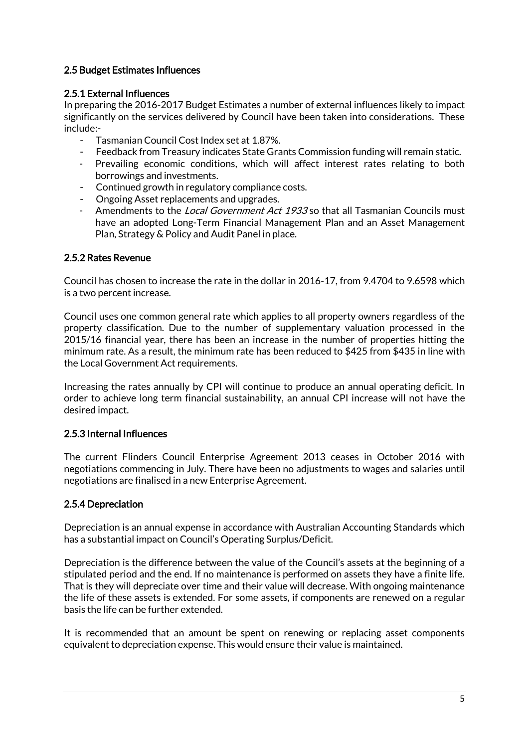## 2.5 Budget Estimates Influences

### 2.5.1 External Influences

In preparing the 2016-2017 Budget Estimates a number of external influences likely to impact significantly on the services delivered by Council have been taken into considerations. These include:-

- Tasmanian Council Cost Index set at 1.87%.
- Feedback from Treasury indicates State Grants Commission funding will remain static.
- Prevailing economic conditions, which will affect interest rates relating to both borrowings and investments.
- Continued growth in regulatory compliance costs.
- Ongoing Asset replacements and upgrades.
- Amendments to the *Local Government Act 1933* so that all Tasmanian Councils must have an adopted Long-Term Financial Management Plan and an Asset Management Plan, Strategy & Policy and Audit Panel in place.

### 2.5.2 Rates Revenue

Council has chosen to increase the rate in the dollar in 2016-17, from 9.4704 to 9.6598 which is a two percent increase.

Council uses one common general rate which applies to all property owners regardless of the property classification. Due to the number of supplementary valuation processed in the 2015/16 financial year, there has been an increase in the number of properties hitting the minimum rate. As a result, the minimum rate has been reduced to $425 from $435 in line with the Local Government Act requirements.

Increasing the rates annually by CPI will continue to produce an annual operating deficit. In order to achieve long term financial sustainability, an annual CPI increase will not have the desired impact.

### 2.5.3 Internal Influences

The current Flinders Council Enterprise Agreement 2013 ceases in October 2016 with negotiations commencing in July. There have been no adjustments to wages and salaries until negotiations are finalised in a new Enterprise Agreement.

### 2.5.4 Depreciation

Depreciation is an annual expense in accordance with Australian Accounting Standards which has a substantial impact on Council's Operating Surplus/Deficit.

Depreciation is the difference between the value of the Council's assets at the beginning of a stipulated period and the end. If no maintenance is performed on assets they have a finite life. That is they will depreciate over time and their value will decrease. With ongoing maintenance the life of these assets is extended. For some assets, if components are renewed on a regular basis the life can be further extended.

It is recommended that an amount be spent on renewing or replacing asset components equivalent to depreciation expense. This would ensure their value is maintained.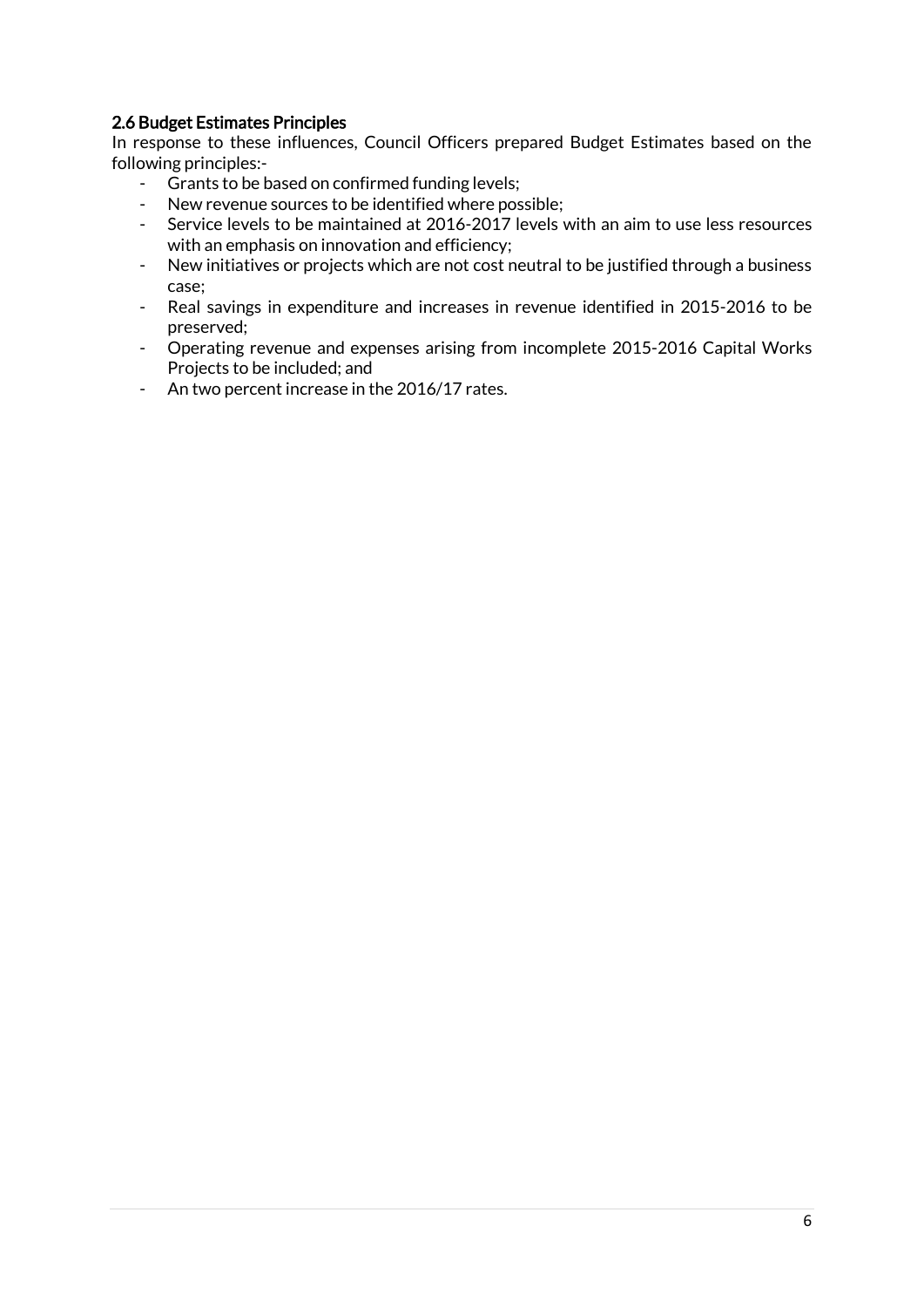### 2.6 Budget Estimates Principles

In response to these influences, Council Officers prepared Budget Estimates based on the following principles:-

- Grants to be based on confirmed funding levels;
- New revenue sources to be identified where possible;
- Service levels to be maintained at 2016-2017 levels with an aim to use less resources with an emphasis on innovation and efficiency;
- New initiatives or projects which are not cost neutral to be justified through a business case;
- Real savings in expenditure and increases in revenue identified in 2015-2016 to be preserved;
- Operating revenue and expenses arising from incomplete 2015-2016 Capital Works Projects to be included; and
- An two percent increase in the 2016/17 rates.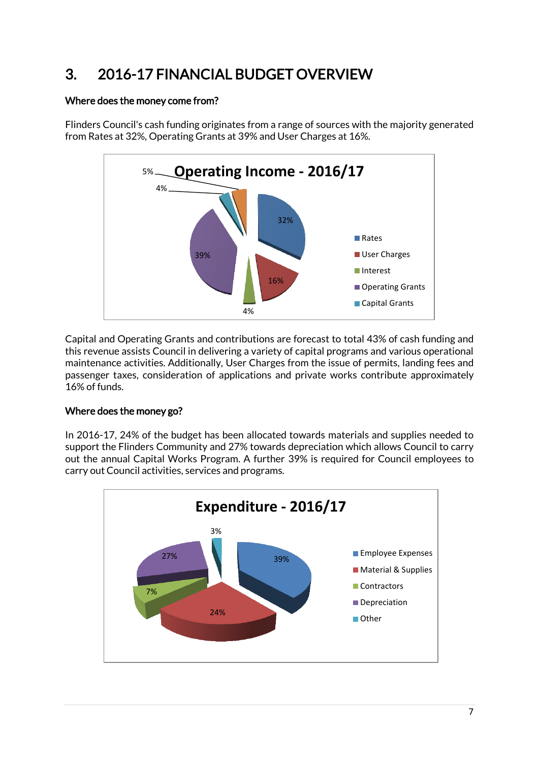# 3. 2016-17 FINANCIAL BUDGET OVERVIEW

**Where does the money come from?**

Flinders Council's cash funding originates from a range of sources with the majority generated from Rates at 32%, Operating Grants at 39% and User Charges at 16%.

Operating Income - 2016/17

5%
4%
32%
39%
16%
4%

Rates
User Charges
Interest
Operating Grants
Capital Grants

Capital and Operating Grants and contributions are forecast to total 43% of cash funding and this revenue assists Council in delivering a variety of capital programs and various operational maintenance activities. Additionally, User Charges from the issue of permits, landing fees and passenger taxes, consideration of applications and private works contribute approximately 16% of funds.

**Where does the money go?**

In 2016-17, 24% of the budget has been allocated towards materials and supplies needed to support the Flinders Community and 27% towards depreciation which allows Council to carry out the annual Capital Works Program. A further 39% is required for Council employees to carry out Council activities, services and programs.

Expenditure - 2016/17

3%
27%
39%
7%
24%

Employee Expenses
Material & Supplies
Contractors
Depreciation
Other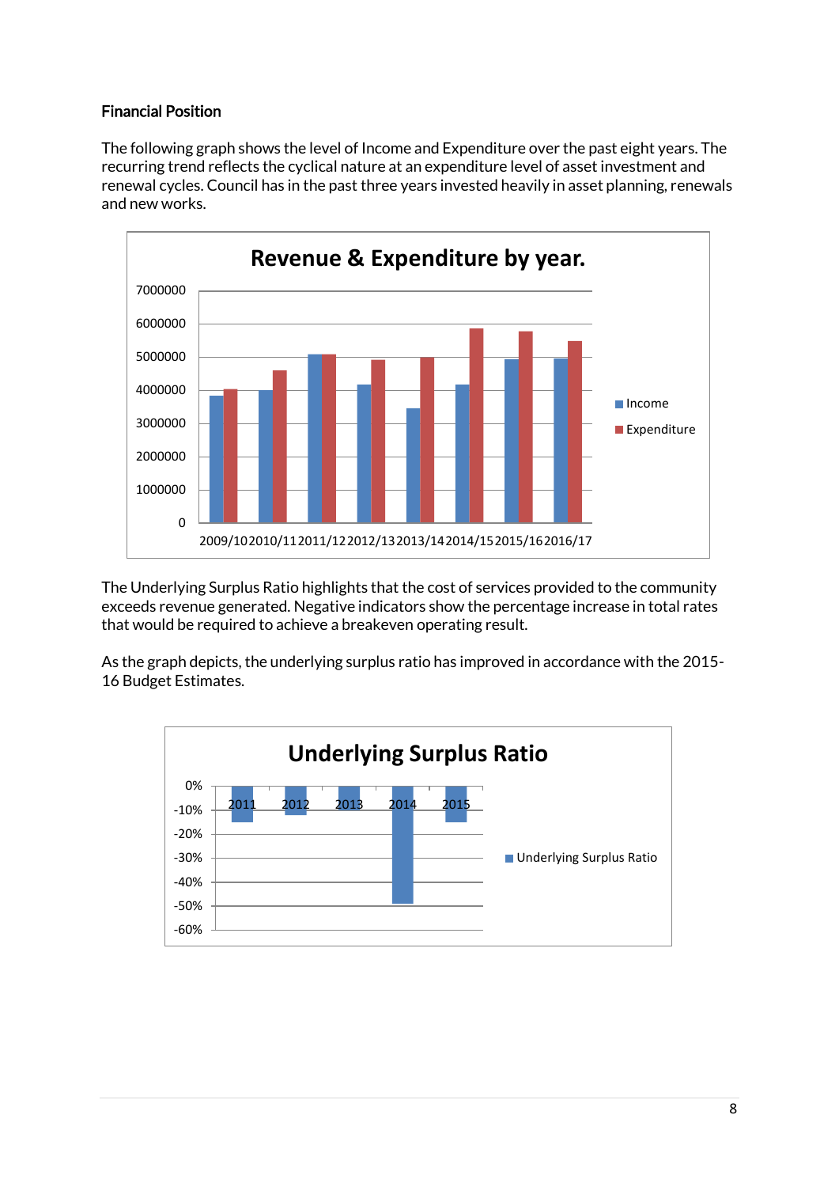**Financial Position**

The following graph shows the level of Income and Expenditure over the past eight years. The recurring trend reflects the cyclical nature at an expenditure level of asset investment and renewal cycles. Council has in the past three years invested heavily in asset planning, renewals and new works.

Revenue & Expenditure by year.

7000000
6000000
5000000
4000000
3000000
2000000
1000000
0

2009/10 2010/11 2011/12 2012/13 2013/14 2014/15 2015/16 2016/17

Income
Expenditure

The Underlying Surplus Ratio highlights that the cost of services provided to the community exceeds revenue generated. Negative indicators show the percentage increase in total rates that would be required to achieve a breakeven operating result.

As the graph depicts, the underlying surplus ratio has improved in accordance with the 2015-16 Budget Estimates.

Underlying Surplus Ratio

0%
-10%
-20%
-30%
-40%
-50%
-60%

2011 2012 2013 2014 2015

Underlying Surplus Ratio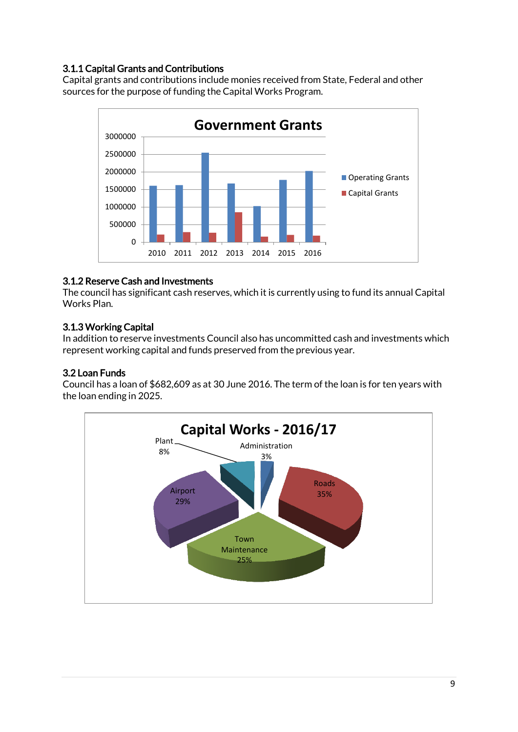### 3.1.1 Capital Grants and Contributions

Capital grants and contributions include monies received from State, Federal and other sources for the purpose of funding the Capital Works Program.

Government Grants

3000000
2500000
2000000
1500000
1000000
500000
0

2010 2011 2012 2013 2014 2015 2016

Operating Grants
Capital Grants

### 3.1.2 Reserve Cash and Investments

The council has significant cash reserves, which it is currently using to fund its annual Capital Works Plan.

### 3.1.3 Working Capital

In addition to reserve investments Council also has uncommitted cash and investments which represent working capital and funds preserved from the previous year.

### 3.2 Loan Funds

Council has a loan of $682,609 as at 30 June 2016. The term of the loan is for ten years with the loan ending in 2025.

Capital Works - 2016/17

Plant 8%
Administration 3%
Roads 35%
Airport 29%
Town Maintenance 25%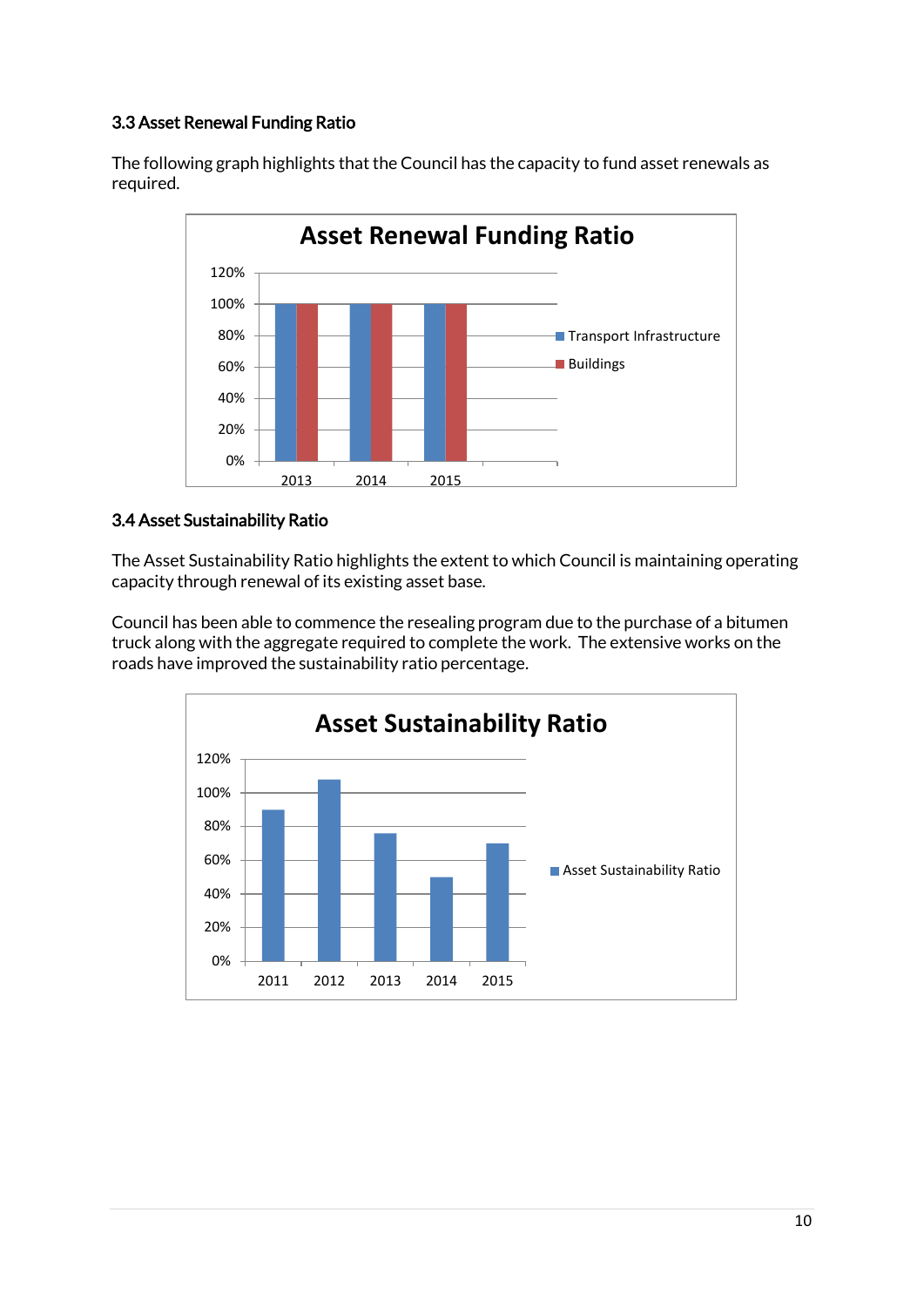### 3.3 Asset Renewal Funding Ratio

The following graph highlights that the Council has the capacity to fund asset renewals as required.

**Asset Renewal Funding Ratio**

| Year | Transport Infrastructure | Buildings |
|---|---|---|
| 2013 | 100% | 100% |
| 2014 | 100% | 100% |
| 2015 | 100% | 100% |

### 3.4 Asset Sustainability Ratio

The Asset Sustainability Ratio highlights the extent to which Council is maintaining operating capacity through renewal of its existing asset base.

Council has been able to commence the resealing program due to the purchase of a bitumen truck along with the aggregate required to complete the work. The extensive works on the roads have improved the sustainability ratio percentage.

**Asset Sustainability Ratio**

| Year | Asset Sustainability Ratio |
|---|---|
| 2011 | 90% |
| 2012 | 108% |
| 2013 | 76% |
| 2014 | 50% |
| 2015 | 70% |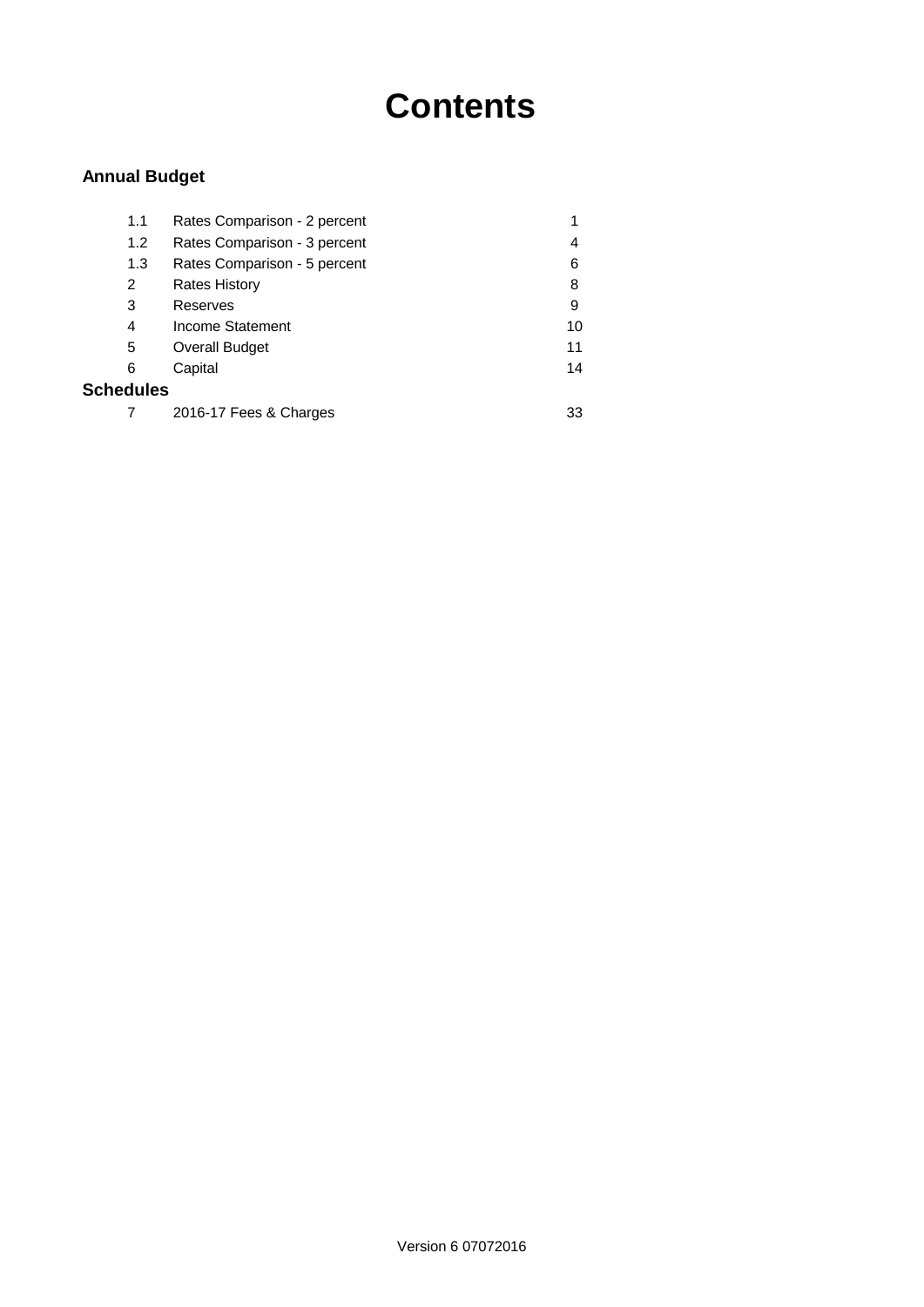# Contents

## Annual Budget

| | | |
|---|---|---|
| 1.1 | Rates Comparison - 2 percent | 1 |
| 1.2 | Rates Comparison - 3 percent | 4 |
| 1.3 | Rates Comparison - 5 percent | 6 |
| 2 | Rates History | 8 |
| 3 | Reserves | 9 |
| 4 | Income Statement | 10 |
| 5 | Overall Budget | 11 |
| 6 | Capital | 14 |

## Schedules

| | | |
|---|---|---|
| 7 | 2016-17 Fees & Charges | 33 |

Version 6 07072016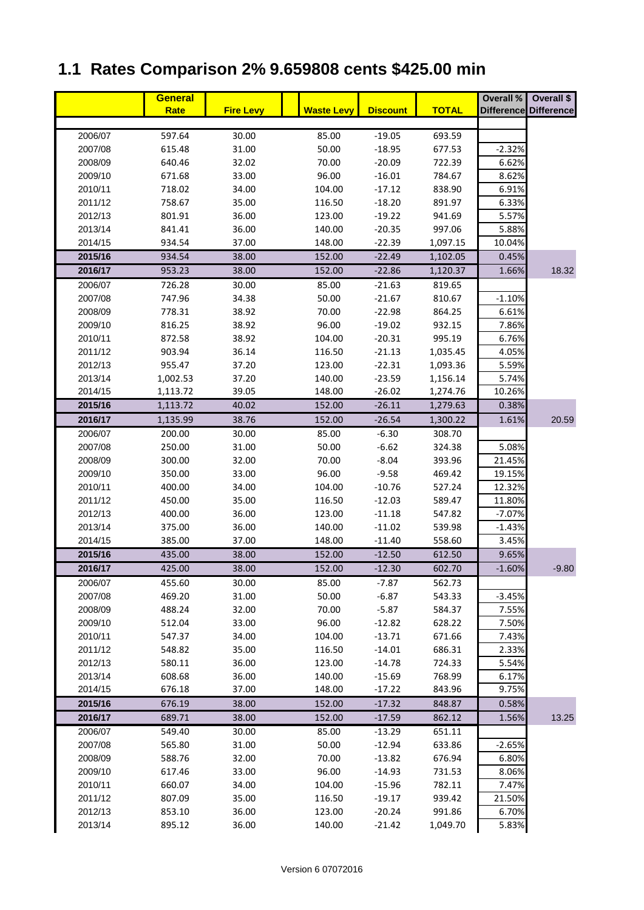# 1.1 Rates Comparison 2% 9.659808 cents $425.00 min

| | General Rate | Fire Levy | Waste Levy | Discount | TOTAL | Overall % Difference | Overall $ Difference |
|---|---|---|---|---|---|---|---|
| 2006/07 | 597.64 | 30.00 | 85.00 | -19.05 | 693.59 | | |
| 2007/08 | 615.48 | 31.00 | 50.00 | -18.95 | 677.53 | -2.32% | |
| 2008/09 | 640.46 | 32.02 | 70.00 | -20.09 | 722.39 | 6.62% | |
| 2009/10 | 671.68 | 33.00 | 96.00 | -16.01 | 784.67 | 8.62% | |
| 2010/11 | 718.02 | 34.00 | 104.00 | -17.12 | 838.90 | 6.91% | |
| 2011/12 | 758.67 | 35.00 | 116.50 | -18.20 | 891.97 | 6.33% | |
| 2012/13 | 801.91 | 36.00 | 123.00 | -19.22 | 941.69 | 5.57% | |
| 2013/14 | 841.41 | 36.00 | 140.00 | -20.35 | 997.06 | 5.88% | |
| 2014/15 | 934.54 | 37.00 | 148.00 | -22.39 | 1,097.15 | 10.04% | |
| **2015/16** | 934.54 | 38.00 | 152.00 | -22.49 | 1,102.05 | 0.45% | |
| **2016/17** | 953.23 | 38.00 | 152.00 | -22.86 | 1,120.37 | 1.66% | 18.32 |
| 2006/07 | 726.28 | 30.00 | 85.00 | -21.63 | 819.65 | | |
| 2007/08 | 747.96 | 34.38 | 50.00 | -21.67 | 810.67 | -1.10% | |
| 2008/09 | 778.31 | 38.92 | 70.00 | -22.98 | 864.25 | 6.61% | |
| 2009/10 | 816.25 | 38.92 | 96.00 | -19.02 | 932.15 | 7.86% | |
| 2010/11 | 872.58 | 38.92 | 104.00 | -20.31 | 995.19 | 6.76% | |
| 2011/12 | 903.94 | 36.14 | 116.50 | -21.13 | 1,035.45 | 4.05% | |
| 2012/13 | 955.47 | 37.20 | 123.00 | -22.31 | 1,093.36 | 5.59% | |
| 2013/14 | 1,002.53 | 37.20 | 140.00 | -23.59 | 1,156.14 | 5.74% | |
| 2014/15 | 1,113.72 | 39.05 | 148.00 | -26.02 | 1,274.76 | 10.26% | |
| **2015/16** | 1,113.72 | 40.02 | 152.00 | -26.11 | 1,279.63 | 0.38% | |
| **2016/17** | 1,135.99 | 38.76 | 152.00 | -26.54 | 1,300.22 | 1.61% | 20.59 |
| 2006/07 | 200.00 | 30.00 | 85.00 | -6.30 | 308.70 | | |
| 2007/08 | 250.00 | 31.00 | 50.00 | -6.62 | 324.38 | 5.08% | |
| 2008/09 | 300.00 | 32.00 | 70.00 | -8.04 | 393.96 | 21.45% | |
| 2009/10 | 350.00 | 33.00 | 96.00 | -9.58 | 469.42 | 19.15% | |
| 2010/11 | 400.00 | 34.00 | 104.00 | -10.76 | 527.24 | 12.32% | |
| 2011/12 | 450.00 | 35.00 | 116.50 | -12.03 | 589.47 | 11.80% | |
| 2012/13 | 400.00 | 36.00 | 123.00 | -11.18 | 547.82 | -7.07% | |
| 2013/14 | 375.00 | 36.00 | 140.00 | -11.02 | 539.98 | -1.43% | |
| 2014/15 | 385.00 | 37.00 | 148.00 | -11.40 | 558.60 | 3.45% | |
| **2015/16** | 435.00 | 38.00 | 152.00 | -12.50 | 612.50 | 9.65% | |
| **2016/17** | 425.00 | 38.00 | 152.00 | -12.30 | 602.70 | -1.60% | -9.80 |
| 2006/07 | 455.60 | 30.00 | 85.00 | -7.87 | 562.73 | | |
| 2007/08 | 469.20 | 31.00 | 50.00 | -6.87 | 543.33 | -3.45% | |
| 2008/09 | 488.24 | 32.00 | 70.00 | -5.87 | 584.37 | 7.55% | |
| 2009/10 | 512.04 | 33.00 | 96.00 | -12.82 | 628.22 | 7.50% | |
| 2010/11 | 547.37 | 34.00 | 104.00 | -13.71 | 671.66 | 7.43% | |
| 2011/12 | 548.82 | 35.00 | 116.50 | -14.01 | 686.31 | 2.33% | |
| 2012/13 | 580.11 | 36.00 | 123.00 | -14.78 | 724.33 | 5.54% | |
| 2013/14 | 608.68 | 36.00 | 140.00 | -15.69 | 768.99 | 6.17% | |
| 2014/15 | 676.18 | 37.00 | 148.00 | -17.22 | 843.96 | 9.75% | |
| **2015/16** | 676.19 | 38.00 | 152.00 | -17.32 | 848.87 | 0.58% | |
| **2016/17** | 689.71 | 38.00 | 152.00 | -17.59 | 862.12 | 1.56% | 13.25 |
| 2006/07 | 549.40 | 30.00 | 85.00 | -13.29 | 651.11 | | |
| 2007/08 | 565.80 | 31.00 | 50.00 | -12.94 | 633.86 | -2.65% | |
| 2008/09 | 588.76 | 32.00 | 70.00 | -13.82 | 676.94 | 6.80% | |
| 2009/10 | 617.46 | 33.00 | 96.00 | -14.93 | 731.53 | 8.06% | |
| 2010/11 | 660.07 | 34.00 | 104.00 | -15.96 | 782.11 | 7.47% | |
| 2011/12 | 807.09 | 35.00 | 116.50 | -19.17 | 939.42 | 21.50% | |
| 2012/13 | 853.10 | 36.00 | 123.00 | -20.24 | 991.86 | 6.70% | |
| 2013/14 | 895.12 | 36.00 | 140.00 | -21.42 | 1,049.70 | 5.83% | |

Version 6 07072016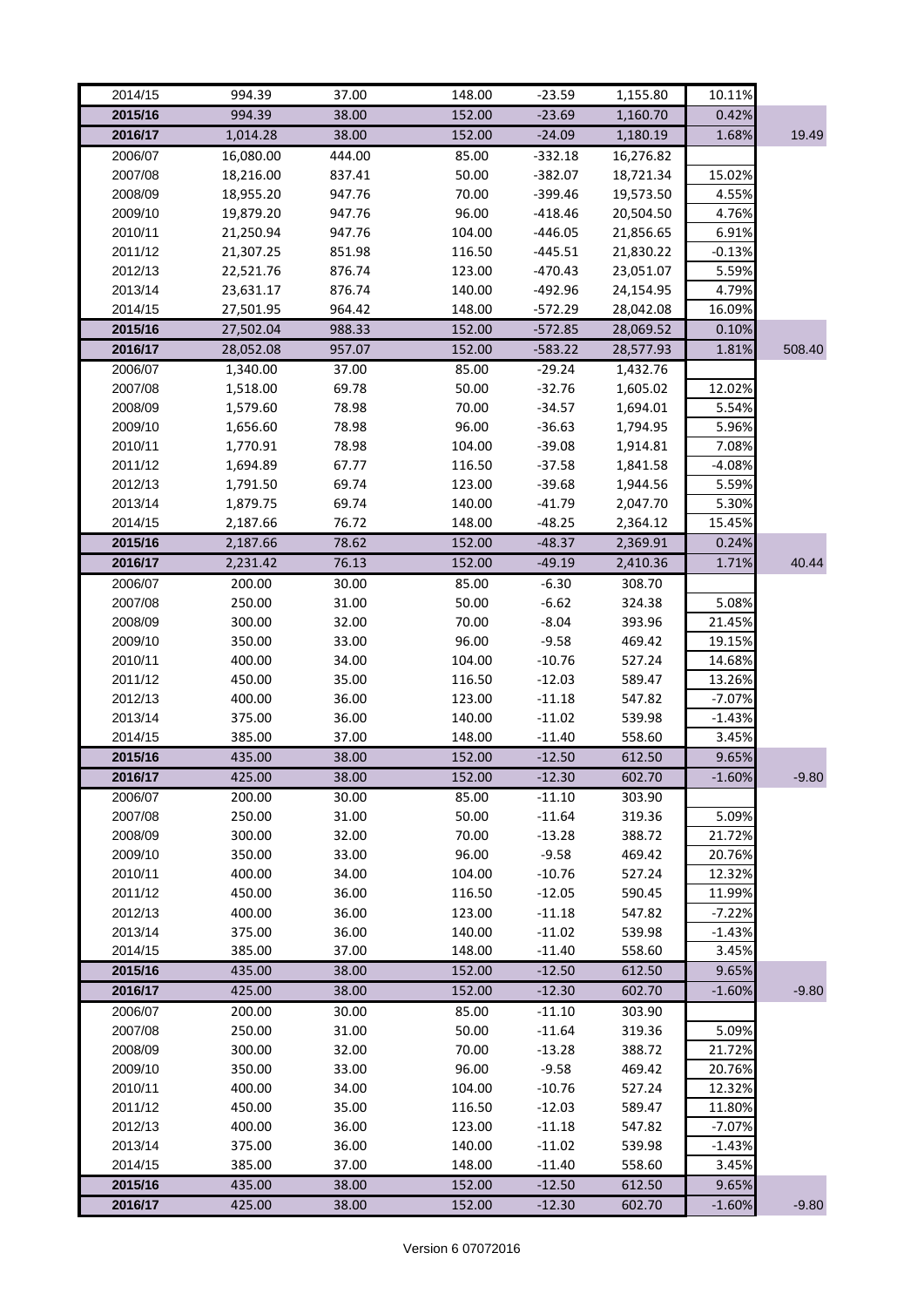| | | | | | | | |
|---|---|---|---|---|---|---|---|
| 2014/15 | 994.39 | 37.00 | 148.00 | -23.59 | 1,155.80 | 10.11% | |
| **2015/16** | 994.39 | 38.00 | 152.00 | -23.69 | 1,160.70 | 0.42% | |
| **2016/17** | 1,014.28 | 38.00 | 152.00 | -24.09 | 1,180.19 | 1.68% | 19.49 |
| 2006/07 | 16,080.00 | 444.00 | 85.00 | -332.18 | 16,276.82 | | |
| 2007/08 | 18,216.00 | 837.41 | 50.00 | -382.07 | 18,721.34 | 15.02% | |
| 2008/09 | 18,955.20 | 947.76 | 70.00 | -399.46 | 19,573.50 | 4.55% | |
| 2009/10 | 19,879.20 | 947.76 | 96.00 | -418.46 | 20,504.50 | 4.76% | |
| 2010/11 | 21,250.94 | 947.76 | 104.00 | -446.05 | 21,856.65 | 6.91% | |
| 2011/12 | 21,307.25 | 851.98 | 116.50 | -445.51 | 21,830.22 | -0.13% | |
| 2012/13 | 22,521.76 | 876.74 | 123.00 | -470.43 | 23,051.07 | 5.59% | |
| 2013/14 | 23,631.17 | 876.74 | 140.00 | -492.96 | 24,154.95 | 4.79% | |
| 2014/15 | 27,501.95 | 964.42 | 148.00 | -572.29 | 28,042.08 | 16.09% | |
| **2015/16** | 27,502.04 | 988.33 | 152.00 | -572.85 | 28,069.52 | 0.10% | |
| **2016/17** | 28,052.08 | 957.07 | 152.00 | -583.22 | 28,577.93 | 1.81% | 508.40 |
| 2006/07 | 1,340.00 | 37.00 | 85.00 | -29.24 | 1,432.76 | | |
| 2007/08 | 1,518.00 | 69.78 | 50.00 | -32.76 | 1,605.02 | 12.02% | |
| 2008/09 | 1,579.60 | 78.98 | 70.00 | -34.57 | 1,694.01 | 5.54% | |
| 2009/10 | 1,656.60 | 78.98 | 96.00 | -36.63 | 1,794.95 | 5.96% | |
| 2010/11 | 1,770.91 | 78.98 | 104.00 | -39.08 | 1,914.81 | 7.08% | |
| 2011/12 | 1,694.89 | 67.77 | 116.50 | -37.58 | 1,841.58 | -4.08% | |
| 2012/13 | 1,791.50 | 69.74 | 123.00 | -39.68 | 1,944.56 | 5.59% | |
| 2013/14 | 1,879.75 | 69.74 | 140.00 | -41.79 | 2,047.70 | 5.30% | |
| 2014/15 | 2,187.66 | 76.72 | 148.00 | -48.25 | 2,364.12 | 15.45% | |
| **2015/16** | 2,187.66 | 78.62 | 152.00 | -48.37 | 2,369.91 | 0.24% | |
| **2016/17** | 2,231.42 | 76.13 | 152.00 | -49.19 | 2,410.36 | 1.71% | 40.44 |
| 2006/07 | 200.00 | 30.00 | 85.00 | -6.30 | 308.70 | | |
| 2007/08 | 250.00 | 31.00 | 50.00 | -6.62 | 324.38 | 5.08% | |
| 2008/09 | 300.00 | 32.00 | 70.00 | -8.04 | 393.96 | 21.45% | |
| 2009/10 | 350.00 | 33.00 | 96.00 | -9.58 | 469.42 | 19.15% | |
| 2010/11 | 400.00 | 34.00 | 104.00 | -10.76 | 527.24 | 14.68% | |
| 2011/12 | 450.00 | 35.00 | 116.50 | -12.03 | 589.47 | 13.26% | |
| 2012/13 | 400.00 | 36.00 | 123.00 | -11.18 | 547.82 | -7.07% | |
| 2013/14 | 375.00 | 36.00 | 140.00 | -11.02 | 539.98 | -1.43% | |
| 2014/15 | 385.00 | 37.00 | 148.00 | -11.40 | 558.60 | 3.45% | |
| **2015/16** | 435.00 | 38.00 | 152.00 | -12.50 | 612.50 | 9.65% | |
| **2016/17** | 425.00 | 38.00 | 152.00 | -12.30 | 602.70 | -1.60% | -9.80 |
| 2006/07 | 200.00 | 30.00 | 85.00 | -11.10 | 303.90 | | |
| 2007/08 | 250.00 | 31.00 | 50.00 | -11.64 | 319.36 | 5.09% | |
| 2008/09 | 300.00 | 32.00 | 70.00 | -13.28 | 388.72 | 21.72% | |
| 2009/10 | 350.00 | 33.00 | 96.00 | -9.58 | 469.42 | 20.76% | |
| 2010/11 | 400.00 | 34.00 | 104.00 | -10.76 | 527.24 | 12.32% | |
| 2011/12 | 450.00 | 36.00 | 116.50 | -12.05 | 590.45 | 11.99% | |
| 2012/13 | 400.00 | 36.00 | 123.00 | -11.18 | 547.82 | -7.22% | |
| 2013/14 | 375.00 | 36.00 | 140.00 | -11.02 | 539.98 | -1.43% | |
| 2014/15 | 385.00 | 37.00 | 148.00 | -11.40 | 558.60 | 3.45% | |
| **2015/16** | 435.00 | 38.00 | 152.00 | -12.50 | 612.50 | 9.65% | |
| **2016/17** | 425.00 | 38.00 | 152.00 | -12.30 | 602.70 | -1.60% | -9.80 |
| 2006/07 | 200.00 | 30.00 | 85.00 | -11.10 | 303.90 | | |
| 2007/08 | 250.00 | 31.00 | 50.00 | -11.64 | 319.36 | 5.09% | |
| 2008/09 | 300.00 | 32.00 | 70.00 | -13.28 | 388.72 | 21.72% | |
| 2009/10 | 350.00 | 33.00 | 96.00 | -9.58 | 469.42 | 20.76% | |
| 2010/11 | 400.00 | 34.00 | 104.00 | -10.76 | 527.24 | 12.32% | |
| 2011/12 | 450.00 | 35.00 | 116.50 | -12.03 | 589.47 | 11.80% | |
| 2012/13 | 400.00 | 36.00 | 123.00 | -11.18 | 547.82 | -7.07% | |
| 2013/14 | 375.00 | 36.00 | 140.00 | -11.02 | 539.98 | -1.43% | |
| 2014/15 | 385.00 | 37.00 | 148.00 | -11.40 | 558.60 | 3.45% | |
| **2015/16** | 435.00 | 38.00 | 152.00 | -12.50 | 612.50 | 9.65% | |
| **2016/17** | 425.00 | 38.00 | 152.00 | -12.30 | 602.70 | -1.60% | -9.80 |

Version 6 07072016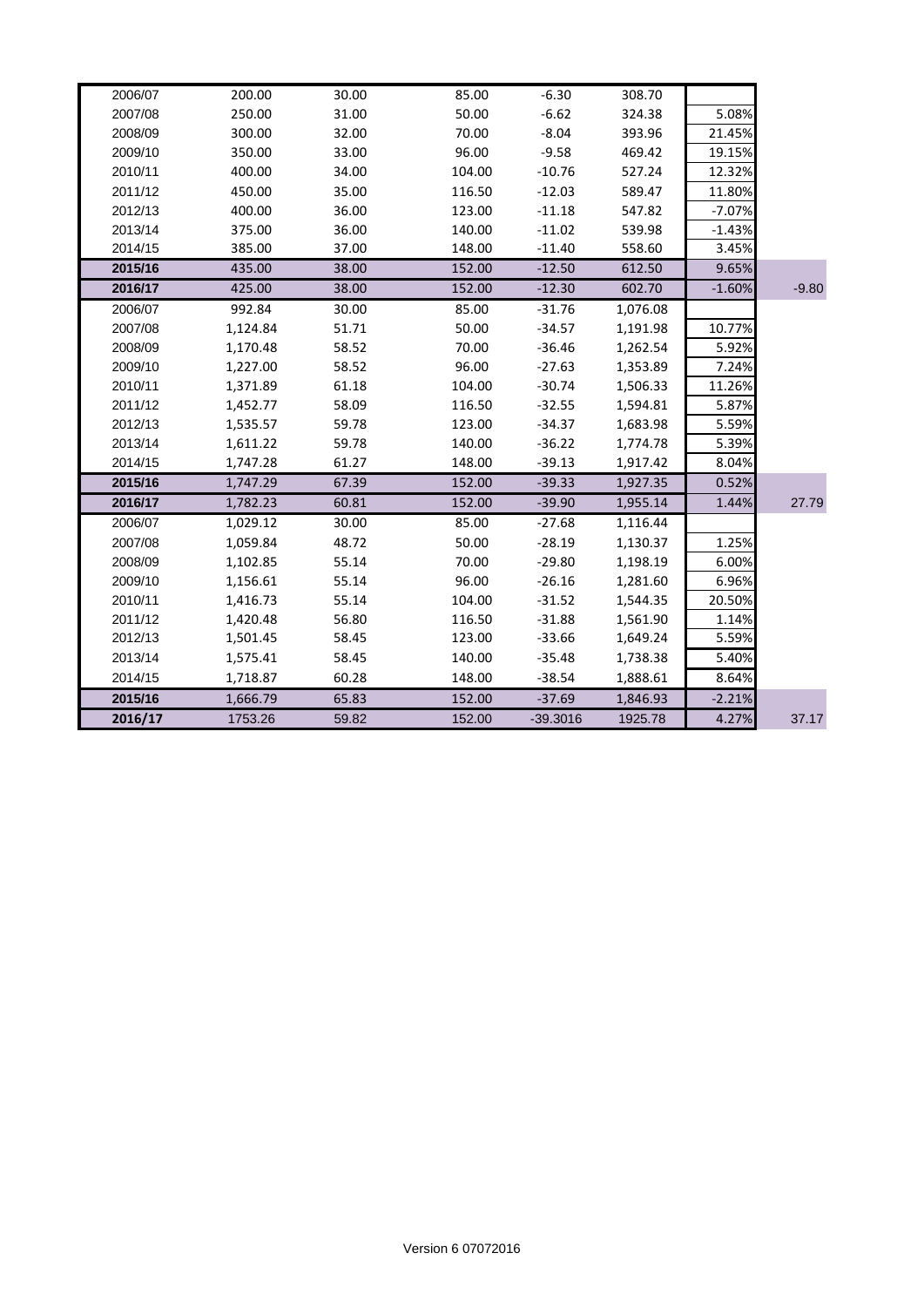| | | | | | | | |
|---|---|---|---|---|---|---|---|
| 2006/07 | 200.00 | 30.00 | 85.00 | -6.30 | 308.70 | | |
| 2007/08 | 250.00 | 31.00 | 50.00 | -6.62 | 324.38 | 5.08% | |
| 2008/09 | 300.00 | 32.00 | 70.00 | -8.04 | 393.96 | 21.45% | |
| 2009/10 | 350.00 | 33.00 | 96.00 | -9.58 | 469.42 | 19.15% | |
| 2010/11 | 400.00 | 34.00 | 104.00 | -10.76 | 527.24 | 12.32% | |
| 2011/12 | 450.00 | 35.00 | 116.50 | -12.03 | 589.47 | 11.80% | |
| 2012/13 | 400.00 | 36.00 | 123.00 | -11.18 | 547.82 | -7.07% | |
| 2013/14 | 375.00 | 36.00 | 140.00 | -11.02 | 539.98 | -1.43% | |
| 2014/15 | 385.00 | 37.00 | 148.00 | -11.40 | 558.60 | 3.45% | |
| **2015/16** | 435.00 | 38.00 | 152.00 | -12.50 | 612.50 | 9.65% | |
| **2016/17** | 425.00 | 38.00 | 152.00 | -12.30 | 602.70 | -1.60% | -9.80 |
| 2006/07 | 992.84 | 30.00 | 85.00 | -31.76 | 1,076.08 | | |
| 2007/08 | 1,124.84 | 51.71 | 50.00 | -34.57 | 1,191.98 | 10.77% | |
| 2008/09 | 1,170.48 | 58.52 | 70.00 | -36.46 | 1,262.54 | 5.92% | |
| 2009/10 | 1,227.00 | 58.52 | 96.00 | -27.63 | 1,353.89 | 7.24% | |
| 2010/11 | 1,371.89 | 61.18 | 104.00 | -30.74 | 1,506.33 | 11.26% | |
| 2011/12 | 1,452.77 | 58.09 | 116.50 | -32.55 | 1,594.81 | 5.87% | |
| 2012/13 | 1,535.57 | 59.78 | 123.00 | -34.37 | 1,683.98 | 5.59% | |
| 2013/14 | 1,611.22 | 59.78 | 140.00 | -36.22 | 1,774.78 | 5.39% | |
| 2014/15 | 1,747.28 | 61.27 | 148.00 | -39.13 | 1,917.42 | 8.04% | |
| **2015/16** | 1,747.29 | 67.39 | 152.00 | -39.33 | 1,927.35 | 0.52% | |
| **2016/17** | 1,782.23 | 60.81 | 152.00 | -39.90 | 1,955.14 | 1.44% | 27.79 |
| 2006/07 | 1,029.12 | 30.00 | 85.00 | -27.68 | 1,116.44 | | |
| 2007/08 | 1,059.84 | 48.72 | 50.00 | -28.19 | 1,130.37 | 1.25% | |
| 2008/09 | 1,102.85 | 55.14 | 70.00 | -29.80 | 1,198.19 | 6.00% | |
| 2009/10 | 1,156.61 | 55.14 | 96.00 | -26.16 | 1,281.60 | 6.96% | |
| 2010/11 | 1,416.73 | 55.14 | 104.00 | -31.52 | 1,544.35 | 20.50% | |
| 2011/12 | 1,420.48 | 56.80 | 116.50 | -31.88 | 1,561.90 | 1.14% | |
| 2012/13 | 1,501.45 | 58.45 | 123.00 | -33.66 | 1,649.24 | 5.59% | |
| 2013/14 | 1,575.41 | 58.45 | 140.00 | -35.48 | 1,738.38 | 5.40% | |
| 2014/15 | 1,718.87 | 60.28 | 148.00 | -38.54 | 1,888.61 | 8.64% | |
| **2015/16** | 1,666.79 | 65.83 | 152.00 | -37.69 | 1,846.93 | -2.21% | |
| **2016/17** | 1753.26 | 59.82 | 152.00 | -39.3016 | 1925.78 | 4.27% | 37.17 |

Version 6 07072016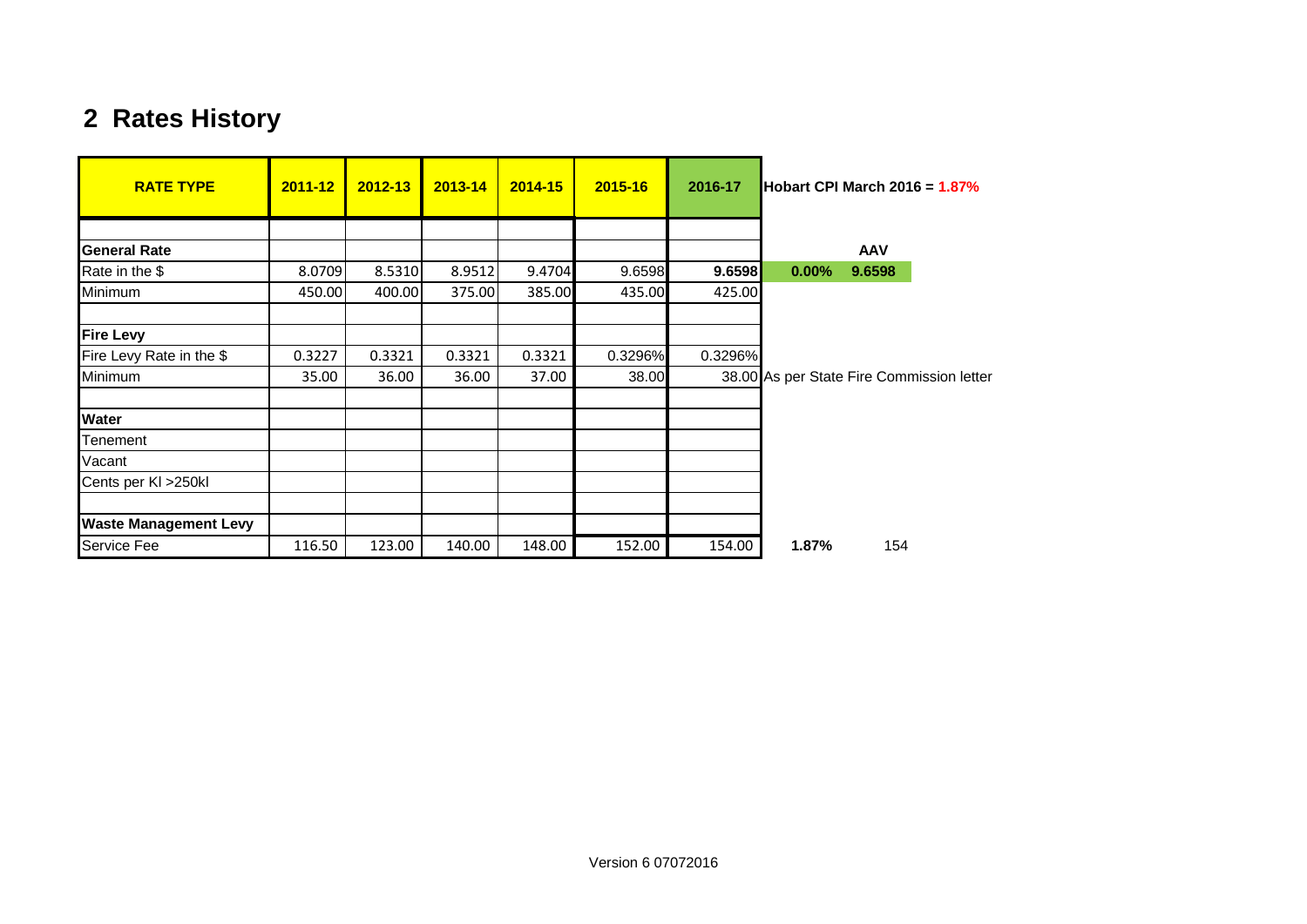# 2 Rates History

| RATE TYPE | 2011-12 | 2012-13 | 2013-14 | 2014-15 | 2015-16 | 2016-17 | Hobart CPI March 2016 = 1.87% | |
|---|---|---|---|---|---|---|---|---|
| | | | | | | | | |
| **General Rate** | | | | | | | | **AAV** |
| Rate in the $ | 8.0709 | 8.5310 | 8.9512 | 9.4704 | 9.6598 | **9.6598** | **0.00%** | **9.6598** |
| Minimum | 450.00 | 400.00 | 375.00 | 385.00 | 435.00 | 425.00 | | |
| | | | | | | | | |
| **Fire Levy** | | | | | | | | |
| Fire Levy Rate in the $ | 0.3227 | 0.3321 | 0.3321 | 0.3321 | 0.3296% | 0.3296% | | |
| Minimum | 35.00 | 36.00 | 36.00 | 37.00 | 38.00 | 38.00 | As per State Fire Commission letter | |
| | | | | | | | | |
| **Water** | | | | | | | | |
| Tenement | | | | | | | | |
| Vacant | | | | | | | | |
| Cents per Kl >250kl | | | | | | | | |
| | | | | | | | | |
| **Waste Management Levy** | | | | | | | | |
| Service Fee | 116.50 | 123.00 | 140.00 | 148.00 | 152.00 | 154.00 | **1.87%** | 154 |

Version 6 07072016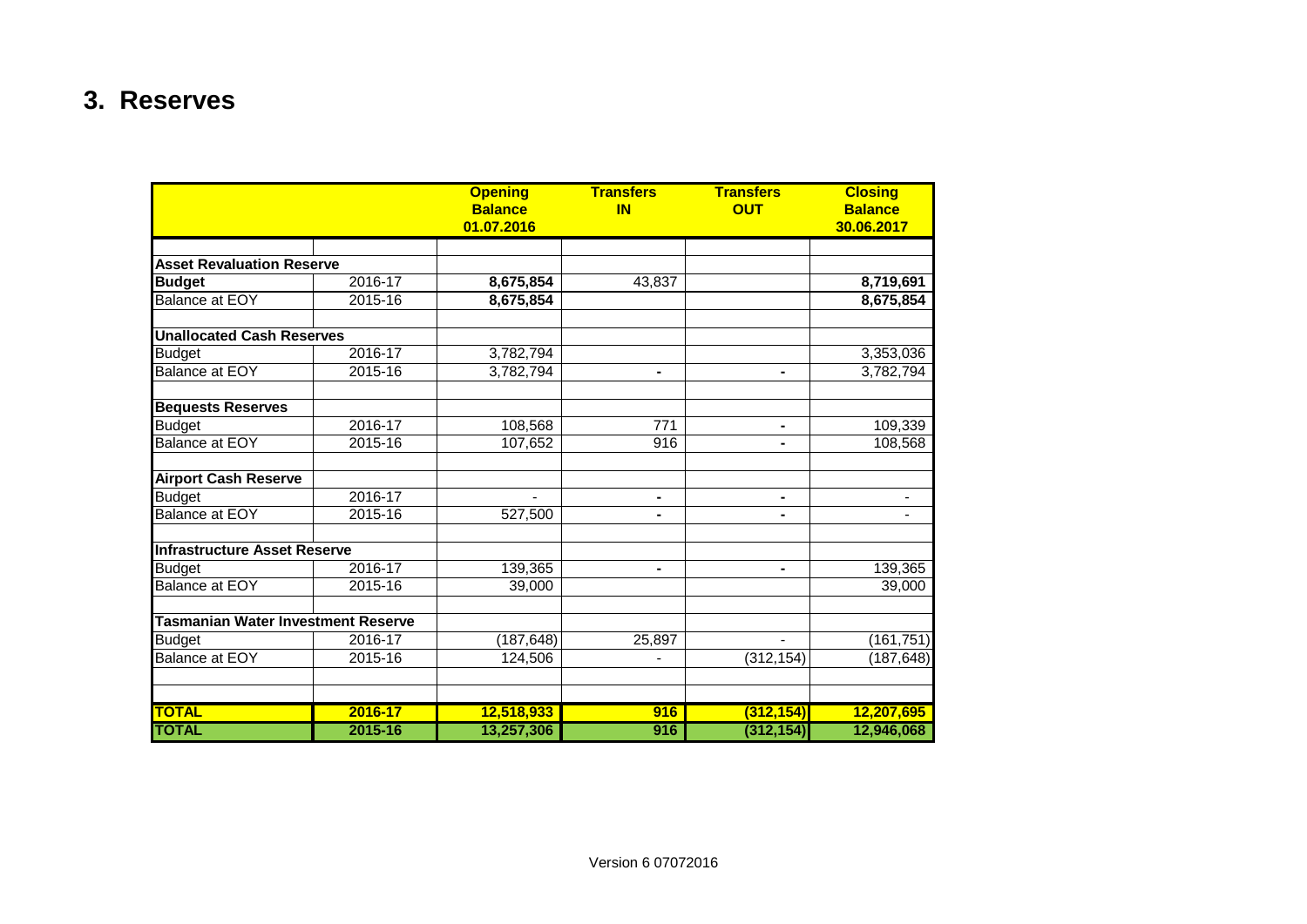## 3. Reserves

| | | Opening Balance 01.07.2016 | Transfers IN | Transfers OUT | Closing Balance 30.06.2017 |
|---|---|---|---|---|---|
| | | | | | |
| **Asset Revaluation Reserve** | | | | | |
| **Budget** | 2016-17 | **8,675,854** | 43,837 | | **8,719,691** |
| Balance at EOY | 2015-16 | **8,675,854** | | | **8,675,854** |
| | | | | | |
| **Unallocated Cash Reserves** | | | | | |
| Budget | 2016-17 | 3,782,794 | | | 3,353,036 |
| Balance at EOY | 2015-16 | 3,782,794 | - | - | 3,782,794 |
| | | | | | |
| **Bequests Reserves** | | | | | |
| Budget | 2016-17 | 108,568 | 771 | - | 109,339 |
| Balance at EOY | 2015-16 | 107,652 | 916 | - | 108,568 |
| | | | | | |
| **Airport Cash Reserve** | | | | | |
| Budget | 2016-17 | - | - | - | - |
| Balance at EOY | 2015-16 | 527,500 | - | - | - |
| | | | | | |
| **Infrastructure Asset Reserve** | | | | | |
| Budget | 2016-17 | 139,365 | - | - | 139,365 |
| Balance at EOY | 2015-16 | 39,000 | | | 39,000 |
| | | | | | |
| **Tasmanian Water Investment Reserve** | | | | | |
| Budget | 2016-17 | (187,648) | 25,897 | - | (161,751) |
| Balance at EOY | 2015-16 | 124,506 | - | (312,154) | (187,648) |
| | | | | | |
| | | | | | |
| **TOTAL** | **2016-17** | **12,518,933** | **916** | **(312,154)** | **12,207,695** |
| **TOTAL** | **2015-16** | **13,257,306** | **916** | **(312,154)** | **12,946,068** |

Version 6 07072016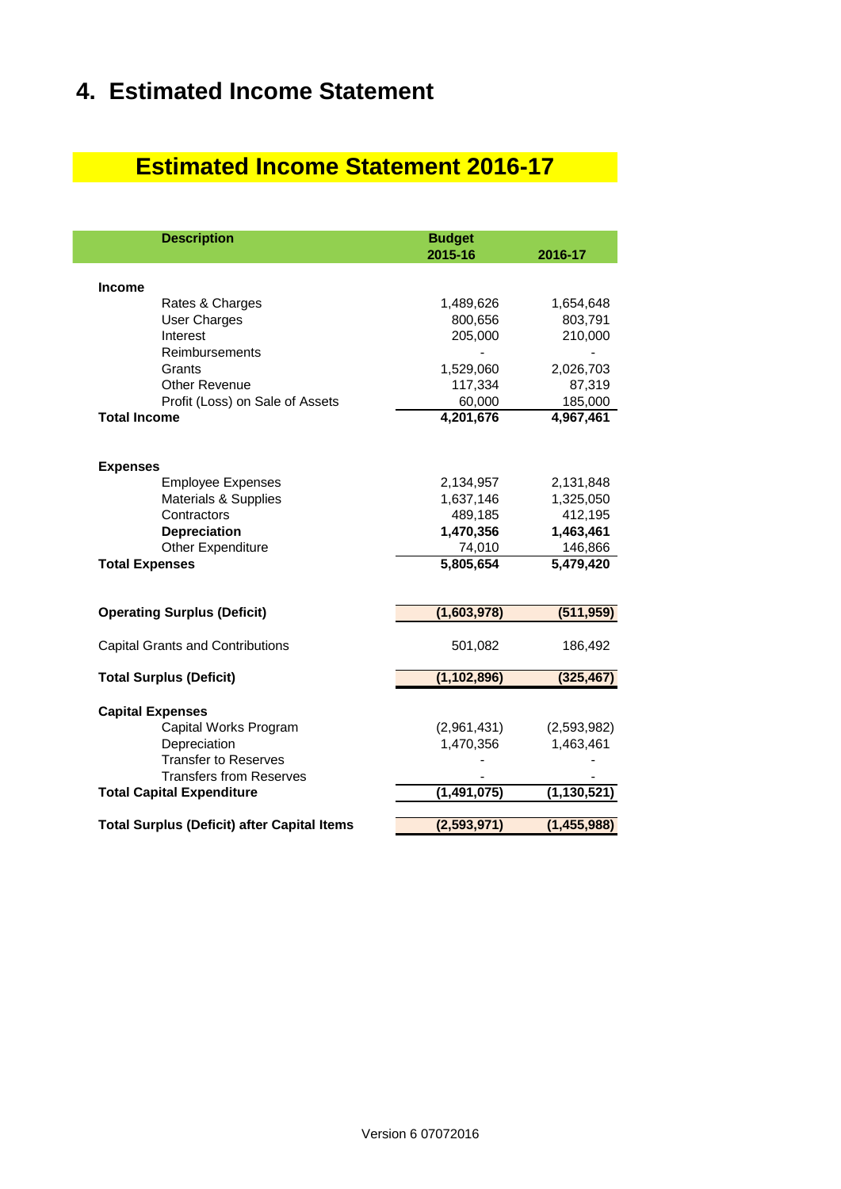# 4. Estimated Income Statement

## Estimated Income Statement 2016-17

| Description | Budget 2015-16 | 2016-17 |
|---|---|---|
| **Income** | | |
| Rates & Charges | 1,489,626 | 1,654,648 |
| User Charges | 800,656 | 803,791 |
| Interest | 205,000 | 210,000 |
| Reimbursements | - | - |
| Grants | 1,529,060 | 2,026,703 |
| Other Revenue | 117,334 | 87,319 |
| Profit (Loss) on Sale of Assets | 60,000 | 185,000 |
| **Total Income** | **4,201,676** | **4,967,461** |
| **Expenses** | | |
| Employee Expenses | 2,134,957 | 2,131,848 |
| Materials & Supplies | 1,637,146 | 1,325,050 |
| Contractors | 489,185 | 412,195 |
| **Depreciation** | **1,470,356** | **1,463,461** |
| Other Expenditure | 74,010 | 146,866 |
| **Total Expenses** | **5,805,654** | **5,479,420** |
| **Operating Surplus (Deficit)** | **(1,603,978)** | **(511,959)** |
| Capital Grants and Contributions | 501,082 | 186,492 |
| **Total Surplus (Deficit)** | **(1,102,896)** | **(325,467)** |
| **Capital Expenses** | | |
| Capital Works Program | (2,961,431) | (2,593,982) |
| Depreciation | 1,470,356 | 1,463,461 |
| Transfer to Reserves | - | - |
| Transfers from Reserves | - | - |
| **Total Capital Expenditure** | **(1,491,075)** | **(1,130,521)** |
| **Total Surplus (Deficit) after Capital Items** | **(2,593,971)** | **(1,455,988)** |

Version 6 07072016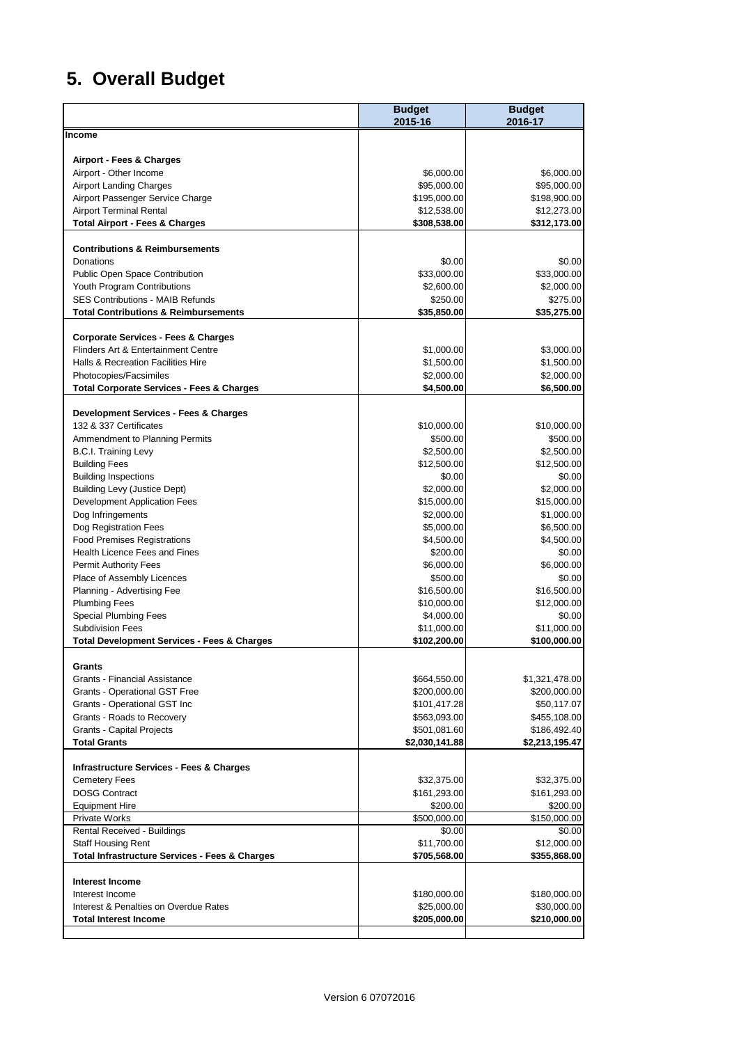# 5. Overall Budget

| | Budget 2015-16 | Budget 2016-17 |
|---|---|---|
| **Income** | | |
| | | |
| **Airport - Fees & Charges** | | |
| Airport - Other Income | $6,000.00 | $6,000.00 |
| Airport Landing Charges | $95,000.00 | $95,000.00 |
| Airport Passenger Service Charge | $195,000.00 | $198,900.00 |
| Airport Terminal Rental | $12,538.00 | $12,273.00 |
| **Total Airport - Fees & Charges** | **$308,538.00** | **$312,173.00** |
| | | |
| **Contributions & Reimbursements** | | |
| Donations | $0.00 | $0.00 |
| Public Open Space Contribution | $33,000.00 | $33,000.00 |
| Youth Program Contributions | $2,600.00 | $2,000.00 |
| SES Contributions - MAIB Refunds | $250.00 | $275.00 |
| **Total Contributions & Reimbursements** | **$35,850.00** | **$35,275.00** |
| | | |
| **Corporate Services - Fees & Charges** | | |
| Flinders Art & Entertainment Centre | $1,000.00 | $3,000.00 |
| Halls & Recreation Facilities Hire | $1,500.00 | $1,500.00 |
| Photocopies/Facsimiles | $2,000.00 | $2,000.00 |
| **Total Corporate Services - Fees & Charges** | **$4,500.00** | **$6,500.00** |
| | | |
| **Development Services - Fees & Charges** | | |
| 132 & 337 Certificates | $10,000.00 | $10,000.00 |
| Ammendment to Planning Permits | $500.00 | $500.00 |
| B.C.I. Training Levy | $2,500.00 | $2,500.00 |
| Building Fees | $12,500.00 | $12,500.00 |
| Building Inspections | $0.00 | $0.00 |
| Building Levy (Justice Dept) | $2,000.00 | $2,000.00 |
| Development Application Fees | $15,000.00 | $15,000.00 |
| Dog Infringements | $2,000.00 | $1,000.00 |
| Dog Registration Fees | $5,000.00 | $6,500.00 |
| Food Premises Registrations | $4,500.00 | $4,500.00 |
| Health Licence Fees and Fines | $200.00 | $0.00 |
| Permit Authority Fees | $6,000.00 | $6,000.00 |
| Place of Assembly Licences | $500.00 | $0.00 |
| Planning - Advertising Fee | $16,500.00 | $16,500.00 |
| Plumbing Fees | $10,000.00 | $12,000.00 |
| Special Plumbing Fees | $4,000.00 | $0.00 |
| Subdivision Fees | $11,000.00 | $11,000.00 |
| **Total Development Services - Fees & Charges** | **$102,200.00** | **$100,000.00** |
| | | |
| **Grants** | | |
| Grants - Financial Assistance | $664,550.00 | $1,321,478.00 |
| Grants - Operational GST Free | $200,000.00 | $200,000.00 |
| Grants - Operational GST Inc | $101,417.28 | $50,117.07 |
| Grants - Roads to Recovery | $563,093.00 | $455,108.00 |
| Grants - Capital Projects | $501,081.60 | $186,492.40 |
| **Total Grants** | **$2,030,141.88** | **$2,213,195.47** |
| | | |
| **Infrastructure Services - Fees & Charges** | | |
| Cemetery Fees | $32,375.00 | $32,375.00 |
| DOSG Contract | $161,293.00 | $161,293.00 |
| Equipment Hire | $200.00 | $200.00 |
| Private Works | $500,000.00 | $150,000.00 |
| Rental Received - Buildings | $0.00 | $0.00 |
| Staff Housing Rent | $11,700.00 | $12,000.00 |
| **Total Infrastructure Services - Fees & Charges** | **$705,568.00** | **$355,868.00** |
| | | |
| **Interest Income** | | |
| Interest Income | $180,000.00 | $180,000.00 |
| Interest & Penalties on Overdue Rates | $25,000.00 | $30,000.00 |
| **Total Interest Income** | **$205,000.00** | **$210,000.00** |

Version 6 07072016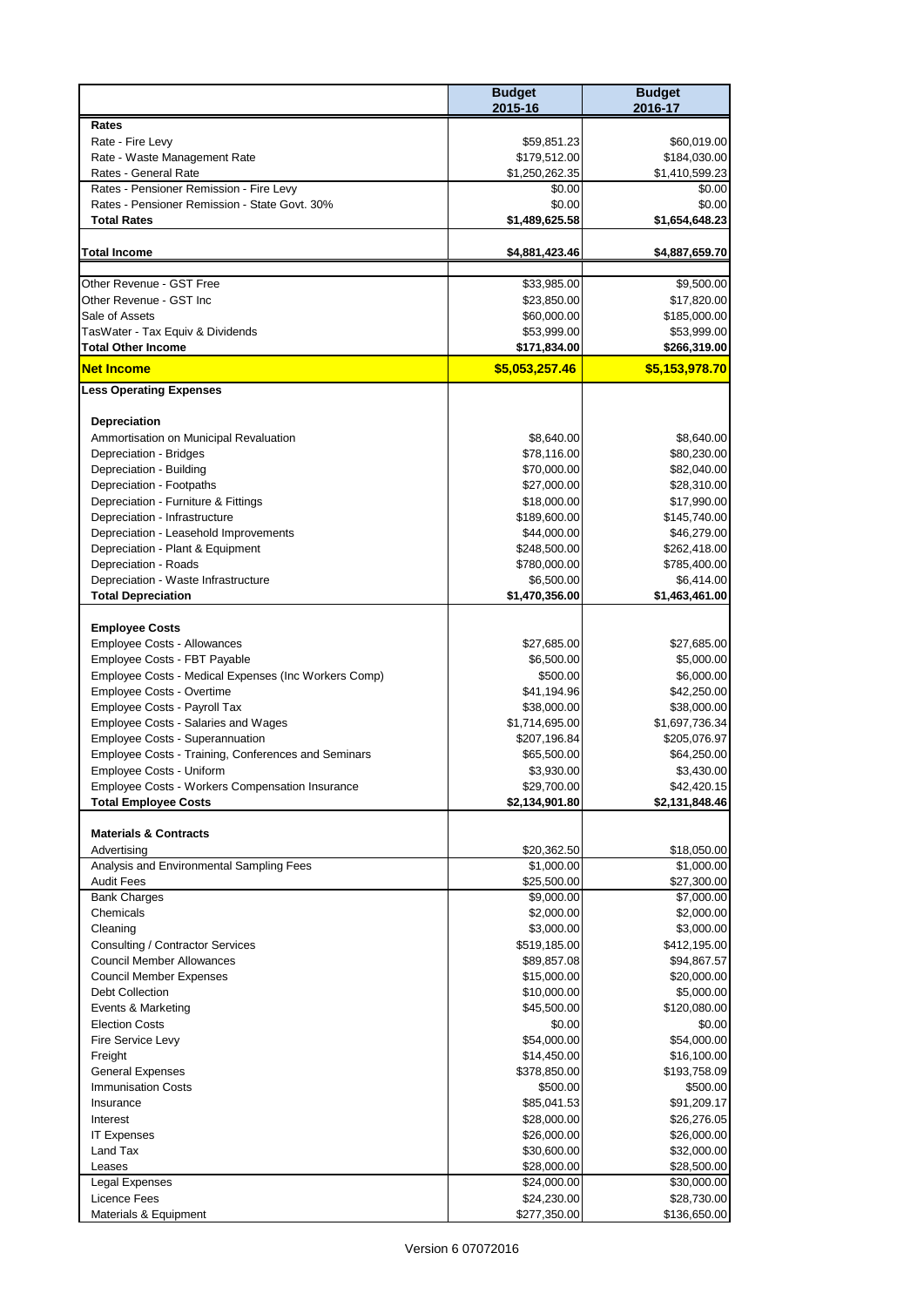| | Budget 2015-16 | Budget 2016-17 |
|---|---|---|
| **Rates** | | |
| Rate - Fire Levy | $59,851.23 | $60,019.00 |
| Rate - Waste Management Rate | $179,512.00 | $184,030.00 |
| Rates - General Rate | $1,250,262.35 | $1,410,599.23 |
| Rates - Pensioner Remission - Fire Levy | $0.00 | $0.00 |
| Rates - Pensioner Remission - State Govt. 30% | $0.00 | $0.00 |
| **Total Rates** | **$1,489,625.58** | **$1,654,648.23** |
| | | |
| **Total Income** | **$4,881,423.46** | **$4,887,659.70** |
| | | |
| Other Revenue - GST Free | $33,985.00 | $9,500.00 |
| Other Revenue - GST Inc | $23,850.00 | $17,820.00 |
| Sale of Assets | $60,000.00 | $185,000.00 |
| TasWater - Tax Equiv & Dividends | $53,999.00 | $53,999.00 |
| **Total Other Income** | **$171,834.00** | **$266,319.00** |
| **Net Income** | **$5,053,257.46** | **$5,153,978.70** |
| **Less Operating Expenses** | | |
| | | |
| **Depreciation** | | |
| Ammortisation on Municipal Revaluation | $8,640.00 | $8,640.00 |
| Depreciation - Bridges | $78,116.00 | $80,230.00 |
| Depreciation - Building | $70,000.00 | $82,040.00 |
| Depreciation - Footpaths | $27,000.00 | $28,310.00 |
| Depreciation - Furniture & Fittings | $18,000.00 | $17,990.00 |
| Depreciation - Infrastructure | $189,600.00 | $145,740.00 |
| Depreciation - Leasehold Improvements | $44,000.00 | $46,279.00 |
| Depreciation - Plant & Equipment | $248,500.00 | $262,418.00 |
| Depreciation - Roads | $780,000.00 | $785,400.00 |
| Depreciation - Waste Infrastructure | $6,500.00 | $6,414.00 |
| **Total Depreciation** | **$1,470,356.00** | **$1,463,461.00** |
| | | |
| **Employee Costs** | | |
| Employee Costs - Allowances | $27,685.00 | $27,685.00 |
| Employee Costs - FBT Payable | $6,500.00 | $5,000.00 |
| Employee Costs - Medical Expenses (Inc Workers Comp) | $500.00 | $6,000.00 |
| Employee Costs - Overtime | $41,194.96 | $42,250.00 |
| Employee Costs - Payroll Tax | $38,000.00 | $38,000.00 |
| Employee Costs - Salaries and Wages | $1,714,695.00 | $1,697,736.34 |
| Employee Costs - Superannuation | $207,196.84 | $205,076.97 |
| Employee Costs - Training, Conferences and Seminars | $65,500.00 | $64,250.00 |
| Employee Costs - Uniform | $3,930.00 | $3,430.00 |
| Employee Costs - Workers Compensation Insurance | $29,700.00 | $42,420.15 |
| **Total Employee Costs** | **$2,134,901.80** | **$2,131,848.46** |
| | | |
| **Materials & Contracts** | | |
| Advertising | $20,362.50 | $18,050.00 |
| Analysis and Environmental Sampling Fees | $1,000.00 | $1,000.00 |
| Audit Fees | $25,500.00 | $27,300.00 |
| Bank Charges | $9,000.00 | $7,000.00 |
| Chemicals | $2,000.00 | $2,000.00 |
| Cleaning | $3,000.00 | $3,000.00 |
| Consulting / Contractor Services | $519,185.00 | $412,195.00 |
| Council Member Allowances | $89,857.08 | $94,867.57 |
| Council Member Expenses | $15,000.00 | $20,000.00 |
| Debt Collection | $10,000.00 | $5,000.00 |
| Events & Marketing | $45,500.00 | $120,080.00 |
| Election Costs | $0.00 | $0.00 |
| Fire Service Levy | $54,000.00 | $54,000.00 |
| Freight | $14,450.00 | $16,100.00 |
| General Expenses | $378,850.00 | $193,758.09 |
| Immunisation Costs | $500.00 | $500.00 |
| Insurance | $85,041.53 | $91,209.17 |
| Interest | $28,000.00 | $26,276.05 |
| IT Expenses | $26,000.00 | $26,000.00 |
| Land Tax | $30,600.00 | $32,000.00 |
| Leases | $28,000.00 | $28,500.00 |
| Legal Expenses | $24,000.00 | $30,000.00 |
| Licence Fees | $24,230.00 | $28,730.00 |
| Materials & Equipment | $277,350.00 | $136,650.00 |

Version 6 07072016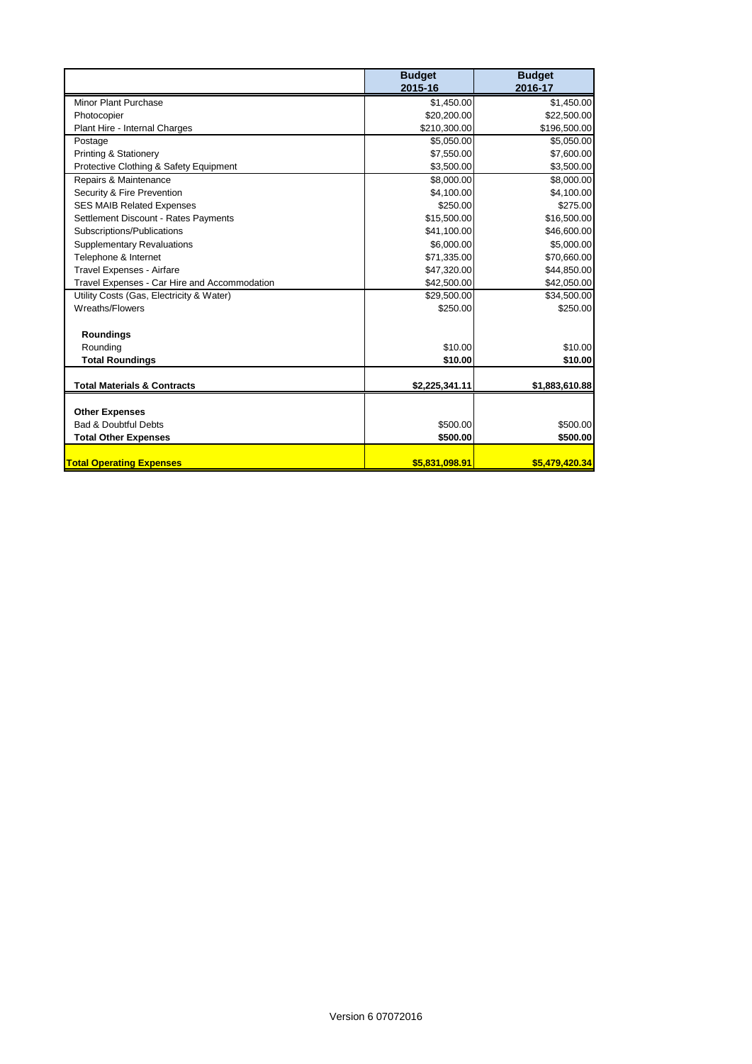| | Budget 2015-16 | Budget 2016-17 |
|---|---|---|
| Minor Plant Purchase | $1,450.00 | $1,450.00 |
| Photocopier | $20,200.00 | $22,500.00 |
| Plant Hire - Internal Charges | $210,300.00 | $196,500.00 |
| Postage | $5,050.00 | $5,050.00 |
| Printing & Stationery | $7,550.00 | $7,600.00 |
| Protective Clothing & Safety Equipment | $3,500.00 | $3,500.00 |
| Repairs & Maintenance | $8,000.00 | $8,000.00 |
| Security & Fire Prevention | $4,100.00 | $4,100.00 |
| SES MAIB Related Expenses | $250.00 | $275.00 |
| Settlement Discount - Rates Payments | $15,500.00 | $16,500.00 |
| Subscriptions/Publications | $41,100.00 | $46,600.00 |
| Supplementary Revaluations | $6,000.00 | $5,000.00 |
| Telephone & Internet | $71,335.00 | $70,660.00 |
| Travel Expenses - Airfare | $47,320.00 | $44,850.00 |
| Travel Expenses - Car Hire and Accommodation | $42,500.00 | $42,050.00 |
| Utility Costs (Gas, Electricity & Water) | $29,500.00 | $34,500.00 |
| Wreaths/Flowers | $250.00 | $250.00 |
| | | |
| **Roundings** | | |
| Rounding | $10.00 | $10.00 |
| **Total Roundings** | **$10.00** | **$10.00** |
| | | |
| **Total Materials & Contracts** | **$2,225,341.11** | **$1,883,610.88** |
| | | |
| **Other Expenses** | | |
| Bad & Doubtful Debts | $500.00 | $500.00 |
| **Total Other Expenses** | **$500.00** | **$500.00** |
| | | |
| **Total Operating Expenses** | **$5,831,098.91** | **$5,479,420.34** |

Version 6 07072016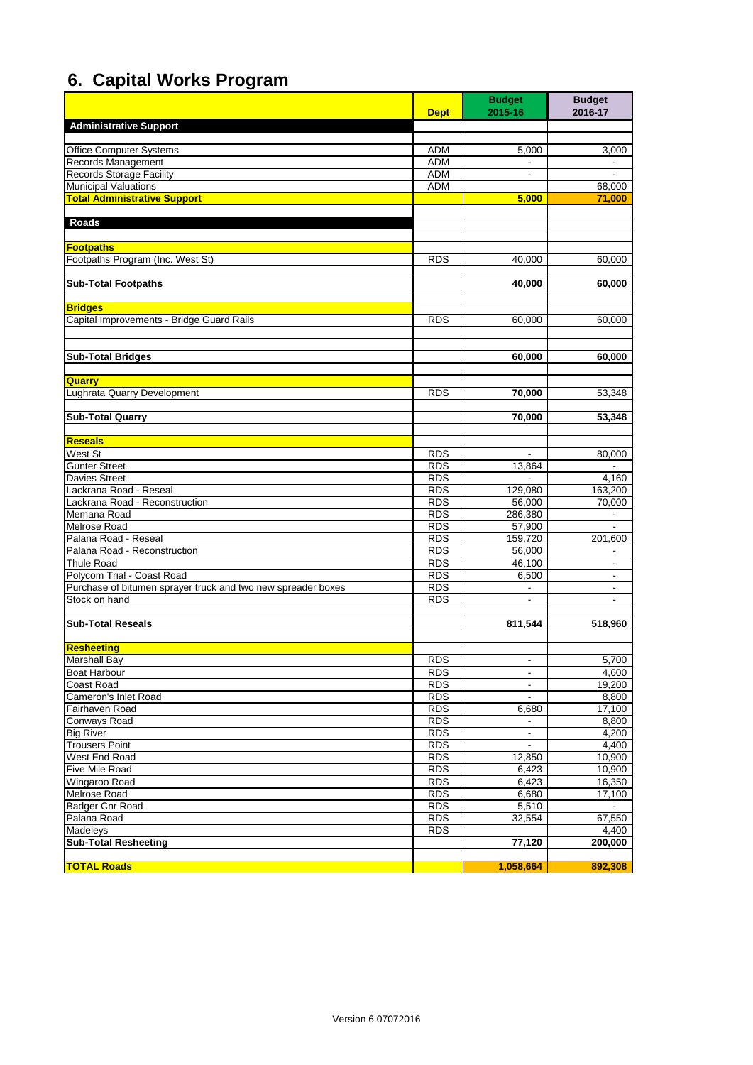# 6. Capital Works Program

| | Dept | Budget 2015-16 | Budget 2016-17 |
|---|---|---|---|
| **Administrative Support** | | | |
| | | | |
| Office Computer Systems | ADM | 5,000 | 3,000 |
| Records Management | ADM | - | - |
| Records Storage Facility | ADM | - | - |
| Municipal Valuations | ADM | | 68,000 |
| **Total Administrative Support** | | **5,000** | **71,000** |
| | | | |
| **Roads** | | | |
| | | | |
| **Footpaths** | | | |
| Footpaths Program (Inc. West St) | RDS | 40,000 | 60,000 |
| | | | |
| **Sub-Total Footpaths** | | **40,000** | **60,000** |
| | | | |
| **Bridges** | | | |
| Capital Improvements - Bridge Guard Rails | RDS | 60,000 | 60,000 |
| | | | |
| | | | |
| **Sub-Total Bridges** | | **60,000** | **60,000** |
| | | | |
| **Quarry** | | | |
| Lughrata Quarry Development | RDS | **70,000** | 53,348 |
| | | | |
| **Sub-Total Quarry** | | **70,000** | **53,348** |
| | | | |
| **Reseals** | | | |
| West St | RDS | - | 80,000 |
| Gunter Street | RDS | 13,864 | - |
| Davies Street | RDS | - | 4,160 |
| Lackrana Road - Reseal | RDS | 129,080 | 163,200 |
| Lackrana Road - Reconstruction | RDS | 56,000 | 70,000 |
| Memana Road | RDS | 286,380 | - |
| Melrose Road | RDS | 57,900 | - |
| Palana Road - Reseal | RDS | 159,720 | 201,600 |
| Palana Road - Reconstruction | RDS | 56,000 | - |
| Thule Road | RDS | 46,100 | - |
| Polycom Trial - Coast Road | RDS | 6,500 | - |
| Purchase of bitumen sprayer truck and two new spreader boxes | RDS | - | - |
| Stock on hand | RDS | - | - |
| | | | |
| **Sub-Total Reseals** | | **811,544** | **518,960** |
| | | | |
| **Resheeting** | | | |
| Marshall Bay | RDS | - | 5,700 |
| Boat Harbour | RDS | - | 4,600 |
| Coast Road | RDS | - | 19,200 |
| Cameron's Inlet Road | RDS | - | 8,800 |
| Fairhaven Road | RDS | 6,680 | 17,100 |
| Conways Road | RDS | - | 8,800 |
| Big River | RDS | - | 4,200 |
| Trousers Point | RDS | - | 4,400 |
| West End Road | RDS | 12,850 | 10,900 |
| Five Mile Road | RDS | 6,423 | 10,900 |
| Wingaroo Road | RDS | 6,423 | 16,350 |
| Melrose Road | RDS | 6,680 | 17,100 |
| Badger Cnr Road | RDS | 5,510 | - |
| Palana Road | RDS | 32,554 | 67,550 |
| Madeleys | RDS | | 4,400 |
| **Sub-Total Resheeting** | | **77,120** | **200,000** |
| | | | |
| **TOTAL Roads** | | **1,058,664** | **892,308** |

Version 6 07072016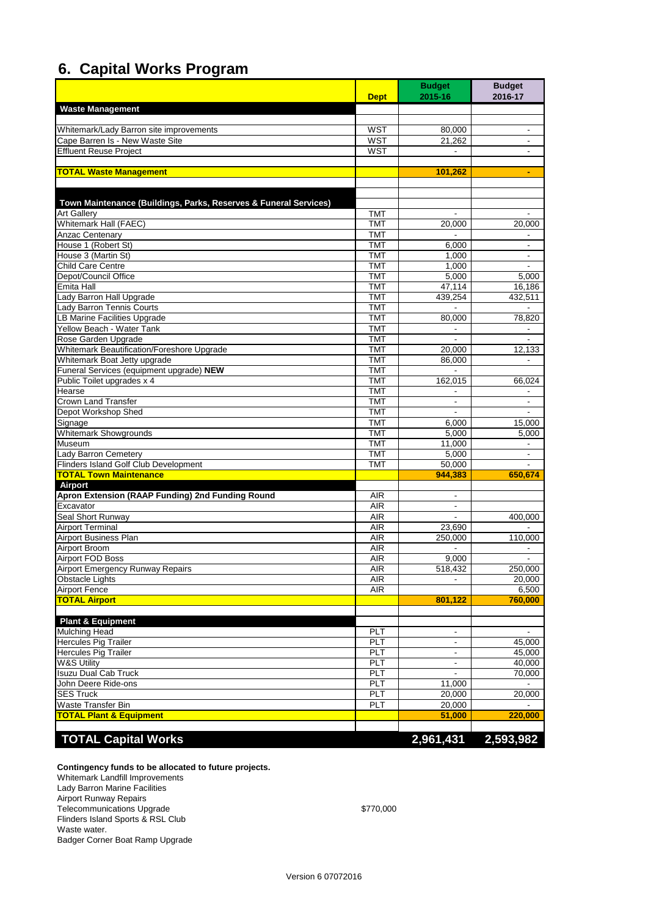# 6. Capital Works Program

| | Dept | Budget 2015-16 | Budget 2016-17 |
|---|---|---|---|
| **Waste Management** | | | |
| Whitemark/Lady Barron site improvements | WST | 80,000 | - |
| Cape Barren Is - New Waste Site | WST | 21,262 | - |
| Effluent Reuse Project | WST | - | - |
| **TOTAL Waste Management** | | **101,262** | **-** |
| **Town Maintenance (Buildings, Parks, Reserves & Funeral Services)** | | | |
| Art Gallery | TMT | - | - |
| Whitemark Hall (FAEC) | TMT | 20,000 | 20,000 |
| Anzac Centenary | TMT | - | - |
| House 1 (Robert St) | TMT | 6,000 | - |
| House 3 (Martin St) | TMT | 1,000 | - |
| Child Care Centre | TMT | 1,000 | - |
| Depot/Council Office | TMT | 5,000 | 5,000 |
| Emita Hall | TMT | 47,114 | 16,186 |
| Lady Barron Hall Upgrade | TMT | 439,254 | 432,511 |
| Lady Barron Tennis Courts | TMT | - | - |
| LB Marine Facilities Upgrade | TMT | 80,000 | 78,820 |
| Yellow Beach - Water Tank | TMT | - | - |
| Rose Garden Upgrade | TMT | - | - |
| Whitemark Beautification/Foreshore Upgrade | TMT | 20,000 | 12,133 |
| Whitemark Boat Jetty upgrade | TMT | 86,000 | - |
| Funeral Services (equipment upgrade) **NEW** | TMT | - | |
| Public Toilet upgrades x 4 | TMT | 162,015 | 66,024 |
| Hearse | TMT | - | - |
| Crown Land Transfer | TMT | - | - |
| Depot Workshop Shed | TMT | - | - |
| Signage | TMT | 6,000 | 15,000 |
| Whitemark Showgrounds | TMT | 5,000 | 5,000 |
| Museum | TMT | 11,000 | - |
| Lady Barron Cemetery | TMT | 5,000 | - |
| Flinders Island Golf Club Development | TMT | 50,000 | - |
| **TOTAL Town Maintenance** | | **944,383** | **650,674** |
| **Airport** | | | |
| **Apron Extension (RAAP Funding) 2nd Funding Round** | AIR | - | |
| Excavator | AIR | - | |
| Seal Short Runway | AIR | - | 400,000 |
| Airport Terminal | AIR | 23,690 | - |
| Airport Business Plan | AIR | 250,000 | 110,000 |
| Airport Broom | AIR | - | - |
| Airport FOD Boss | AIR | 9,000 | - |
| Airport Emergency Runway Repairs | AIR | 518,432 | 250,000 |
| Obstacle Lights | AIR | - | 20,000 |
| Airport Fence | AIR | | 6,500 |
| **TOTAL Airport** | | **801,122** | **760,000** |
| **Plant & Equipment** | | | |
| Mulching Head | PLT | - | - |
| Hercules Pig Trailer | PLT | - | 45,000 |
| Hercules Pig Trailer | PLT | - | 45,000 |
| W&S Utility | PLT | - | 40,000 |
| Isuzu Dual Cab Truck | PLT | - | 70,000 |
| John Deere Ride-ons | PLT | 11,000 | - |
| SES Truck | PLT | 20,000 | 20,000 |
| Waste Transfer Bin | PLT | 20,000 | - |
| **TOTAL Plant & Equipment** | | **51,000** | **220,000** |
| **TOTAL Capital Works** | | **2,961,431** | **2,593,982** |

**Contingency funds to be allocated to future projects.**

Whitemark Landfill Improvements
Lady Barron Marine Facilities
Airport Runway Repairs
Telecommunications Upgrade — $770,000
Flinders Island Sports & RSL Club
Waste water.
Badger Corner Boat Ramp Upgrade

Version 6 07072016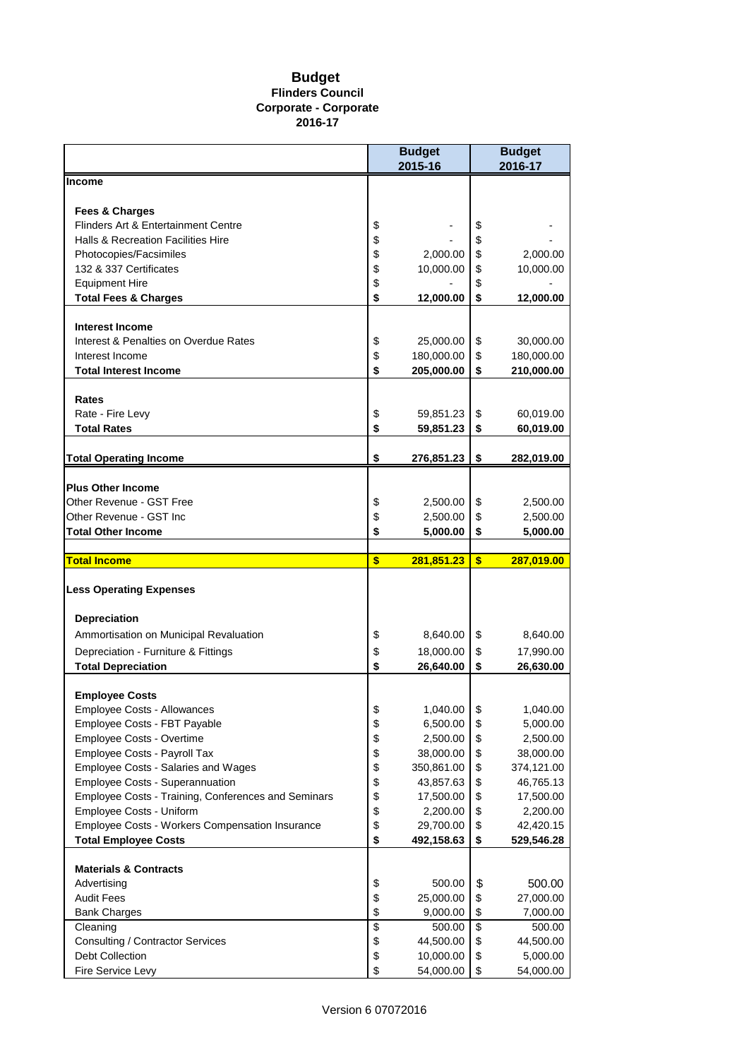# Budget

## Flinders Council

### Corporate - Corporate

### 2016-17

| | Budget 2015-16 | Budget 2016-17 |
|---|---|---|
| **Income** | | |
| **Fees & Charges** | | |
| Flinders Art & Entertainment Centre | $ - | $ - |
| Halls & Recreation Facilities Hire | $ - | $ - |
| Photocopies/Facsimiles | $ 2,000.00 | $ 2,000.00 |
| 132 & 337 Certificates | $ 10,000.00 | $ 10,000.00 |
| Equipment Hire | $ - | $ - |
| **Total Fees & Charges** | **$ 12,000.00** | **$ 12,000.00** |
| **Interest Income** | | |
| Interest & Penalties on Overdue Rates | $ 25,000.00 | $ 30,000.00 |
| Interest Income | $ 180,000.00 | $ 180,000.00 |
| **Total Interest Income** | **$ 205,000.00** | **$ 210,000.00** |
| **Rates** | | |
| Rate - Fire Levy | $ 59,851.23 | $ 60,019.00 |
| **Total Rates** | **$ 59,851.23** | **$ 60,019.00** |
| **Total Operating Income** | **$ 276,851.23** | **$ 282,019.00** |
| **Plus Other Income** | | |
| Other Revenue - GST Free | $ 2,500.00 | $ 2,500.00 |
| Other Revenue - GST Inc | $ 2,500.00 | $ 2,500.00 |
| **Total Other Income** | **$ 5,000.00** | **$ 5,000.00** |
| **Total Income** | **$ 281,851.23** | **$ 287,019.00** |
| **Less Operating Expenses** | | |
| **Depreciation** | | |
| Ammortisation on Municipal Revaluation | $ 8,640.00 | $ 8,640.00 |
| Depreciation - Furniture & Fittings | $ 18,000.00 | $ 17,990.00 |
| **Total Depreciation** | **$ 26,640.00** | **$ 26,630.00** |
| **Employee Costs** | | |
| Employee Costs - Allowances | $ 1,040.00 | $ 1,040.00 |
| Employee Costs - FBT Payable | $ 6,500.00 | $ 5,000.00 |
| Employee Costs - Overtime | $ 2,500.00 | $ 2,500.00 |
| Employee Costs - Payroll Tax | $ 38,000.00 | $ 38,000.00 |
| Employee Costs - Salaries and Wages | $ 350,861.00 | $ 374,121.00 |
| Employee Costs - Superannuation | $ 43,857.63 | $ 46,765.13 |
| Employee Costs - Training, Conferences and Seminars | $ 17,500.00 | $ 17,500.00 |
| Employee Costs - Uniform | $ 2,200.00 | $ 2,200.00 |
| Employee Costs - Workers Compensation Insurance | $ 29,700.00 | $ 42,420.15 |
| **Total Employee Costs** | **$ 492,158.63** | **$ 529,546.28** |
| **Materials & Contracts** | | |
| Advertising | $ 500.00 | $ 500.00 |
| Audit Fees | $ 25,000.00 | $ 27,000.00 |
| Bank Charges | $ 9,000.00 | $ 7,000.00 |
| Cleaning | $ 500.00 | $ 500.00 |
| Consulting / Contractor Services | $ 44,500.00 | $ 44,500.00 |
| Debt Collection | $ 10,000.00 | $ 5,000.00 |
| Fire Service Levy | $ 54,000.00 | $ 54,000.00 |

Version 6 07072016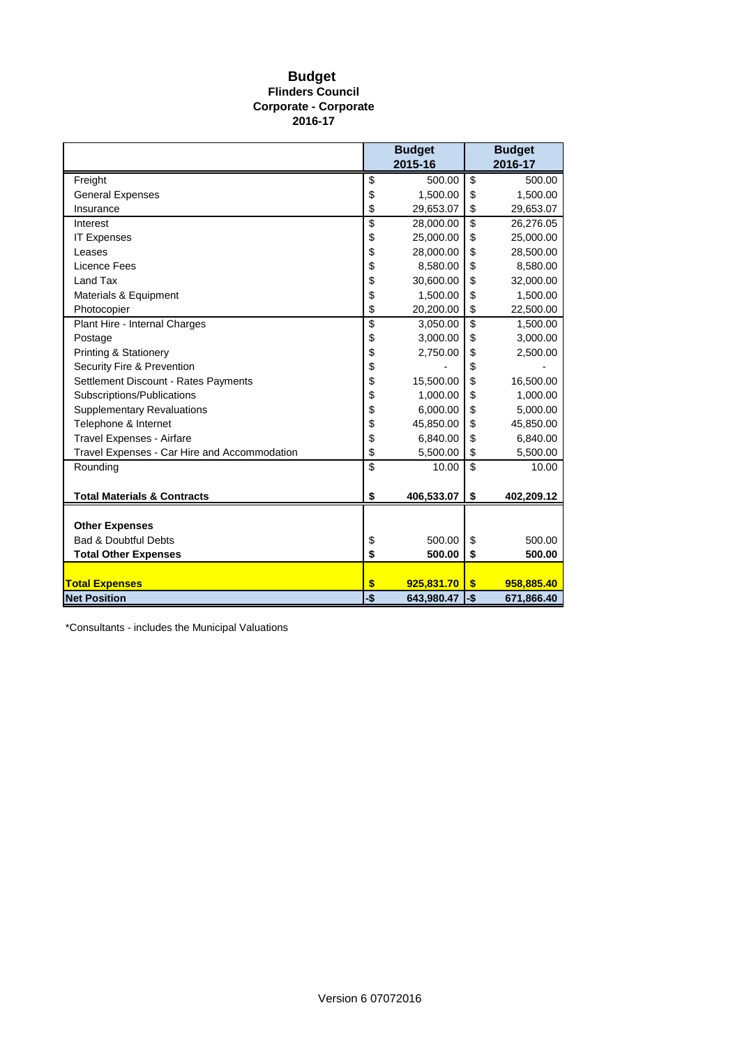# Budget

## Flinders Council

### Corporate - Corporate

### 2016-17

| | Budget 2015-16 | Budget 2016-17 |
|---|---|---|
| Freight | $ 500.00 | $ 500.00 |
| General Expenses | $ 1,500.00 | $ 1,500.00 |
| Insurance | $ 29,653.07 | $ 29,653.07 |
| Interest | $ 28,000.00 | $ 26,276.05 |
| IT Expenses | $ 25,000.00 | $ 25,000.00 |
| Leases | $ 28,000.00 | $ 28,500.00 |
| Licence Fees | $ 8,580.00 | $ 8,580.00 |
| Land Tax | $ 30,600.00 | $ 32,000.00 |
| Materials & Equipment | $ 1,500.00 | $ 1,500.00 |
| Photocopier | $ 20,200.00 | $ 22,500.00 |
| Plant Hire - Internal Charges | $ 3,050.00 | $ 1,500.00 |
| Postage | $ 3,000.00 | $ 3,000.00 |
| Printing & Stationery | $ 2,750.00 | $ 2,500.00 |
| Security Fire & Prevention | $ - | $ - |
| Settlement Discount - Rates Payments | $ 15,500.00 | $ 16,500.00 |
| Subscriptions/Publications | $ 1,000.00 | $ 1,000.00 |
| Supplementary Revaluations | $ 6,000.00 | $ 5,000.00 |
| Telephone & Internet | $ 45,850.00 | $ 45,850.00 |
| Travel Expenses - Airfare | $ 6,840.00 | $ 6,840.00 |
| Travel Expenses - Car Hire and Accommodation | $ 5,500.00 | $ 5,500.00 |
| Rounding | $ 10.00 | $ 10.00 |
| **Total Materials & Contracts** | **$ 406,533.07** | **$ 402,209.12** |
| **Other Expenses** | | |
| Bad & Doubtful Debts | $ 500.00 | $ 500.00 |
| **Total Other Expenses** | **$ 500.00** | **$ 500.00** |
| **Total Expenses** | **$ 925,831.70** | **$ 958,885.40** |
| **Net Position** | **-$ 643,980.47** | **-$ 671,866.40** |

*Consultants - includes the Municipal Valuations

Version 6 07072016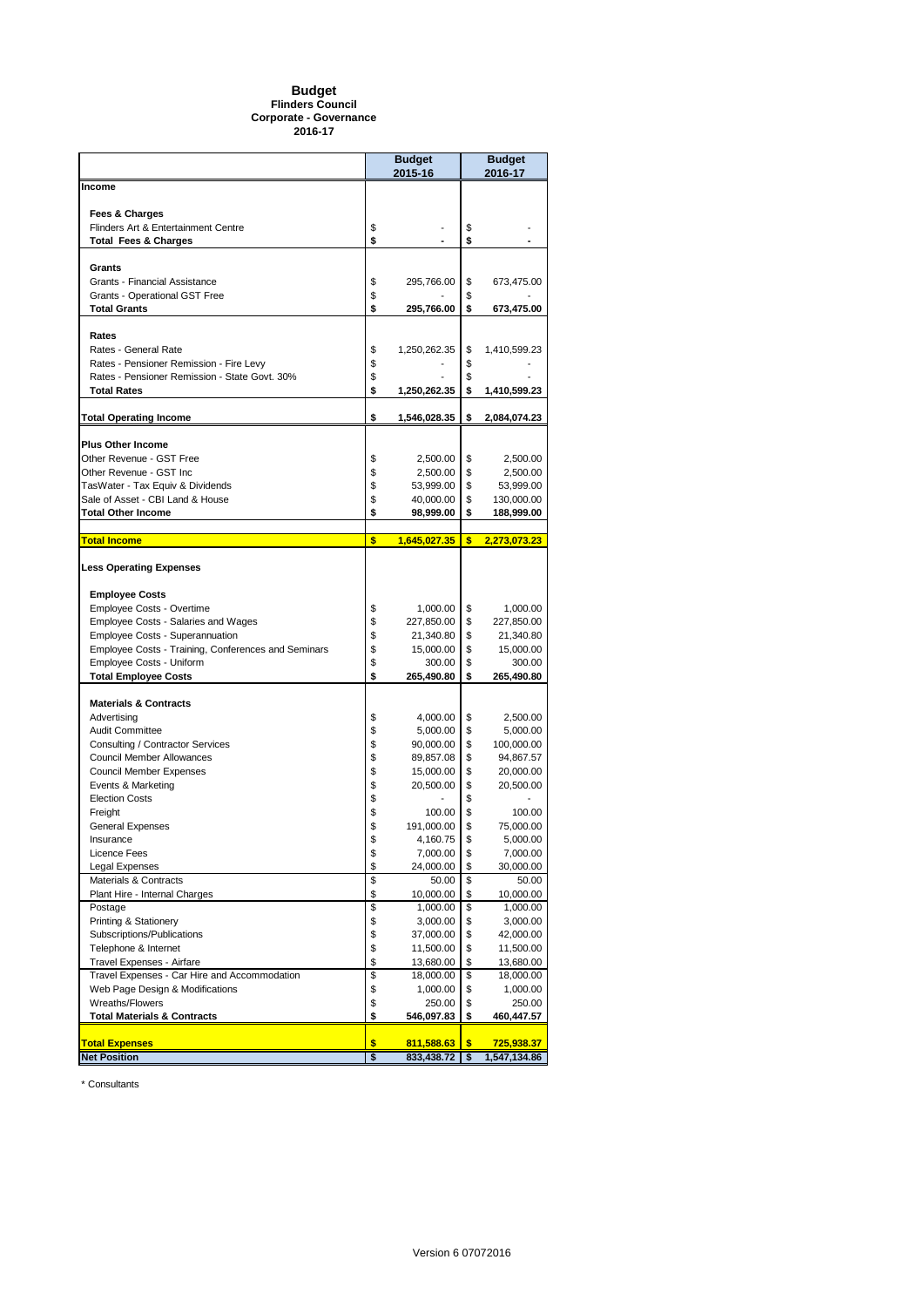# Budget

## Flinders Council

### Corporate - Governance

### 2016-17

| | Budget 2015-16 | Budget 2016-17 |
|---|---|---|
| **Income** | | |
| **Fees & Charges** | | |
| Flinders Art & Entertainment Centre | $ - | $ - |
| **Total Fees & Charges** | **$ -** | **$ -** |
| **Grants** | | |
| Grants - Financial Assistance | $ 295,766.00 | $ 673,475.00 |
| Grants - Operational GST Free | $ - | $ - |
| **Total Grants** | **$ 295,766.00** | **$ 673,475.00** |
| **Rates** | | |
| Rates - General Rate | $ 1,250,262.35 | $ 1,410,599.23 |
| Rates - Pensioner Remission - Fire Levy | $ - | $ - |
| Rates - Pensioner Remission - State Govt. 30% | $ - | $ - |
| **Total Rates** | **$ 1,250,262.35** | **$ 1,410,599.23** |
| **Total Operating Income** | **$ 1,546,028.35** | **$ 2,084,074.23** |
| **Plus Other Income** | | |
| Other Revenue - GST Free | $ 2,500.00 | $ 2,500.00 |
| Other Revenue - GST Inc | $ 2,500.00 | $ 2,500.00 |
| TasWater - Tax Equiv & Dividends | $ 53,999.00 | $ 53,999.00 |
| Sale of Asset - CBI Land & House | $ 40,000.00 | $ 130,000.00 |
| **Total Other Income** | **$ 98,999.00** | **$ 188,999.00** |
| **Total Income** | **$ 1,645,027.35** | **$ 2,273,073.23** |
| **Less Operating Expenses** | | |
| **Employee Costs** | | |
| Employee Costs - Overtime | $ 1,000.00 | $ 1,000.00 |
| Employee Costs - Salaries and Wages | $ 227,850.00 | $ 227,850.00 |
| Employee Costs - Superannuation | $ 21,340.80 | $ 21,340.80 |
| Employee Costs - Training, Conferences and Seminars | $ 15,000.00 | $ 15,000.00 |
| Employee Costs - Uniform | $ 300.00 | $ 300.00 |
| **Total Employee Costs** | **$ 265,490.80** | **$ 265,490.80** |
| **Materials & Contracts** | | |
| Advertising | $ 4,000.00 | $ 2,500.00 |
| Audit Committee | $ 5,000.00 | $ 5,000.00 |
| Consulting / Contractor Services | $ 90,000.00 | $ 100,000.00 |
| Council Member Allowances | $ 89,857.08 | $ 94,867.57 |
| Council Member Expenses | $ 15,000.00 | $ 20,000.00 |
| Events & Marketing | $ 20,500.00 | $ 20,500.00 |
| Election Costs | $ - | $ - |
| Freight | $ 100.00 | $ 100.00 |
| General Expenses | $ 191,000.00 | $ 75,000.00 |
| Insurance | $ 4,160.75 | $ 5,000.00 |
| Licence Fees | $ 7,000.00 | $ 7,000.00 |
| Legal Expenses | $ 24,000.00 | $ 30,000.00 |
| Materials & Contracts | $ 50.00 | $ 50.00 |
| Plant Hire - Internal Charges | $ 10,000.00 | $ 10,000.00 |
| Postage | $ 1,000.00 | $ 1,000.00 |
| Printing & Stationery | $ 3,000.00 | $ 3,000.00 |
| Subscriptions/Publications | $ 37,000.00 | $ 42,000.00 |
| Telephone & Internet | $ 11,500.00 | $ 11,500.00 |
| Travel Expenses - Airfare | $ 13,680.00 | $ 13,680.00 |
| Travel Expenses - Car Hire and Accommodation | $ 18,000.00 | $ 18,000.00 |
| Web Page Design & Modifications | $ 1,000.00 | $ 1,000.00 |
| Wreaths/Flowers | $ 250.00 | $ 250.00 |
| **Total Materials & Contracts** | **$ 546,097.83** | **$ 460,447.57** |
| **Total Expenses** | **$ 811,588.63** | **$ 725,938.37** |
| **Net Position** | **$ 833,438.72** | **$ 1,547,134.86** |

\* Consultants

Version 6 07072016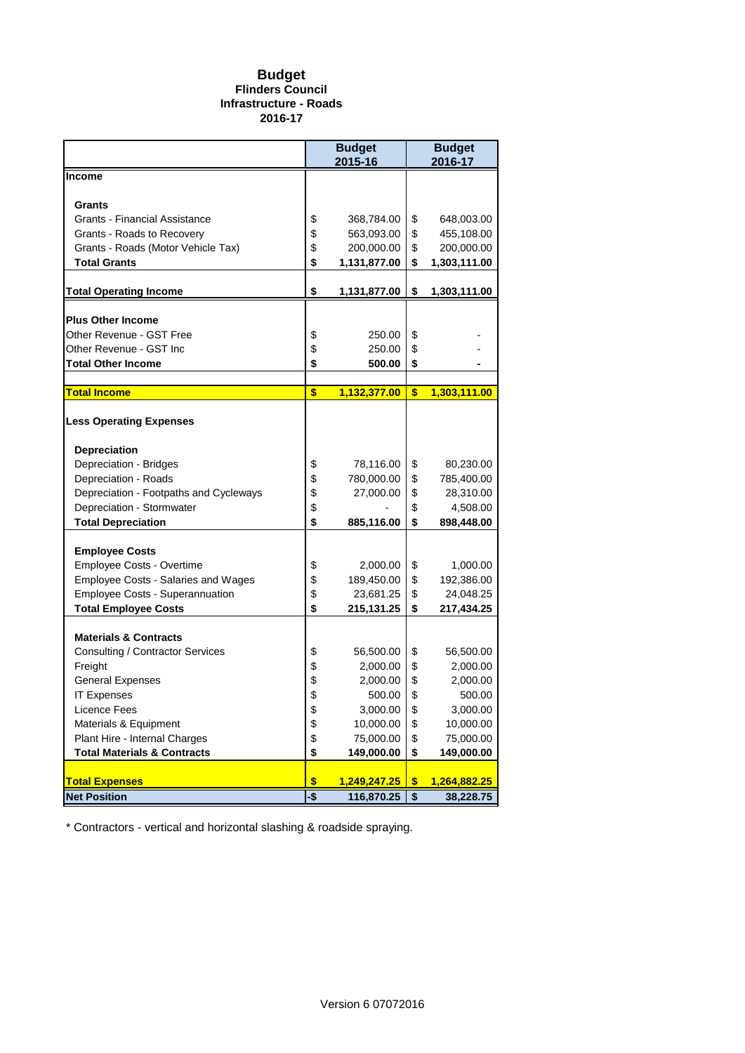# Budget
## Flinders Council
## Infrastructure - Roads
## 2016-17

| | Budget 2015-16 | Budget 2016-17 |
|---|---|---|
| **Income** | | |
| **Grants** | | |
| Grants - Financial Assistance | $ 368,784.00 | $ 648,003.00 |
| Grants - Roads to Recovery | $ 563,093.00 | $ 455,108.00 |
| Grants - Roads (Motor Vehicle Tax) | $ 200,000.00 | $ 200,000.00 |
| **Total Grants** | **$ 1,131,877.00** | **$ 1,303,111.00** |
| **Total Operating Income** | **$ 1,131,877.00** | **$ 1,303,111.00** |
| **Plus Other Income** | | |
| Other Revenue - GST Free | $ 250.00 | $ - |
| Other Revenue - GST Inc | $ 250.00 | $ - |
| **Total Other Income** | **$ 500.00** | **$ -** |
| **Total Income** | **$ 1,132,377.00** | **$ 1,303,111.00** |
| **Less Operating Expenses** | | |
| **Depreciation** | | |
| Depreciation - Bridges | $ 78,116.00 | $ 80,230.00 |
| Depreciation - Roads | $ 780,000.00 | $ 785,400.00 |
| Depreciation - Footpaths and Cycleways | $ 27,000.00 | $ 28,310.00 |
| Depreciation - Stormwater | $ - | $ 4,508.00 |
| **Total Depreciation** | **$ 885,116.00** | **$ 898,448.00** |
| **Employee Costs** | | |
| Employee Costs - Overtime | $ 2,000.00 | $ 1,000.00 |
| Employee Costs - Salaries and Wages | $ 189,450.00 | $ 192,386.00 |
| Employee Costs - Superannuation | $ 23,681.25 | $ 24,048.25 |
| **Total Employee Costs** | **$ 215,131.25** | **$ 217,434.25** |
| **Materials & Contracts** | | |
| Consulting / Contractor Services | $ 56,500.00 | $ 56,500.00 |
| Freight | $ 2,000.00 | $ 2,000.00 |
| General Expenses | $ 2,000.00 | $ 2,000.00 |
| IT Expenses | $ 500.00 | $ 500.00 |
| Licence Fees | $ 3,000.00 | $ 3,000.00 |
| Materials & Equipment | $ 10,000.00 | $ 10,000.00 |
| Plant Hire - Internal Charges | $ 75,000.00 | $ 75,000.00 |
| **Total Materials & Contracts** | **$ 149,000.00** | **$ 149,000.00** |
| **Total Expenses** | **$ 1,249,247.25** | **$ 1,264,882.25** |
| **Net Position** | **-$ 116,870.25** | **$ 38,228.75** |

* Contractors - vertical and horizontal slashing & roadside spraying.

Version 6 07072016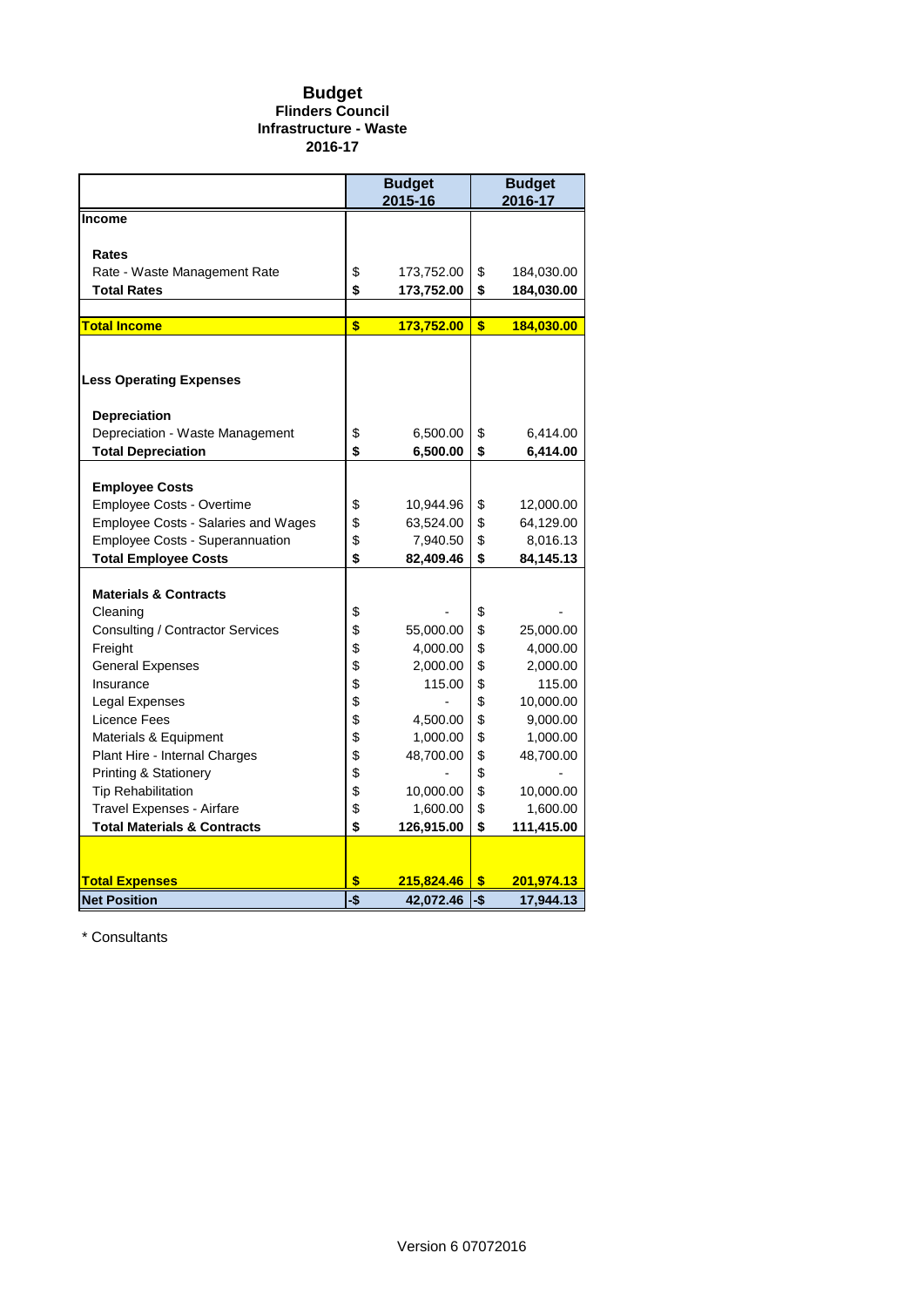# Budget

### Flinders Council
### Infrastructure - Waste
### 2016-17

| | Budget 2015-16 | Budget 2016-17 |
|---|---|---|
| **Income** | | |
| **Rates** | | |
| Rate - Waste Management Rate | $ 173,752.00 | $ 184,030.00 |
| **Total Rates** | **$ 173,752.00** | **$ 184,030.00** |
| **Total Income** | **$ 173,752.00** | **$ 184,030.00** |
| **Less Operating Expenses** | | |
| **Depreciation** | | |
| Depreciation - Waste Management | $ 6,500.00 | $ 6,414.00 |
| **Total Depreciation** | **$ 6,500.00** | **$ 6,414.00** |
| **Employee Costs** | | |
| Employee Costs - Overtime | $ 10,944.96 | $ 12,000.00 |
| Employee Costs - Salaries and Wages | $ 63,524.00 | $ 64,129.00 |
| Employee Costs - Superannuation | $ 7,940.50 | $ 8,016.13 |
| **Total Employee Costs** | **$ 82,409.46** | **$ 84,145.13** |
| **Materials & Contracts** | | |
| Cleaning | $ - | $ - |
| Consulting / Contractor Services | $ 55,000.00 | $ 25,000.00 |
| Freight | $ 4,000.00 | $ 4,000.00 |
| General Expenses | $ 2,000.00 | $ 2,000.00 |
| Insurance | $ 115.00 | $ 115.00 |
| Legal Expenses | $ - | $ 10,000.00 |
| Licence Fees | $ 4,500.00 | $ 9,000.00 |
| Materials & Equipment | $ 1,000.00 | $ 1,000.00 |
| Plant Hire - Internal Charges | $ 48,700.00 | $ 48,700.00 |
| Printing & Stationery | $ - | $ - |
| Tip Rehabilitation | $ 10,000.00 | $ 10,000.00 |
| Travel Expenses - Airfare | $ 1,600.00 | $ 1,600.00 |
| **Total Materials & Contracts** | **$ 126,915.00** | **$ 111,415.00** |
| **Total Expenses** | **$ 215,824.46** | **$ 201,974.13** |
| **Net Position** | **-$ 42,072.46** | **-$ 17,944.13** |

* Consultants

Version 6 07072016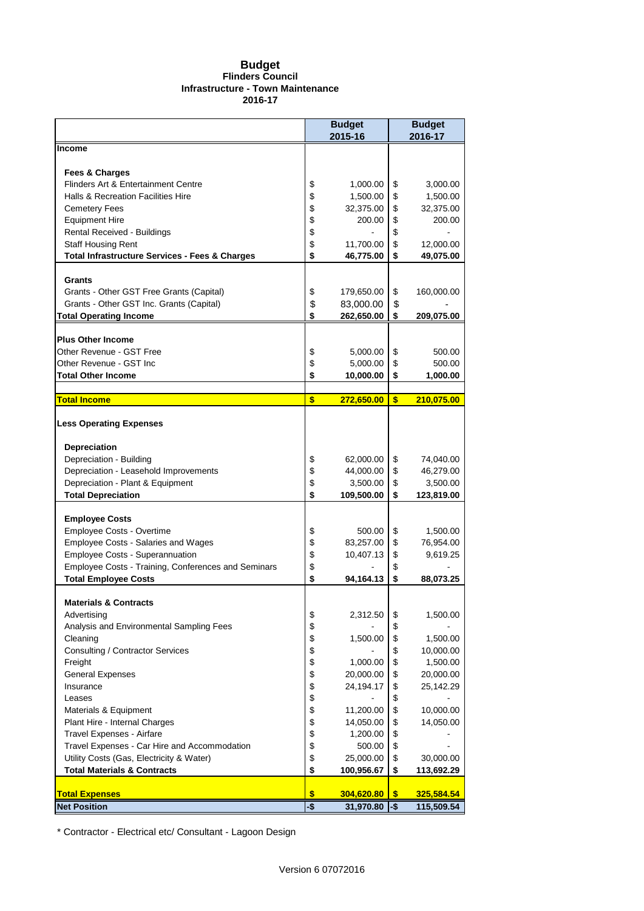# Budget

## Flinders Council

### Infrastructure - Town Maintenance

### 2016-17

| | Budget 2015-16 | Budget 2016-17 |
|---|---|---|
| **Income** | | |
| **Fees & Charges** | | |
| Flinders Art & Entertainment Centre | $ 1,000.00 | $ 3,000.00 |
| Halls & Recreation Facilities Hire | $ 1,500.00 | $ 1,500.00 |
| Cemetery Fees | $ 32,375.00 | $ 32,375.00 |
| Equipment Hire | $ 200.00 | $ 200.00 |
| Rental Received - Buildings | $ - | $ - |
| Staff Housing Rent | $ 11,700.00 | $ 12,000.00 |
| **Total Infrastructure Services - Fees & Charges** | **$ 46,775.00** | **$ 49,075.00** |
| **Grants** | | |
| Grants - Other GST Free Grants (Capital) | $ 179,650.00 | $ 160,000.00 |
| Grants - Other GST Inc. Grants (Capital) | $ 83,000.00 | $ - |
| **Total Operating Income** | **$ 262,650.00** | **$ 209,075.00** |
| **Plus Other Income** | | |
| Other Revenue - GST Free | $ 5,000.00 | $ 500.00 |
| Other Revenue - GST Inc | $ 5,000.00 | $ 500.00 |
| **Total Other Income** | **$ 10,000.00** | **$ 1,000.00** |
| **Total Income** | **$ 272,650.00** | **$ 210,075.00** |
| **Less Operating Expenses** | | |
| **Depreciation** | | |
| Depreciation - Building | $ 62,000.00 | $ 74,040.00 |
| Depreciation - Leasehold Improvements | $ 44,000.00 | $ 46,279.00 |
| Depreciation - Plant & Equipment | $ 3,500.00 | $ 3,500.00 |
| **Total Depreciation** | **$ 109,500.00** | **$ 123,819.00** |
| **Employee Costs** | | |
| Employee Costs - Overtime | $ 500.00 | $ 1,500.00 |
| Employee Costs - Salaries and Wages | $ 83,257.00 | $ 76,954.00 |
| Employee Costs - Superannuation | $ 10,407.13 | $ 9,619.25 |
| Employee Costs - Training, Conferences and Seminars | $ - | $ - |
| **Total Employee Costs** | **$ 94,164.13** | **$ 88,073.25** |
| **Materials & Contracts** | | |
| Advertising | $ 2,312.50 | $ 1,500.00 |
| Analysis and Environmental Sampling Fees | $ - | $ - |
| Cleaning | $ 1,500.00 | $ 1,500.00 |
| Consulting / Contractor Services | $ - | $ 10,000.00 |
| Freight | $ 1,000.00 | $ 1,500.00 |
| General Expenses | $ 20,000.00 | $ 20,000.00 |
| Insurance | $ 24,194.17 | $ 25,142.29 |
| Leases | $ - | $ - |
| Materials & Equipment | $ 11,200.00 | $ 10,000.00 |
| Plant Hire - Internal Charges | $ 14,050.00 | $ 14,050.00 |
| Travel Expenses - Airfare | $ 1,200.00 | $ - |
| Travel Expenses - Car Hire and Accommodation | $ 500.00 | $ - |
| Utility Costs (Gas, Electricity & Water) | $ 25,000.00 | $ 30,000.00 |
| **Total Materials & Contracts** | **$ 100,956.67** | **$ 113,692.29** |
| **Total Expenses** | **$ 304,620.80** | **$ 325,584.54** |
| **Net Position** | **-$ 31,970.80** | **-$ 115,509.54** |

* Contractor - Electrical etc/ Consultant - Lagoon Design

Version 6 07072016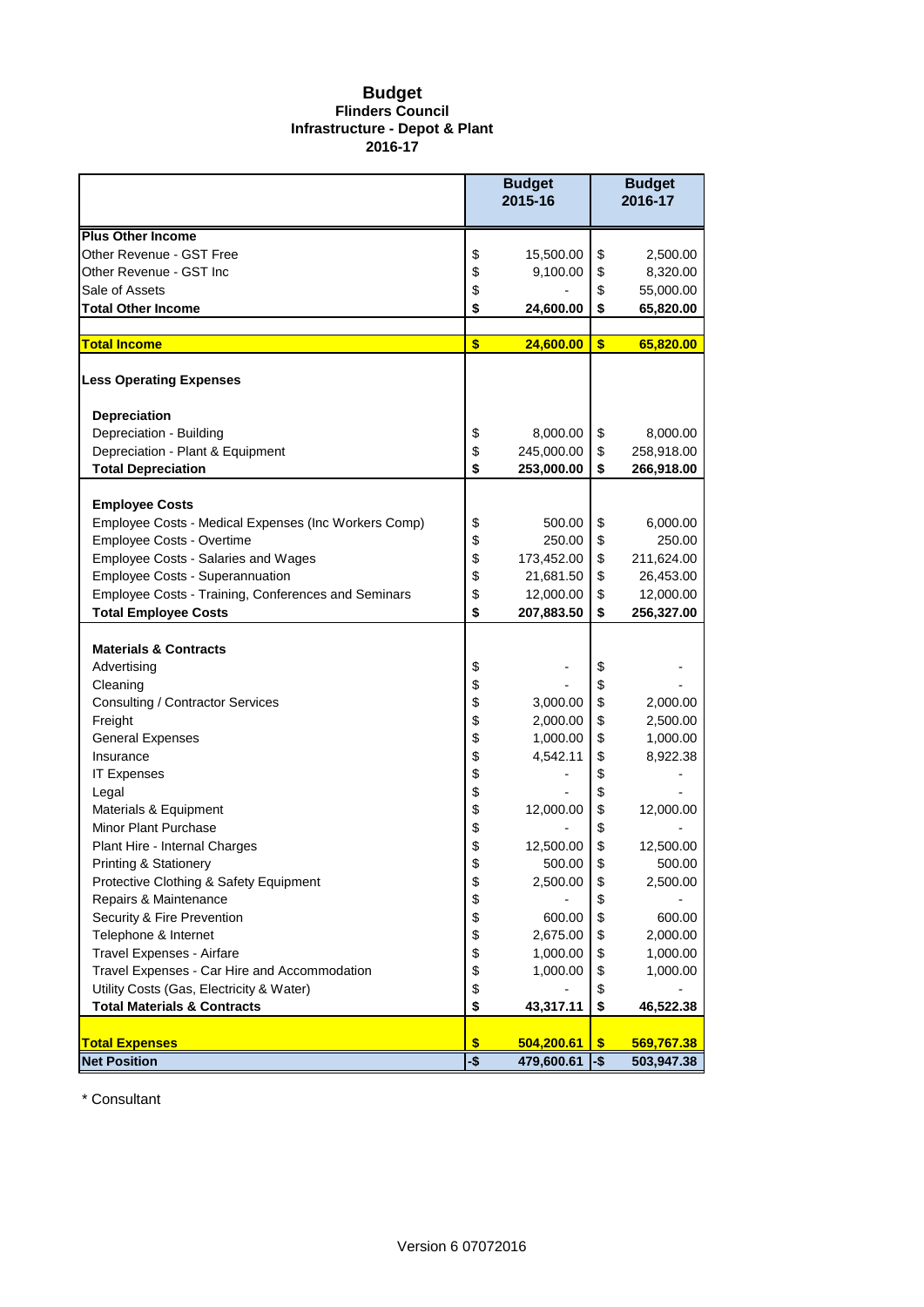# Budget

## Flinders Council

### Infrastructure - Depot & Plant

### 2016-17

| | Budget 2015-16 | Budget 2016-17 |
|---|---|---|
| **Plus Other Income** | | |
| Other Revenue - GST Free | $ 15,500.00 | $ 2,500.00 |
| Other Revenue - GST Inc | $ 9,100.00 | $ 8,320.00 |
| Sale of Assets | $ - | $ 55,000.00 |
| **Total Other Income** | **$ 24,600.00** | **$ 65,820.00** |
| | | |
| **Total Income** | **$ 24,600.00** | **$ 65,820.00** |
| | | |
| **Less Operating Expenses** | | |
| | | |
| **Depreciation** | | |
| Depreciation - Building | $ 8,000.00 | $ 8,000.00 |
| Depreciation - Plant & Equipment | $ 245,000.00 | $ 258,918.00 |
| **Total Depreciation** | **$ 253,000.00** | **$ 266,918.00** |
| | | |
| **Employee Costs** | | |
| Employee Costs - Medical Expenses (Inc Workers Comp) | $ 500.00 | $ 6,000.00 |
| Employee Costs - Overtime | $ 250.00 | $ 250.00 |
| Employee Costs - Salaries and Wages | $ 173,452.00 | $ 211,624.00 |
| Employee Costs - Superannuation | $ 21,681.50 | $ 26,453.00 |
| Employee Costs - Training, Conferences and Seminars | $ 12,000.00 | $ 12,000.00 |
| **Total Employee Costs** | **$ 207,883.50** | **$ 256,327.00** |
| | | |
| **Materials & Contracts** | | |
| Advertising | $ - | $ - |
| Cleaning | $ - | $ - |
| Consulting / Contractor Services | $ 3,000.00 | $ 2,000.00 |
| Freight | $ 2,000.00 | $ 2,500.00 |
| General Expenses | $ 1,000.00 | $ 1,000.00 |
| Insurance | $ 4,542.11 | $ 8,922.38 |
| IT Expenses | $ - | $ - |
| Legal | $ - | $ - |
| Materials & Equipment | $ 12,000.00 | $ 12,000.00 |
| Minor Plant Purchase | $ - | $ - |
| Plant Hire - Internal Charges | $ 12,500.00 | $ 12,500.00 |
| Printing & Stationery | $ 500.00 | $ 500.00 |
| Protective Clothing & Safety Equipment | $ 2,500.00 | $ 2,500.00 |
| Repairs & Maintenance | $ - | $ - |
| Security & Fire Prevention | $ 600.00 | $ 600.00 |
| Telephone & Internet | $ 2,675.00 | $ 2,000.00 |
| Travel Expenses - Airfare | $ 1,000.00 | $ 1,000.00 |
| Travel Expenses - Car Hire and Accommodation | $ 1,000.00 | $ 1,000.00 |
| Utility Costs (Gas, Electricity & Water) | $ - | $ - |
| **Total Materials & Contracts** | **$ 43,317.11** | **$ 46,522.38** |
| | | |
| **Total Expenses** | **$ 504,200.61** | **$ 569,767.38** |
| **Net Position** | **-$ 479,600.61** | **-$ 503,947.38** |

* Consultant

Version 6 07072016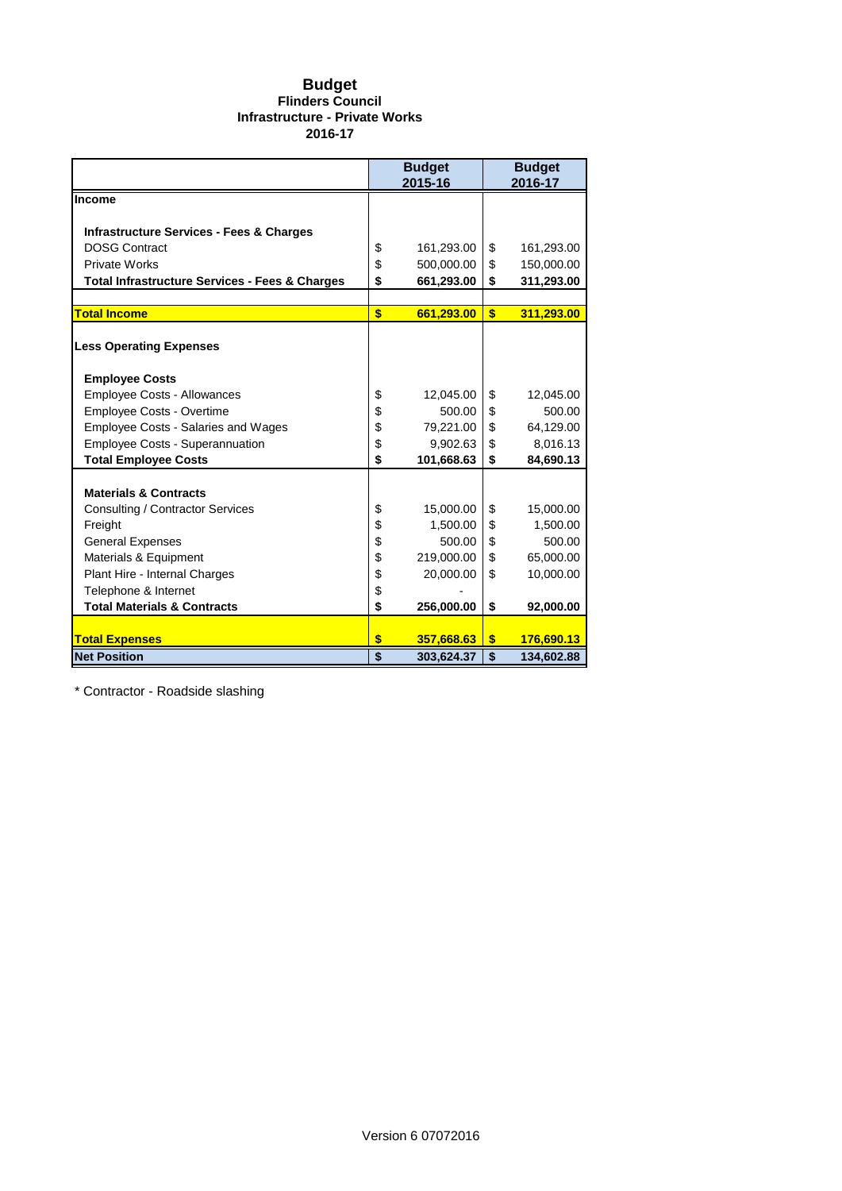# Budget

## Flinders Council

## Infrastructure - Private Works

## 2016-17

| | Budget 2015-16 | Budget 2016-17 |
|---|---|---|
| **Income** | | |
| **Infrastructure Services - Fees & Charges** | | |
| DOSG Contract | $ 161,293.00 | $ 161,293.00 |
| Private Works | $ 500,000.00 | $ 150,000.00 |
| **Total Infrastructure Services - Fees & Charges** | **$ 661,293.00** | **$ 311,293.00** |
| **Total Income** | **$ 661,293.00** | **$ 311,293.00** |
| **Less Operating Expenses** | | |
| **Employee Costs** | | |
| Employee Costs - Allowances | $ 12,045.00 | $ 12,045.00 |
| Employee Costs - Overtime | $ 500.00 | $ 500.00 |
| Employee Costs - Salaries and Wages | $ 79,221.00 | $ 64,129.00 |
| Employee Costs - Superannuation | $ 9,902.63 | $ 8,016.13 |
| **Total Employee Costs** | **$ 101,668.63** | **$ 84,690.13** |
| **Materials & Contracts** | | |
| Consulting / Contractor Services | $ 15,000.00 | $ 15,000.00 |
| Freight | $ 1,500.00 | $ 1,500.00 |
| General Expenses | $ 500.00 | $ 500.00 |
| Materials & Equipment | $ 219,000.00 | $ 65,000.00 |
| Plant Hire - Internal Charges | $ 20,000.00 | $ 10,000.00 |
| Telephone & Internet | $ - | |
| **Total Materials & Contracts** | **$ 256,000.00** | **$ 92,000.00** |
| **Total Expenses** | **$ 357,668.63** | **$ 176,690.13** |
| **Net Position** | **$ 303,624.37** | **$ 134,602.88** |

* Contractor - Roadside slashing

Version 6 07072016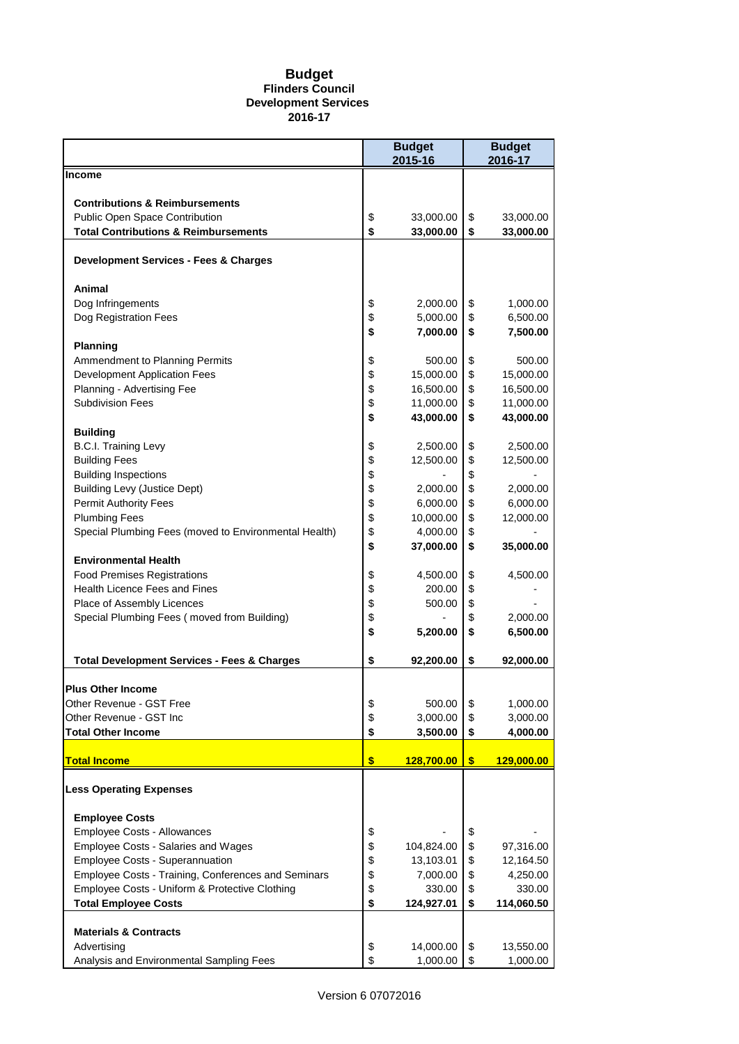# Budget
## Flinders Council
## Development Services
## 2016-17

| | Budget 2015-16 | Budget 2016-17 |
|---|---|---|
| **Income** | | |
| **Contributions & Reimbursements** | | |
| Public Open Space Contribution | $ 33,000.00 | $ 33,000.00 |
| **Total Contributions & Reimbursements** | **$ 33,000.00** | **$ 33,000.00** |
| **Development Services - Fees & Charges** | | |
| **Animal** | | |
| Dog Infringements | $ 2,000.00 | $ 1,000.00 |
| Dog Registration Fees | $ 5,000.00 | $ 6,500.00 |
| | **$ 7,000.00** | **$ 7,500.00** |
| **Planning** | | |
| Ammendment to Planning Permits | $ 500.00 | $ 500.00 |
| Development Application Fees | $ 15,000.00 | $ 15,000.00 |
| Planning - Advertising Fee | $ 16,500.00 | $ 16,500.00 |
| Subdivision Fees | $ 11,000.00 | $ 11,000.00 |
| | **$ 43,000.00** | **$ 43,000.00** |
| **Building** | | |
| B.C.I. Training Levy | $ 2,500.00 | $ 2,500.00 |
| Building Fees | $ 12,500.00 | $ 12,500.00 |
| Building Inspections | $ - | $ - |
| Building Levy (Justice Dept) | $ 2,000.00 | $ 2,000.00 |
| Permit Authority Fees | $ 6,000.00 | $ 6,000.00 |
| Plumbing Fees | $ 10,000.00 | $ 12,000.00 |
| Special Plumbing Fees (moved to Environmental Health) | $ 4,000.00 | $ - |
| | **$ 37,000.00** | **$ 35,000.00** |
| **Environmental Health** | | |
| Food Premises Registrations | $ 4,500.00 | $ 4,500.00 |
| Health Licence Fees and Fines | $ 200.00 | $ - |
| Place of Assembly Licences | $ 500.00 | $ - |
| Special Plumbing Fees ( moved from Building) | $ - | $ 2,000.00 |
| | **$ 5,200.00** | **$ 6,500.00** |
| **Total Development Services - Fees & Charges** | **$ 92,200.00** | **$ 92,000.00** |
| **Plus Other Income** | | |
| Other Revenue - GST Free | $ 500.00 | $ 1,000.00 |
| Other Revenue - GST Inc | $ 3,000.00 | $ 3,000.00 |
| **Total Other Income** | **$ 3,500.00** | **$ 4,000.00** |
| **Total Income** | **$ 128,700.00** | **$ 129,000.00** |
| **Less Operating Expenses** | | |
| **Employee Costs** | | |
| Employee Costs - Allowances | $ - | $ - |
| Employee Costs - Salaries and Wages | $ 104,824.00 | $ 97,316.00 |
| Employee Costs - Superannuation | $ 13,103.01 | $ 12,164.50 |
| Employee Costs - Training, Conferences and Seminars | $ 7,000.00 | $ 4,250.00 |
| Employee Costs - Uniform & Protective Clothing | $ 330.00 | $ 330.00 |
| **Total Employee Costs** | **$ 124,927.01** | **$ 114,060.50** |
| **Materials & Contracts** | | |
| Advertising | $ 14,000.00 | $ 13,550.00 |
| Analysis and Environmental Sampling Fees | $ 1,000.00 | $ 1,000.00 |

Version 6 07072016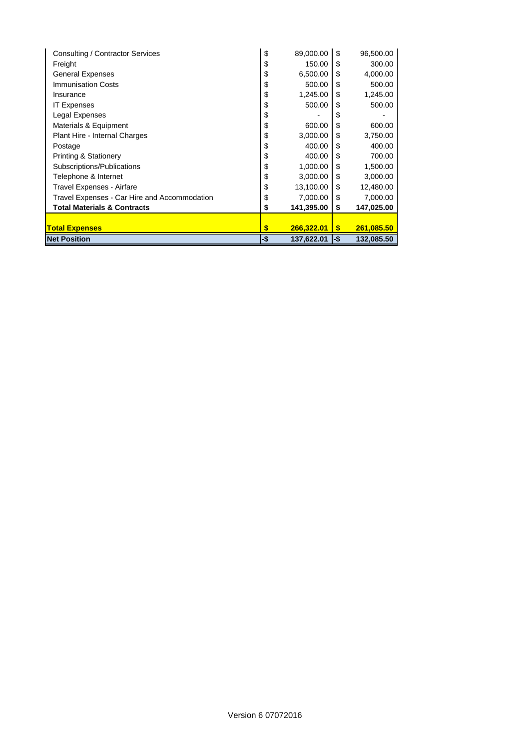| | | |
|---|---|---|
| Consulting / Contractor Services | $ 89,000.00 | $ 96,500.00 |
| Freight | $ 150.00 | $ 300.00 |
| General Expenses | $ 6,500.00 | $ 4,000.00 |
| Immunisation Costs | $ 500.00 | $ 500.00 |
| Insurance | $ 1,245.00 | $ 1,245.00 |
| IT Expenses | $ 500.00 | $ 500.00 |
| Legal Expenses | $ - | $ - |
| Materials & Equipment | $ 600.00 | $ 600.00 |
| Plant Hire - Internal Charges | $ 3,000.00 | $ 3,750.00 |
| Postage | $ 400.00 | $ 400.00 |
| Printing & Stationery | $ 400.00 | $ 700.00 |
| Subscriptions/Publications | $ 1,000.00 | $ 1,500.00 |
| Telephone & Internet | $ 3,000.00 | $ 3,000.00 |
| Travel Expenses - Airfare | $ 13,100.00 | $ 12,480.00 |
| Travel Expenses - Car Hire and Accommodation | $ 7,000.00 | $ 7,000.00 |
| **Total Materials & Contracts** | **$ 141,395.00** | **$ 147,025.00** |
| | | |
| **Total Expenses** | **$ 266,322.01** | **$ 261,085.50** |
| **Net Position** | **-$ 137,622.01** | **-$ 132,085.50** |

Version 6 07072016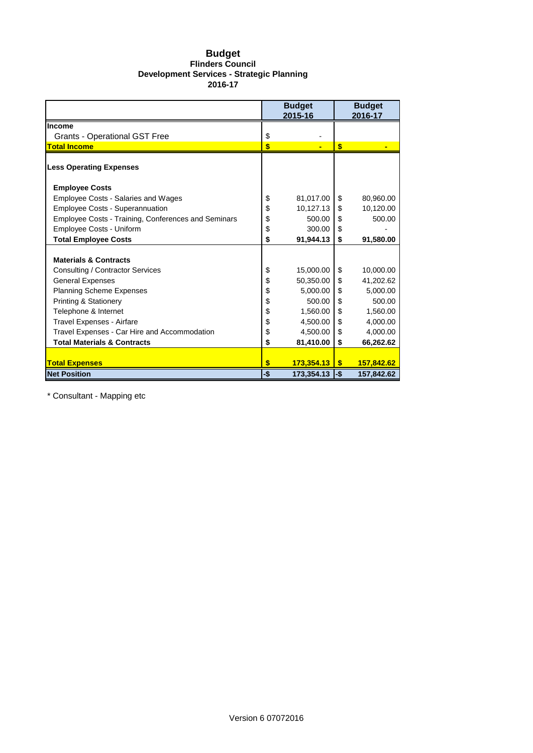# Budget

## Flinders Council

## Development Services - Strategic Planning

## 2016-17

| | Budget 2015-16 | Budget 2016-17 |
|---|---|---|
| **Income** | | |
| Grants - Operational GST Free | $ - | |
| **Total Income** | **$ -** | **$ -** |
| **Less Operating Expenses** | | |
| **Employee Costs** | | |
| Employee Costs - Salaries and Wages | $ 81,017.00 | $ 80,960.00 |
| Employee Costs - Superannuation | $ 10,127.13 | $ 10,120.00 |
| Employee Costs - Training, Conferences and Seminars | $ 500.00 | $ 500.00 |
| Employee Costs - Uniform | $ 300.00 | $ - |
| **Total Employee Costs** | **$ 91,944.13** | **$ 91,580.00** |
| **Materials & Contracts** | | |
| Consulting / Contractor Services | $ 15,000.00 | $ 10,000.00 |
| General Expenses | $ 50,350.00 | $ 41,202.62 |
| Planning Scheme Expenses | $ 5,000.00 | $ 5,000.00 |
| Printing & Stationery | $ 500.00 | $ 500.00 |
| Telephone & Internet | $ 1,560.00 | $ 1,560.00 |
| Travel Expenses - Airfare | $ 4,500.00 | $ 4,000.00 |
| Travel Expenses - Car Hire and Accommodation | $ 4,500.00 | $ 4,000.00 |
| **Total Materials & Contracts** | **$ 81,410.00** | **$ 66,262.62** |
| **Total Expenses** | **$ 173,354.13** | **$ 157,842.62** |
| **Net Position** | **-$ 173,354.13** | **-$ 157,842.62** |

* Consultant - Mapping etc

Version 6 07072016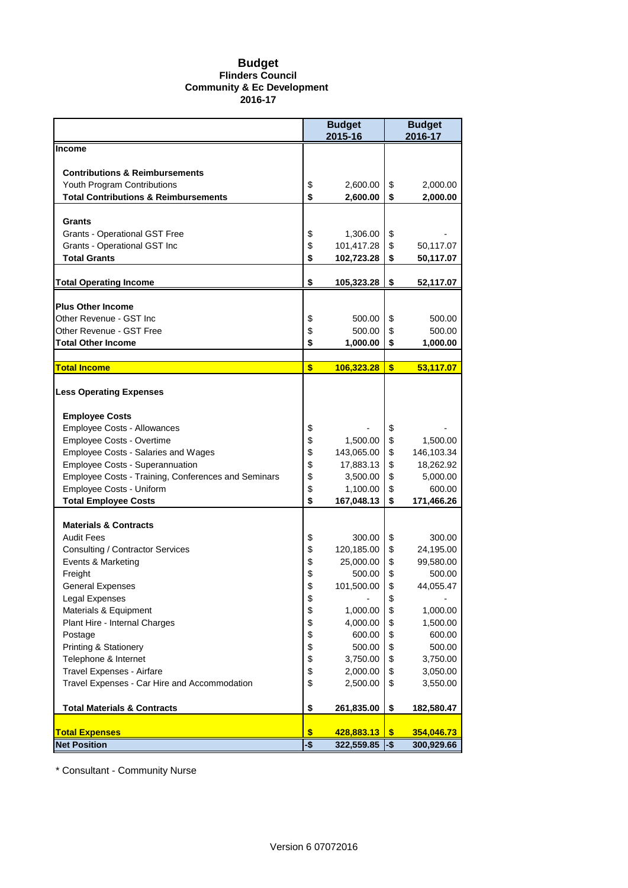# Budget
## Flinders Council
## Community & Ec Development
## 2016-17

| | Budget 2015-16 | Budget 2016-17 |
|---|---|---|
| **Income** | | |
| **Contributions & Reimbursements** | | |
| Youth Program Contributions | $ 2,600.00 | $ 2,000.00 |
| **Total Contributions & Reimbursements** | **$ 2,600.00** | **$ 2,000.00** |
| **Grants** | | |
| Grants - Operational GST Free | $ 1,306.00 | $ - |
| Grants - Operational GST Inc | $ 101,417.28 | $ 50,117.07 |
| **Total Grants** | **$ 102,723.28** | **$ 50,117.07** |
| **Total Operating Income** | **$ 105,323.28** | **$ 52,117.07** |
| **Plus Other Income** | | |
| Other Revenue - GST Inc | $ 500.00 | $ 500.00 |
| Other Revenue - GST Free | $ 500.00 | $ 500.00 |
| **Total Other Income** | **$ 1,000.00** | **$ 1,000.00** |
| **Total Income** | **$ 106,323.28** | **$ 53,117.07** |
| **Less Operating Expenses** | | |
| **Employee Costs** | | |
| Employee Costs - Allowances | $ - | $ - |
| Employee Costs - Overtime | $ 1,500.00 | $ 1,500.00 |
| Employee Costs - Salaries and Wages | $ 143,065.00 | $ 146,103.34 |
| Employee Costs - Superannuation | $ 17,883.13 | $ 18,262.92 |
| Employee Costs - Training, Conferences and Seminars | $ 3,500.00 | $ 5,000.00 |
| Employee Costs - Uniform | $ 1,100.00 | $ 600.00 |
| **Total Employee Costs** | **$ 167,048.13** | **$ 171,466.26** |
| **Materials & Contracts** | | |
| Audit Fees | $ 300.00 | $ 300.00 |
| Consulting / Contractor Services | $ 120,185.00 | $ 24,195.00 |
| Events & Marketing | $ 25,000.00 | $ 99,580.00 |
| Freight | $ 500.00 | $ 500.00 |
| General Expenses | $ 101,500.00 | $ 44,055.47 |
| Legal Expenses | $ - | $ - |
| Materials & Equipment | $ 1,000.00 | $ 1,000.00 |
| Plant Hire - Internal Charges | $ 4,000.00 | $ 1,500.00 |
| Postage | $ 600.00 | $ 600.00 |
| Printing & Stationery | $ 500.00 | $ 500.00 |
| Telephone & Internet | $ 3,750.00 | $ 3,750.00 |
| Travel Expenses - Airfare | $ 2,000.00 | $ 3,050.00 |
| Travel Expenses - Car Hire and Accommodation | $ 2,500.00 | $ 3,550.00 |
| **Total Materials & Contracts** | **$ 261,835.00** | **$ 182,580.47** |
| **Total Expenses** | **$ 428,883.13** | **$ 354,046.73** |
| **Net Position** | **-$ 322,559.85** | **-$ 300,929.66** |

* Consultant - Community Nurse

Version 6 07072016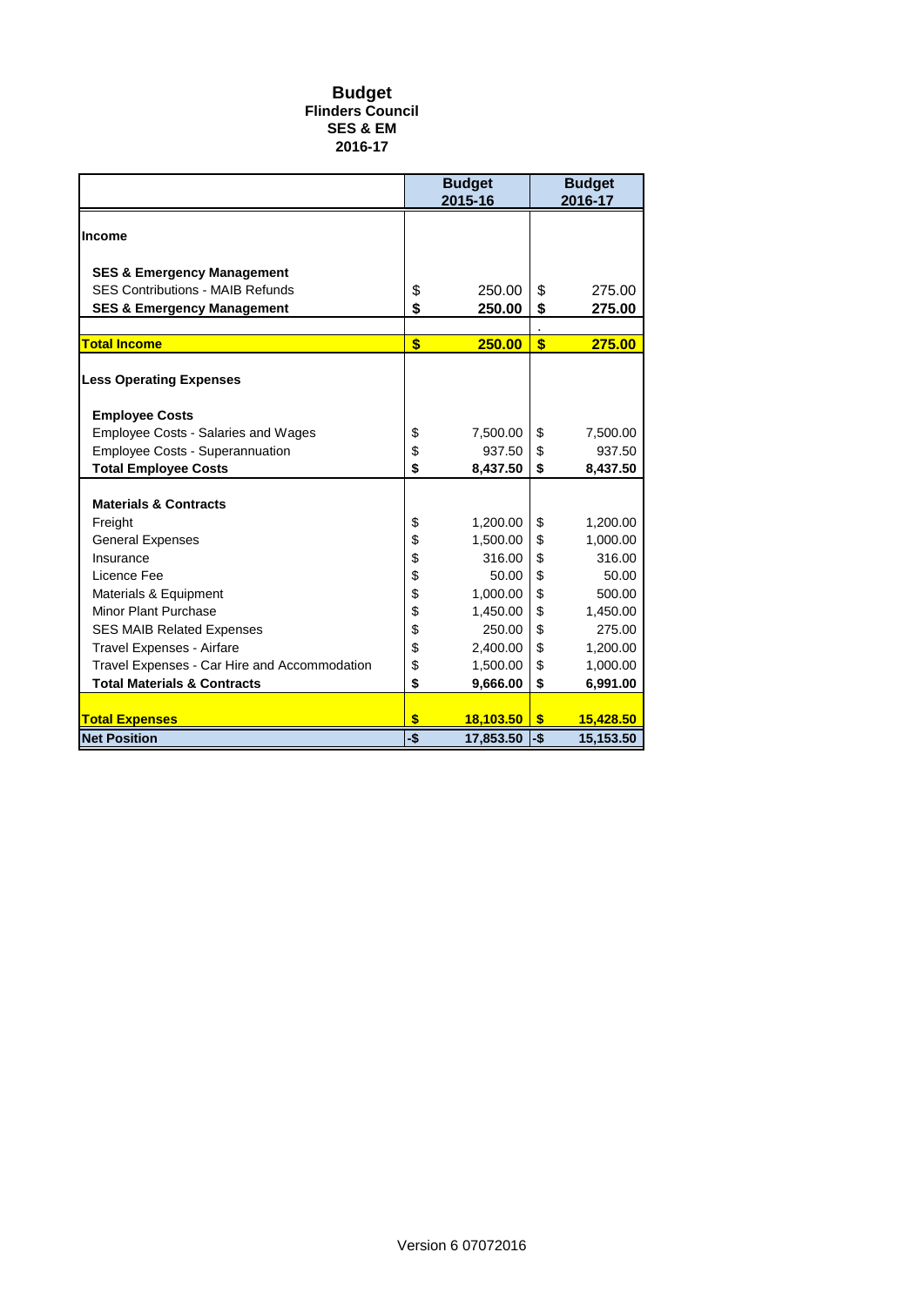# Budget

### Flinders Council
### SES & EM
### 2016-17

| | Budget 2015-16 | Budget 2016-17 |
|---|---|---|
| **Income** | | |
| **SES & Emergency Management** | | |
| SES Contributions - MAIB Refunds | $ 250.00 | $ 275.00 |
| **SES & Emergency Management** | **$ 250.00** | **$ 275.00** |
| **Total Income** | **$ 250.00** | **$ 275.00** |
| **Less Operating Expenses** | | |
| **Employee Costs** | | |
| Employee Costs - Salaries and Wages | $ 7,500.00 | $ 7,500.00 |
| Employee Costs - Superannuation | $ 937.50 | $ 937.50 |
| **Total Employee Costs** | **$ 8,437.50** | **$ 8,437.50** |
| **Materials & Contracts** | | |
| Freight | $ 1,200.00 | $ 1,200.00 |
| General Expenses | $ 1,500.00 | $ 1,000.00 |
| Insurance | $ 316.00 | $ 316.00 |
| Licence Fee | $ 50.00 | $ 50.00 |
| Materials & Equipment | $ 1,000.00 | $ 500.00 |
| Minor Plant Purchase | $ 1,450.00 | $ 1,450.00 |
| SES MAIB Related Expenses | $ 250.00 | $ 275.00 |
| Travel Expenses - Airfare | $ 2,400.00 | $ 1,200.00 |
| Travel Expenses - Car Hire and Accommodation | $ 1,500.00 | $ 1,000.00 |
| **Total Materials & Contracts** | **$ 9,666.00** | **$ 6,991.00** |
| **Total Expenses** | **$ 18,103.50** | **$ 15,428.50** |
| **Net Position** | **-$ 17,853.50** | **-$ 15,153.50** |

Version 6 07072016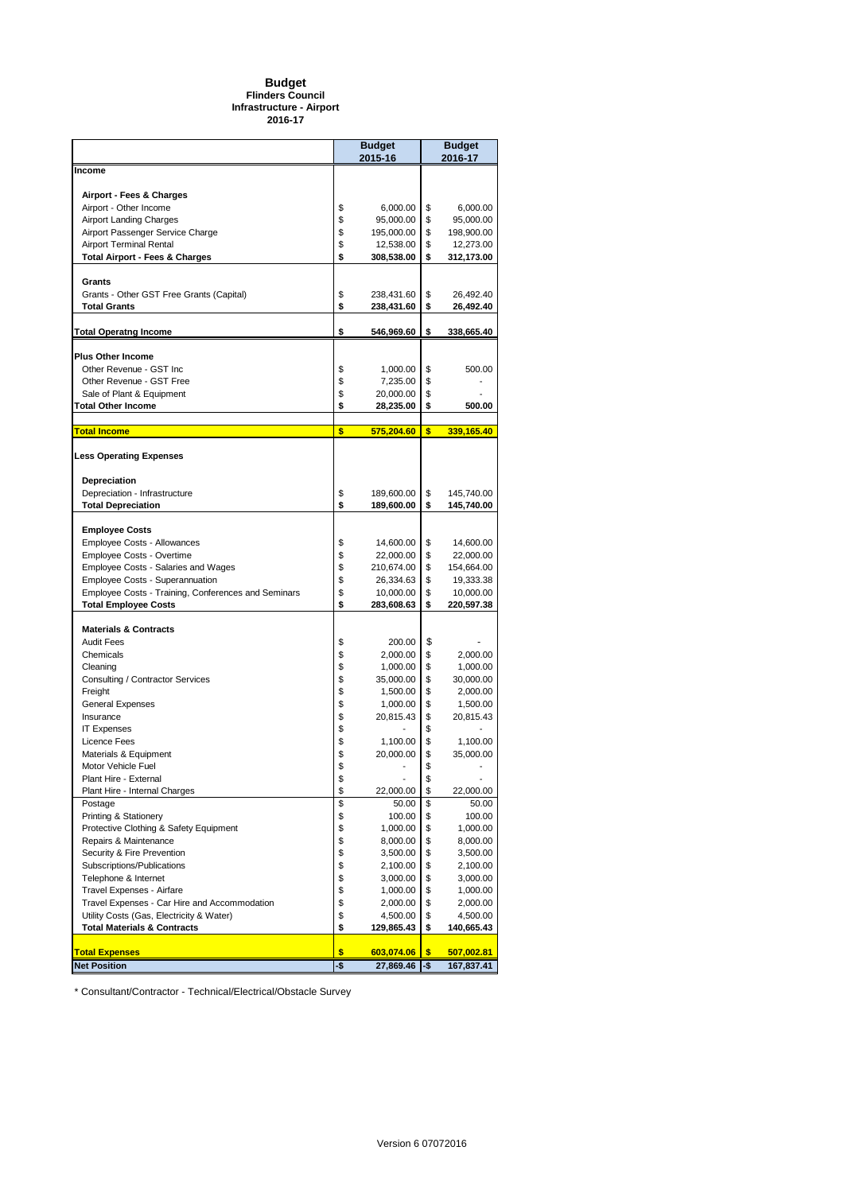# Budget

## Flinders Council

### Infrastructure - Airport

### 2016-17

| | Budget 2015-16 | Budget 2016-17 |
|---|---|---|
| **Income** | | |
| **Airport - Fees & Charges** | | |
| Airport - Other Income | $ 6,000.00 | $ 6,000.00 |
| Airport Landing Charges | $ 95,000.00 | $ 95,000.00 |
| Airport Passenger Service Charge | $ 195,000.00 | $ 198,900.00 |
| Airport Terminal Rental | $ 12,538.00 | $ 12,273.00 |
| **Total Airport - Fees & Charges** | **$ 308,538.00** | **$ 312,173.00** |
| **Grants** | | |
| Grants - Other GST Free Grants (Capital) | $ 238,431.60 | $ 26,492.40 |
| **Total Grants** | **$ 238,431.60** | **$ 26,492.40** |
| **Total Operatng Income** | **$ 546,969.60** | **$ 338,665.40** |
| **Plus Other Income** | | |
| Other Revenue - GST Inc | $ 1,000.00 | $ 500.00 |
| Other Revenue - GST Free | $ 7,235.00 | $ - |
| Sale of Plant & Equipment | $ 20,000.00 | $ - |
| **Total Other Income** | **$ 28,235.00** | **$ 500.00** |
| **Total Income** | **$ 575,204.60** | **$ 339,165.40** |
| **Less Operating Expenses** | | |
| **Depreciation** | | |
| Depreciation - Infrastructure | $ 189,600.00 | $ 145,740.00 |
| **Total Depreciation** | **$ 189,600.00** | **$ 145,740.00** |
| **Employee Costs** | | |
| Employee Costs - Allowances | $ 14,600.00 | $ 14,600.00 |
| Employee Costs - Overtime | $ 22,000.00 | $ 22,000.00 |
| Employee Costs - Salaries and Wages | $ 210,674.00 | $ 154,664.00 |
| Employee Costs - Superannuation | $ 26,334.63 | $ 19,333.38 |
| Employee Costs - Training, Conferences and Seminars | $ 10,000.00 | $ 10,000.00 |
| **Total Employee Costs** | **$ 283,608.63** | **$ 220,597.38** |
| **Materials & Contracts** | | |
| Audit Fees | $ 200.00 | $ - |
| Chemicals | $ 2,000.00 | $ 2,000.00 |
| Cleaning | $ 1,000.00 | $ 1,000.00 |
| Consulting / Contractor Services | $ 35,000.00 | $ 30,000.00 |
| Freight | $ 1,500.00 | $ 2,000.00 |
| General Expenses | $ 1,000.00 | $ 1,500.00 |
| Insurance | $ 20,815.43 | $ 20,815.43 |
| IT Expenses | $ - | $ - |
| Licence Fees | $ 1,100.00 | $ 1,100.00 |
| Materials & Equipment | $ 20,000.00 | $ 35,000.00 |
| Motor Vehicle Fuel | $ - | $ - |
| Plant Hire - External | $ - | $ - |
| Plant Hire - Internal Charges | $ 22,000.00 | $ 22,000.00 |
| Postage | $ 50.00 | $ 50.00 |
| Printing & Stationery | $ 100.00 | $ 100.00 |
| Protective Clothing & Safety Equipment | $ 1,000.00 | $ 1,000.00 |
| Repairs & Maintenance | $ 8,000.00 | $ 8,000.00 |
| Security & Fire Prevention | $ 3,500.00 | $ 3,500.00 |
| Subscriptions/Publications | $ 2,100.00 | $ 2,100.00 |
| Telephone & Internet | $ 3,000.00 | $ 3,000.00 |
| Travel Expenses - Airfare | $ 1,000.00 | $ 1,000.00 |
| Travel Expenses - Car Hire and Accommodation | $ 2,000.00 | $ 2,000.00 |
| Utility Costs (Gas, Electricity & Water) | $ 4,500.00 | $ 4,500.00 |
| **Total Materials & Contracts** | **$ 129,865.43** | **$ 140,665.43** |
| **Total Expenses** | **$ 603,074.06** | **$ 507,002.81** |
| **Net Position** | **-$ 27,869.46** | **-$ 167,837.41** |

* Consultant/Contractor - Technical/Electrical/Obstacle Survey

Version 6 07072016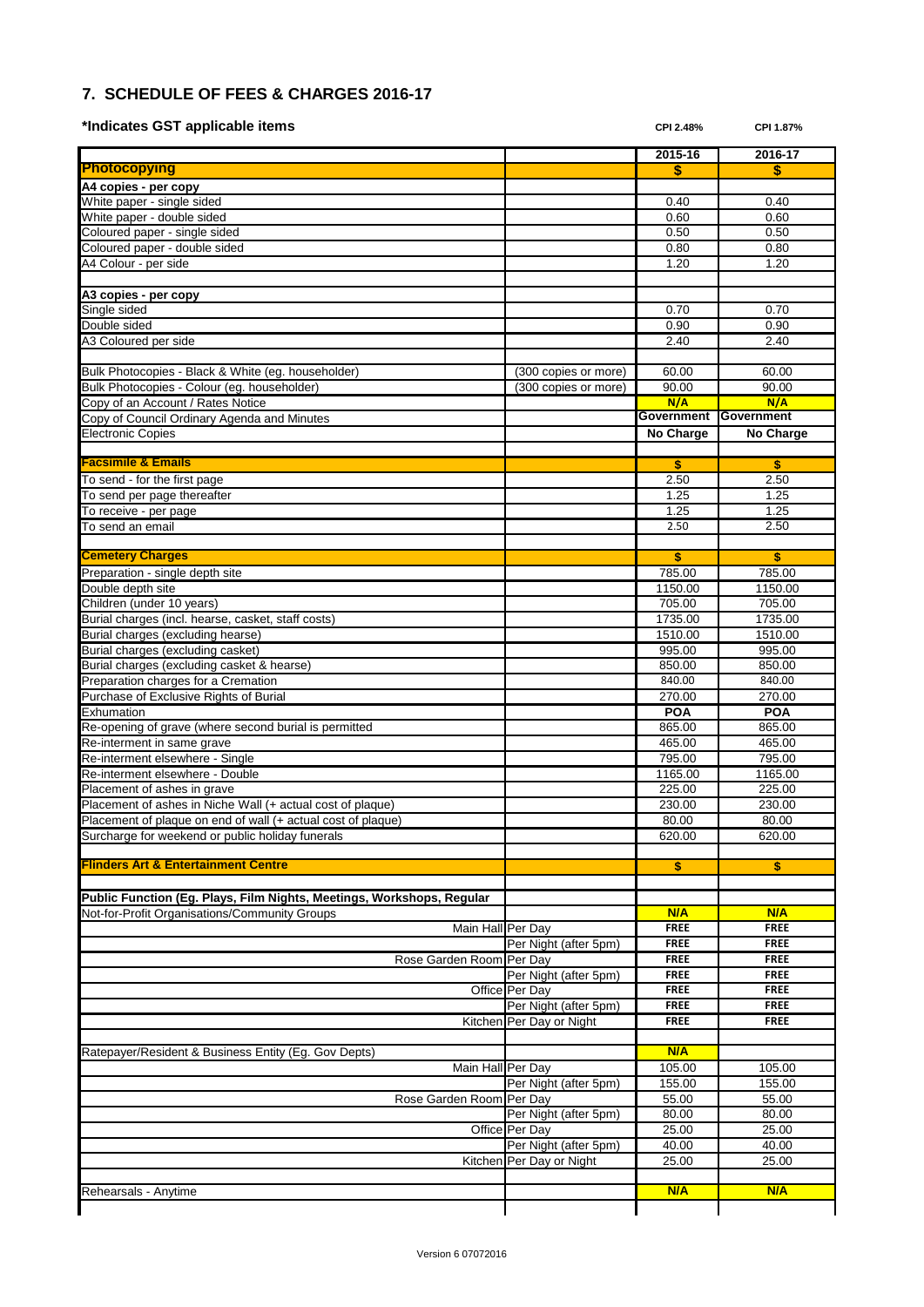## 7. SCHEDULE OF FEES & CHARGES 2016-17

**\*Indicates GST applicable items**

| | | CPI 2.48% | CPI 1.87% |
|---|---|---|---|
| | | **2015-16** | **2016-17** |
| **Photocopying** | | **$** | **$** |
| **A4 copies - per copy** | | | |
| White paper - single sided | | 0.40 | 0.40 |
| White paper - double sided | | 0.60 | 0.60 |
| Coloured paper - single sided | | 0.50 | 0.50 |
| Coloured paper - double sided | | 0.80 | 0.80 |
| A4 Colour - per side | | 1.20 | 1.20 |
| | | | |
| **A3 copies - per copy** | | | |
| Single sided | | 0.70 | 0.70 |
| Double sided | | 0.90 | 0.90 |
| A3 Coloured per side | | 2.40 | 2.40 |
| | | | |
| Bulk Photocopies - Black & White (eg. householder) | (300 copies or more) | 60.00 | 60.00 |
| Bulk Photocopies - Colour (eg. householder) | (300 copies or more) | 90.00 | 90.00 |
| Copy of an Account / Rates Notice | | **N/A** | **N/A** |
| Copy of Council Ordinary Agenda and Minutes | | **Government** | **Government** |
| Electronic Copies | | **No Charge** | **No Charge** |
| | | | |
| **Facsimile & Emails** | | **$** | **$** |
| To send - for the first page | | 2.50 | 2.50 |
| To send per page thereafter | | 1.25 | 1.25 |
| To receive - per page | | 1.25 | 1.25 |
| To send an email | | 2.50 | 2.50 |
| | | | |
| **Cemetery Charges** | | **$** | **$** |
| Preparation - single depth site | | 785.00 | 785.00 |
| Double depth site | | 1150.00 | 1150.00 |
| Children (under 10 years) | | 705.00 | 705.00 |
| Burial charges (incl. hearse, casket, staff costs) | | 1735.00 | 1735.00 |
| Burial charges (excluding hearse) | | 1510.00 | 1510.00 |
| Burial charges (excluding casket) | | 995.00 | 995.00 |
| Burial charges (excluding casket & hearse) | | 850.00 | 850.00 |
| Preparation charges for a Cremation | | 840.00 | 840.00 |
| Purchase of Exclusive Rights of Burial | | 270.00 | 270.00 |
| Exhumation | | **POA** | **POA** |
| Re-opening of grave (where second burial is permitted | | 865.00 | 865.00 |
| Re-interment in same grave | | 465.00 | 465.00 |
| Re-interment elsewhere - Single | | 795.00 | 795.00 |
| Re-interment elsewhere - Double | | 1165.00 | 1165.00 |
| Placement of ashes in grave | | 225.00 | 225.00 |
| Placement of ashes in Niche Wall (+ actual cost of plaque) | | 230.00 | 230.00 |
| Placement of plaque on end of wall (+ actual cost of plaque) | | 80.00 | 80.00 |
| Surcharge for weekend or public holiday funerals | | 620.00 | 620.00 |
| | | | |
| **Flinders Art & Entertainment Centre** | | **$** | **$** |
| | | | |
| **Public Function (Eg. Plays, Film Nights, Meetings, Workshops, Regular** | | | |
| Not-for-Profit Organisations/Community Groups | | **N/A** | **N/A** |
| Main Hall | Per Day | FREE | FREE |
| | Per Night (after 5pm) | FREE | FREE |
| Rose Garden Room | Per Day | FREE | FREE |
| | Per Night (after 5pm) | FREE | FREE |
| Office | Per Day | FREE | FREE |
| | Per Night (after 5pm) | FREE | FREE |
| Kitchen | Per Day or Night | FREE | FREE |
| | | | |
| Ratepayer/Resident & Business Entity (Eg. Gov Depts) | | **N/A** | |
| Main Hall | Per Day | 105.00 | 105.00 |
| | Per Night (after 5pm) | 155.00 | 155.00 |
| Rose Garden Room | Per Day | 55.00 | 55.00 |
| | Per Night (after 5pm) | 80.00 | 80.00 |
| Office | Per Day | 25.00 | 25.00 |
| | Per Night (after 5pm) | 40.00 | 40.00 |
| Kitchen | Per Day or Night | 25.00 | 25.00 |
| | | | |
| Rehearsals - Anytime | | **N/A** | **N/A** |

Version 6 07072016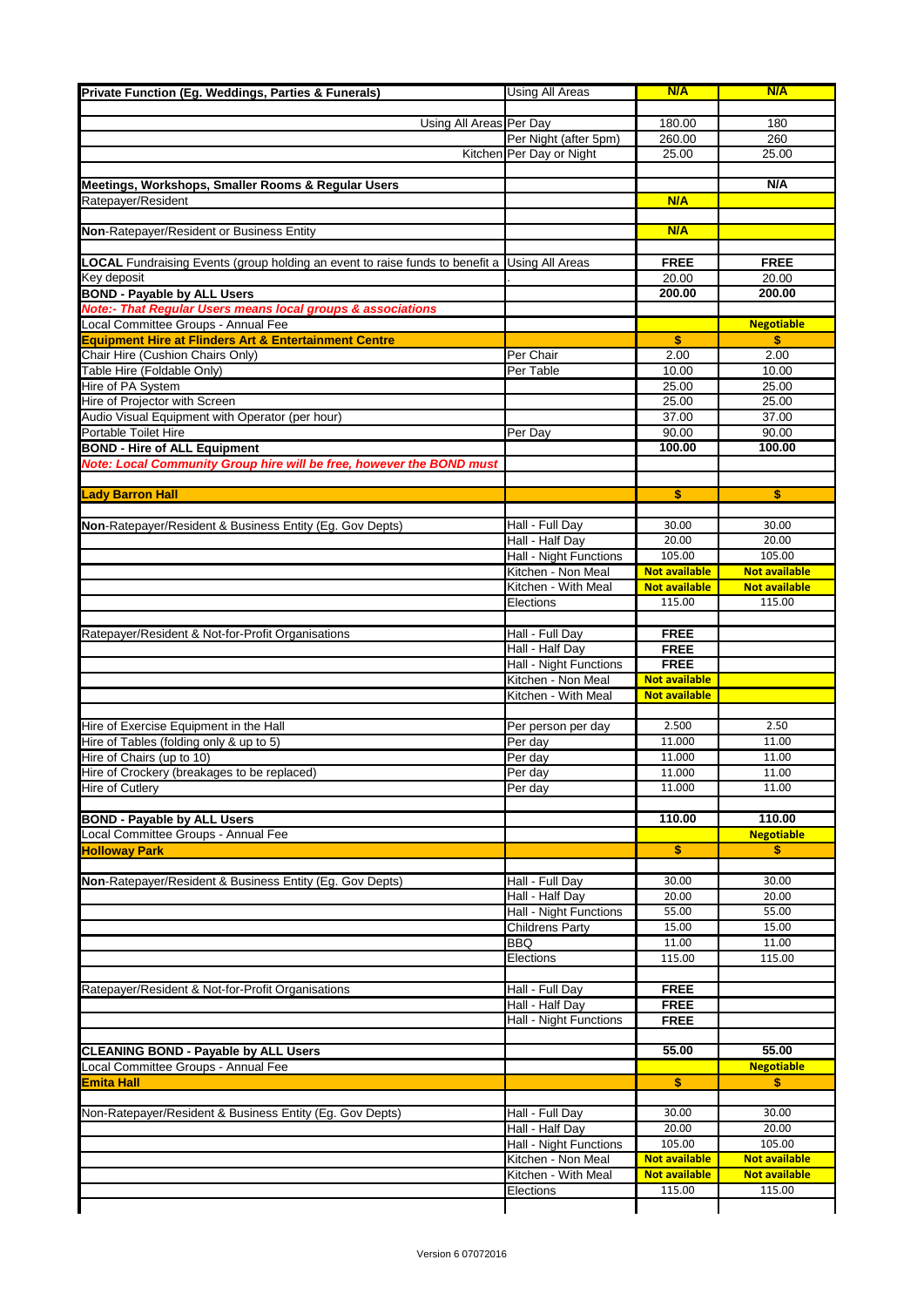| | | | |
|---|---|---|---|
| **Private Function (Eg. Weddings, Parties & Funerals)** | Using All Areas | **N/A** | **N/A** |
| | | | |
| Using All Areas | Per Day | 180.00 | 180 |
| | Per Night (after 5pm) | 260.00 | 260 |
| Kitchen | Per Day or Night | 25.00 | 25.00 |
| | | | |
| **Meetings, Workshops, Smaller Rooms & Regular Users** | | | **N/A** |
| Ratepayer/Resident | | **N/A** | |
| | | | |
| **Non**-Ratepayer/Resident or Business Entity | | **N/A** | |
| | | | |
| **LOCAL** Fundraising Events (group holding an event to raise funds to benefit a | Using All Areas | **FREE** | **FREE** |
| Key deposit | . | 20.00 | 20.00 |
| **BOND - Payable by ALL Users** | | **200.00** | **200.00** |
| ***Note:- That Regular Users means local groups & associations*** | | | |
| Local Committee Groups - Annual Fee | | | **Negotiable** |
| **Equipment Hire at Flinders Art & Entertainment Centre** | | **$** | **$** |
| Chair Hire (Cushion Chairs Only) | Per Chair | 2.00 | 2.00 |
| Table Hire (Foldable Only) | Per Table | 10.00 | 10.00 |
| Hire of PA System | | 25.00 | 25.00 |
| Hire of Projector with Screen | | 25.00 | 25.00 |
| Audio Visual Equipment with Operator (per hour) | | 37.00 | 37.00 |
| Portable Toilet Hire | Per Day | 90.00 | 90.00 |
| **BOND - Hire of ALL Equipment** | | **100.00** | **100.00** |
| ***Note: Local Community Group hire will be free, however the BOND must*** | | | |
| | | | |
| **Lady Barron Hall** | | **$** | **$** |
| | | | |
| **Non**-Ratepayer/Resident & Business Entity (Eg. Gov Depts) | Hall - Full Day | 30.00 | 30.00 |
| | Hall - Half Day | 20.00 | 20.00 |
| | Hall - Night Functions | 105.00 | 105.00 |
| | Kitchen - Non Meal | **Not available** | **Not available** |
| | Kitchen - With Meal | **Not available** | **Not available** |
| | Elections | 115.00 | 115.00 |
| | | | |
| Ratepayer/Resident & Not-for-Profit Organisations | Hall - Full Day | **FREE** | |
| | Hall - Half Day | **FREE** | |
| | Hall - Night Functions | **FREE** | |
| | Kitchen - Non Meal | **Not available** | |
| | Kitchen - With Meal | **Not available** | |
| | | | |
| Hire of Exercise Equipment in the Hall | Per person per day | 2.500 | 2.50 |
| Hire of Tables (folding only & up to 5) | Per day | 11.000 | 11.00 |
| Hire of Chairs (up to 10) | Per day | 11.000 | 11.00 |
| Hire of Crockery (breakages to be replaced) | Per day | 11.000 | 11.00 |
| Hire of Cutlery | Per day | 11.000 | 11.00 |
| | | | |
| **BOND - Payable by ALL Users** | | **110.00** | **110.00** |
| Local Committee Groups - Annual Fee | | | **Negotiable** |
| **Holloway Park** | | **$** | **$** |
| | | | |
| **Non**-Ratepayer/Resident & Business Entity (Eg. Gov Depts) | Hall - Full Day | 30.00 | 30.00 |
| | Hall - Half Day | 20.00 | 20.00 |
| | Hall - Night Functions | 55.00 | 55.00 |
| | Childrens Party | 15.00 | 15.00 |
| | BBQ | 11.00 | 11.00 |
| | Elections | 115.00 | 115.00 |
| | | | |
| Ratepayer/Resident & Not-for-Profit Organisations | Hall - Full Day | **FREE** | |
| | Hall - Half Day | **FREE** | |
| | Hall - Night Functions | **FREE** | |
| | | | |
| **CLEANING BOND - Payable by ALL Users** | | **55.00** | **55.00** |
| Local Committee Groups - Annual Fee | | | **Negotiable** |
| **Emita Hall** | | **$** | **$** |
| | | | |
| Non-Ratepayer/Resident & Business Entity (Eg. Gov Depts) | Hall - Full Day | 30.00 | 30.00 |
| | Hall - Half Day | 20.00 | 20.00 |
| | Hall - Night Functions | 105.00 | 105.00 |
| | Kitchen - Non Meal | **Not available** | **Not available** |
| | Kitchen - With Meal | **Not available** | **Not available** |
| | Elections | 115.00 | 115.00 |

Version 6 07072016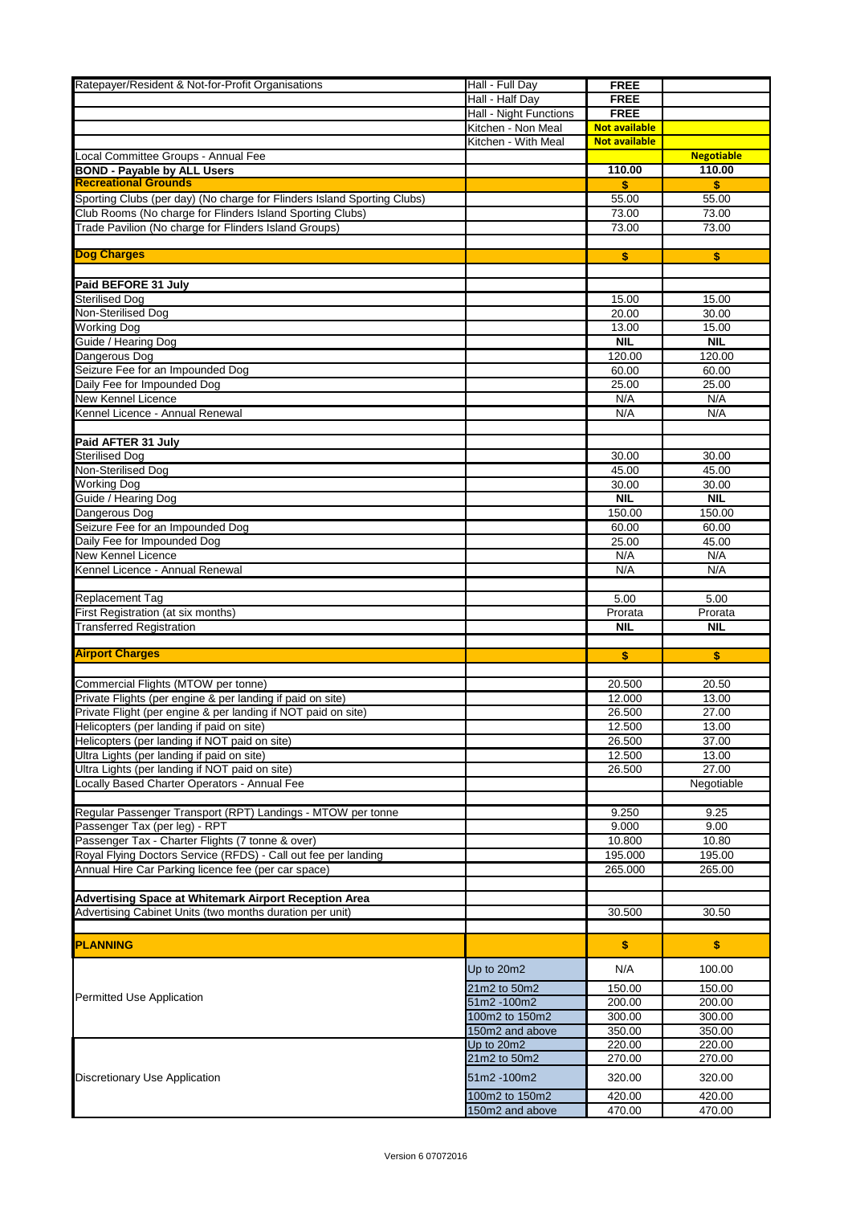| | | | |
|---|---|---|---|
| Ratepayer/Resident & Not-for-Profit Organisations | Hall - Full Day | **FREE** | |
| | Hall - Half Day | **FREE** | |
| | Hall - Night Functions | **FREE** | |
| | Kitchen - Non Meal | **Not available** | |
| | Kitchen - With Meal | **Not available** | |
| Local Committee Groups - Annual Fee | | | **Negotiable** |
| **BOND - Payable by ALL Users** | | **110.00** | **110.00** |
| **Recreational Grounds** | | **$** | **$** |
| Sporting Clubs (per day) (No charge for Flinders Island Sporting Clubs) | | 55.00 | 55.00 |
| Club Rooms (No charge for Flinders Island Sporting Clubs) | | 73.00 | 73.00 |
| Trade Pavilion (No charge for Flinders Island Groups) | | 73.00 | 73.00 |
| | | | |
| **Dog Charges** | | **$** | **$** |
| | | | |
| **Paid BEFORE 31 July** | | | |
| Sterilised Dog | | 15.00 | 15.00 |
| Non-Sterilised Dog | | 20.00 | 30.00 |
| Working Dog | | 13.00 | 15.00 |
| Guide / Hearing Dog | | **NIL** | **NIL** |
| Dangerous Dog | | 120.00 | 120.00 |
| Seizure Fee for an Impounded Dog | | 60.00 | 60.00 |
| Daily Fee for Impounded Dog | | 25.00 | 25.00 |
| New Kennel Licence | | N/A | N/A |
| Kennel Licence - Annual Renewal | | N/A | N/A |
| | | | |
| **Paid AFTER 31 July** | | | |
| Sterilised Dog | | 30.00 | 30.00 |
| Non-Sterilised Dog | | 45.00 | 45.00 |
| Working Dog | | 30.00 | 30.00 |
| Guide / Hearing Dog | | **NIL** | **NIL** |
| Dangerous Dog | | 150.00 | 150.00 |
| Seizure Fee for an Impounded Dog | | 60.00 | 60.00 |
| Daily Fee for Impounded Dog | | 25.00 | 45.00 |
| New Kennel Licence | | N/A | N/A |
| Kennel Licence - Annual Renewal | | N/A | N/A |
| | | | |
| Replacement Tag | | 5.00 | 5.00 |
| First Registration (at six months) | | Prorata | Prorata |
| Transferred Registration | | **NIL** | **NIL** |
| | | | |
| **Airport Charges** | | **$** | **$** |
| | | | |
| Commercial Flights (MTOW per tonne) | | 20.500 | 20.50 |
| Private Flights (per engine & per landing if paid on site) | | 12.000 | 13.00 |
| Private Flight (per engine & per landing if NOT paid on site) | | 26.500 | 27.00 |
| Helicopters (per landing if paid on site) | | 12.500 | 13.00 |
| Helicopters (per landing if NOT paid on site) | | 26.500 | 37.00 |
| Ultra Lights (per landing if paid on site) | | 12.500 | 13.00 |
| Ultra Lights (per landing if NOT paid on site) | | 26.500 | 27.00 |
| Locally Based Charter Operators - Annual Fee | | | Negotiable |
| | | | |
| Regular Passenger Transport (RPT) Landings - MTOW per tonne | | 9.250 | 9.25 |
| Passenger Tax (per leg) - RPT | | 9.000 | 9.00 |
| Passenger Tax - Charter Flights (7 tonne & over) | | 10.800 | 10.80 |
| Royal Flying Doctors Service (RFDS) - Call out fee per landing | | 195.000 | 195.00 |
| Annual Hire Car Parking licence fee (per car space) | | 265.000 | 265.00 |
| | | | |
| **Advertising Space at Whitemark Airport Reception Area** | | | |
| Advertising Cabinet Units (two months duration per unit) | | 30.500 | 30.50 |
| | | | |
| **PLANNING** | | **$** | **$** |
| Permitted Use Application | Up to 20m2 | N/A | 100.00 |
| | 21m2 to 50m2 | 150.00 | 150.00 |
| | 51m2 -100m2 | 200.00 | 200.00 |
| | 100m2 to 150m2 | 300.00 | 300.00 |
| | 150m2 and above | 350.00 | 350.00 |
| Discretionary Use Application | Up to 20m2 | 220.00 | 220.00 |
| | 21m2 to 50m2 | 270.00 | 270.00 |
| | 51m2 -100m2 | 320.00 | 320.00 |
| | 100m2 to 150m2 | 420.00 | 420.00 |
| | 150m2 and above | 470.00 | 470.00 |

Version 6 07072016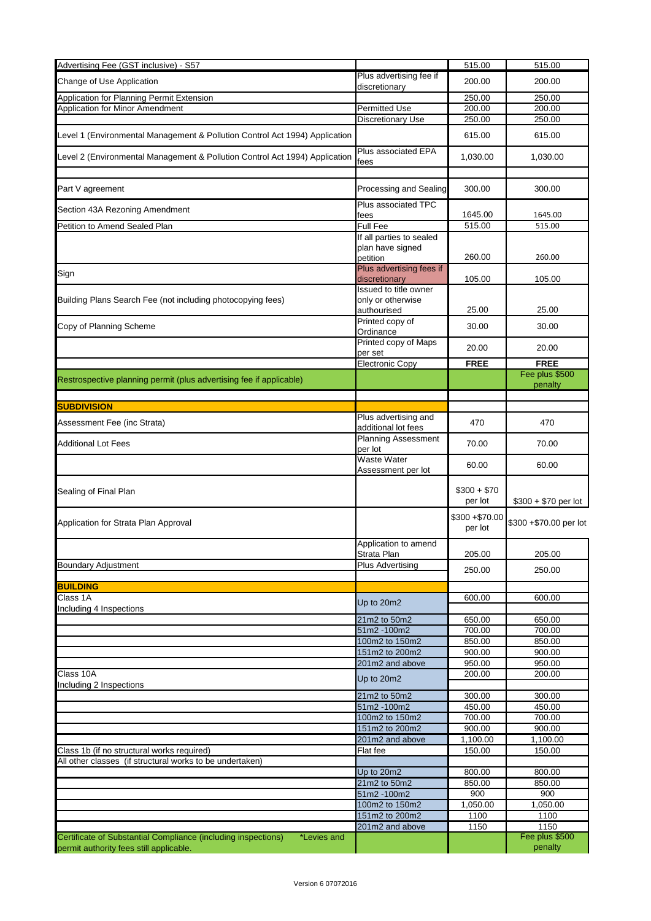| | | | |
|---|---|---|---|
| Advertising Fee (GST inclusive) - S57 | | 515.00 | 515.00 |
| Change of Use Application | Plus advertising fee if discretionary | 200.00 | 200.00 |
| Application for Planning Permit Extension | | 250.00 | 250.00 |
| Application for Minor Amendment | Permitted Use | 200.00 | 200.00 |
| | Discretionary Use | 250.00 | 250.00 |
| Level 1 (Environmental Management & Pollution Control Act 1994) Application | | 615.00 | 615.00 |
| Level 2 (Environmental Management & Pollution Control Act 1994) Application | Plus associated EPA fees | 1,030.00 | 1,030.00 |
| | | | |
| Part V agreement | Processing and Sealing | 300.00 | 300.00 |
| Section 43A Rezoning Amendment | Plus associated TPC fees | 1645.00 | 1645.00 |
| Petition to Amend Sealed Plan | Full Fee | 515.00 | 515.00 |
| | If all parties to sealed plan have signed petition | 260.00 | 260.00 |
| Sign | Plus advertising fees if discretionary | 105.00 | 105.00 |
| Building Plans Search Fee (not including photocopying fees) | Issued to title owner only or otherwise authourised | 25.00 | 25.00 |
| Copy of Planning Scheme | Printed copy of Ordinance | 30.00 | 30.00 |
| | Printed copy of Maps per set | 20.00 | 20.00 |
| | Electronic Copy | **FREE** | **FREE** |
| Restrospective planning permit (plus advertising fee if applicable) | | | Fee plus $500 penalty |
| | | | |
| **SUBDIVISION** | | | |
| Assessment Fee (inc Strata) | Plus advertising and additional lot fees | 470 | 470 |
| Additional Lot Fees | Planning Assessment per lot | 70.00 | 70.00 |
| | Waste Water Assessment per lot | 60.00 | 60.00 |
| Sealing of Final Plan | | $300 + $70 per lot | $300 + $70 per lot |
| Application for Strata Plan Approval | | $300 +$70.00 per lot | $300 +$70.00 per lot |
| | Application to amend Strata Plan | 205.00 | 205.00 |
| Boundary Adjustment | Plus Advertising | 250.00 | 250.00 |
| **BUILDING** | | | |
| Class 1A Including 4 Inspections | Up to 20m2 | 600.00 | 600.00 |
| | 21m2 to 50m2 | 650.00 | 650.00 |
| | 51m2 -100m2 | 700.00 | 700.00 |
| | 100m2 to 150m2 | 850.00 | 850.00 |
| | 151m2 to 200m2 | 900.00 | 900.00 |
| | 201m2 and above | 950.00 | 950.00 |
| Class 10A Including 2 Inspections | Up to 20m2 | 200.00 | 200.00 |
| | 21m2 to 50m2 | 300.00 | 300.00 |
| | 51m2 -100m2 | 450.00 | 450.00 |
| | 100m2 to 150m2 | 700.00 | 700.00 |
| | 151m2 to 200m2 | 900.00 | 900.00 |
| | 201m2 and above | 1,100.00 | 1,100.00 |
| Class 1b (if no structural works required) | Flat fee | 150.00 | 150.00 |
| All other classes (if structural works to be undertaken) | | | |
| | Up to 20m2 | 800.00 | 800.00 |
| | 21m2 to 50m2 | 850.00 | 850.00 |
| | 51m2 -100m2 | 900 | 900 |
| | 100m2 to 150m2 | 1,050.00 | 1,050.00 |
| | 151m2 to 200m2 | 1100 | 1100 |
| | 201m2 and above | 1150 | 1150 |
| Certificate of Substantial Compliance (including inspections) *Levies and permit authority fees still applicable. | | | Fee plus $500 penalty |

Version 6 07072016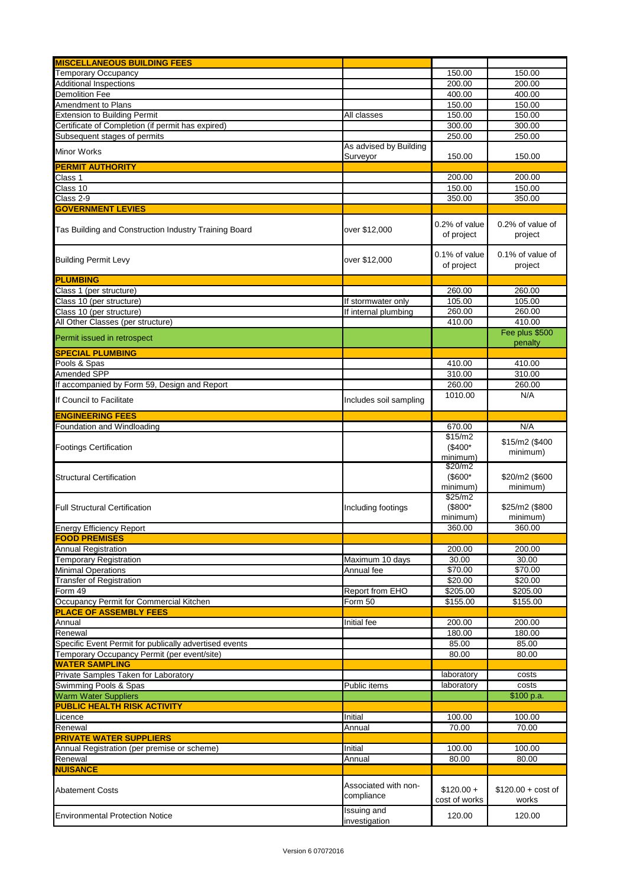| | | | |
|---|---|---|---|
| **MISCELLANEOUS BUILDING FEES** | | | |
| Temporary Occupancy | | 150.00 | 150.00 |
| Additional Inspections | | 200.00 | 200.00 |
| Demolition Fee | | 400.00 | 400.00 |
| Amendment to Plans | | 150.00 | 150.00 |
| Extension to Building Permit | All classes | 150.00 | 150.00 |
| Certificate of Completion (if permit has expired) | | 300.00 | 300.00 |
| Subsequent stages of permits | | 250.00 | 250.00 |
| Minor Works | As advised by Building Surveyor | 150.00 | 150.00 |
| **PERMIT AUTHORITY** | | | |
| Class 1 | | 200.00 | 200.00 |
| Class 10 | | 150.00 | 150.00 |
| Class 2-9 | | 350.00 | 350.00 |
| **GOVERNMENT LEVIES** | | | |
| Tas Building and Construction Industry Training Board | over $12,000 | 0.2% of value of project | 0.2% of value of project |
| Building Permit Levy | over $12,000 | 0.1% of value of project | 0.1% of value of project |
| **PLUMBING** | | | |
| Class 1 (per structure) | | 260.00 | 260.00 |
| Class 10 (per structure) | If stormwater only | 105.00 | 105.00 |
| Class 10 (per structure) | If internal plumbing | 260.00 | 260.00 |
| All Other Classes (per structure) | | 410.00 | 410.00 |
| Permit issued in retrospect | | | Fee plus $500 penalty |
| **SPECIAL PLUMBING** | | | |
| Pools & Spas | | 410.00 | 410.00 |
| Amended SPP | | 310.00 | 310.00 |
| If accompanied by Form 59, Design and Report | | 260.00 | 260.00 |
| If Council to Facilitate | Includes soil sampling | 1010.00 | N/A |
| **ENGINEERING FEES** | | | |
| Foundation and Windloading | | 670.00 | N/A |
| Footings Certification | | $15/m2 ($400* minimum) | $15/m2 ($400 minimum) |
| Structural Certification | | $20/m2 ($600* minimum) | $20/m2 ($600 minimum) |
| Full Structural Certification | Including footings | $25/m2 ($800* minimum) | $25/m2 ($800 minimum) |
| Energy Efficiency Report | | 360.00 | 360.00 |
| **FOOD PREMISES** | | | |
| Annual Registration | | 200.00 | 200.00 |
| Temporary Registration | Maximum 10 days | 30.00 | 30.00 |
| Minimal Operations | Annual fee | $70.00 | $70.00 |
| Transfer of Registration | | $20.00 | $20.00 |
| Form 49 | Report from EHO | $205.00 | $205.00 |
| Occupancy Permit for Commercial Kitchen | Form 50 | $155.00 | $155.00 |
| **PLACE OF ASSEMBLY FEES** | | | |
| Annual | Initial fee | 200.00 | 200.00 |
| Renewal | | 180.00 | 180.00 |
| Specific Event Permit for publically advertised events | | 85.00 | 85.00 |
| Temporary Occupancy Permit (per event/site) | | 80.00 | 80.00 |
| **WATER SAMPLING** | | | |
| Private Samples Taken for Laboratory | | laboratory | costs |
| Swimming Pools & Spas | Public items | laboratory | costs |
| Warm Water Suppliers | | | $100 p.a. |
| **PUBLIC HEALTH RISK ACTIVITY** | | | |
| Licence | Initial | 100.00 | 100.00 |
| Renewal | Annual | 70.00 | 70.00 |
| **PRIVATE WATER SUPPLIERS** | | | |
| Annual Registration (per premise or scheme) | Initial | 100.00 | 100.00 |
| Renewal | Annual | 80.00 | 80.00 |
| **NUISANCE** | | | |
| Abatement Costs | Associated with non-compliance | $120.00 + cost of works | $120.00 + cost of works |
| Environmental Protection Notice | Issuing and investigation | 120.00 | 120.00 |

Version 6 07072016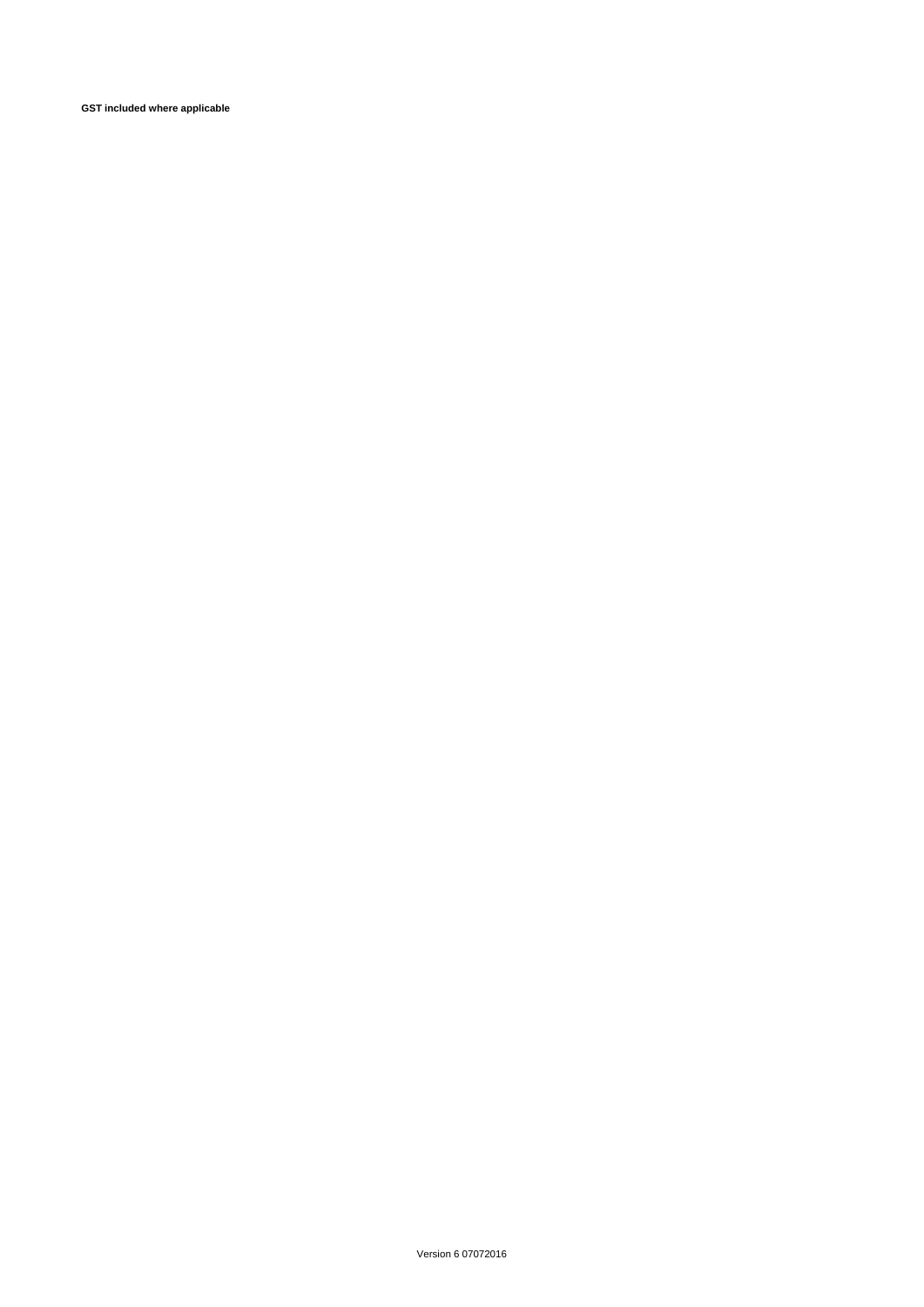**GST included where applicable**

Version 6 07072016